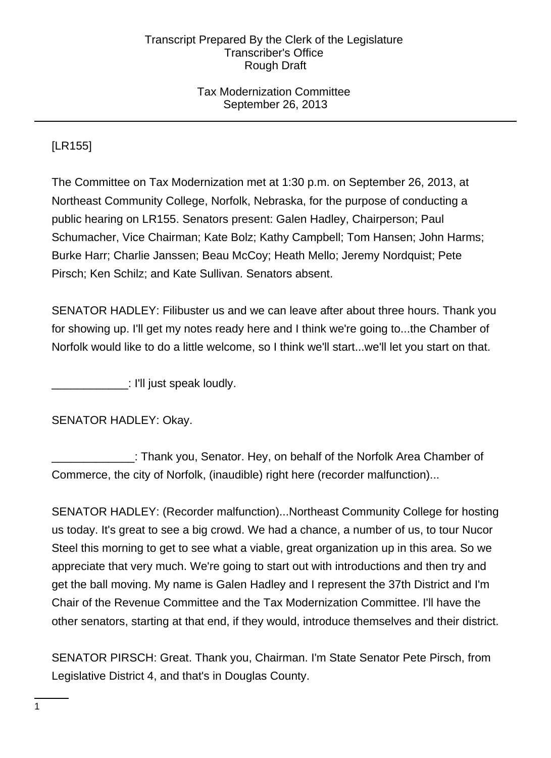Transcript Prepared By the Clerk of the Legislature
Transcriber's Office
Rough Draft

Tax Modernization Committee
September 26, 2013

[LR155]

The Committee on Tax Modernization met at 1:30 p.m. on September 26, 2013, at Northeast Community College, Norfolk, Nebraska, for the purpose of conducting a public hearing on LR155. Senators present: Galen Hadley, Chairperson; Paul Schumacher, Vice Chairman; Kate Bolz; Kathy Campbell; Tom Hansen; John Harms; Burke Harr; Charlie Janssen; Beau McCoy; Heath Mello; Jeremy Nordquist; Pete Pirsch; Ken Schilz; and Kate Sullivan. Senators absent.

SENATOR HADLEY: Filibuster us and we can leave after about three hours. Thank you for showing up. I'll get my notes ready here and I think we're going to...the Chamber of Norfolk would like to do a little welcome, so I think we'll start...we'll let you start on that.

____________: I'll just speak loudly.

SENATOR HADLEY: Okay.

_____________: Thank you, Senator. Hey, on behalf of the Norfolk Area Chamber of Commerce, the city of Norfolk, (inaudible) right here (recorder malfunction)...

SENATOR HADLEY: (Recorder malfunction)...Northeast Community College for hosting us today. It's great to see a big crowd. We had a chance, a number of us, to tour Nucor Steel this morning to get to see what a viable, great organization up in this area. So we appreciate that very much. We're going to start out with introductions and then try and get the ball moving. My name is Galen Hadley and I represent the 37th District and I'm Chair of the Revenue Committee and the Tax Modernization Committee. I'll have the other senators, starting at that end, if they would, introduce themselves and their district.

SENATOR PIRSCH: Great. Thank you, Chairman. I'm State Senator Pete Pirsch, from Legislative District 4, and that's in Douglas County.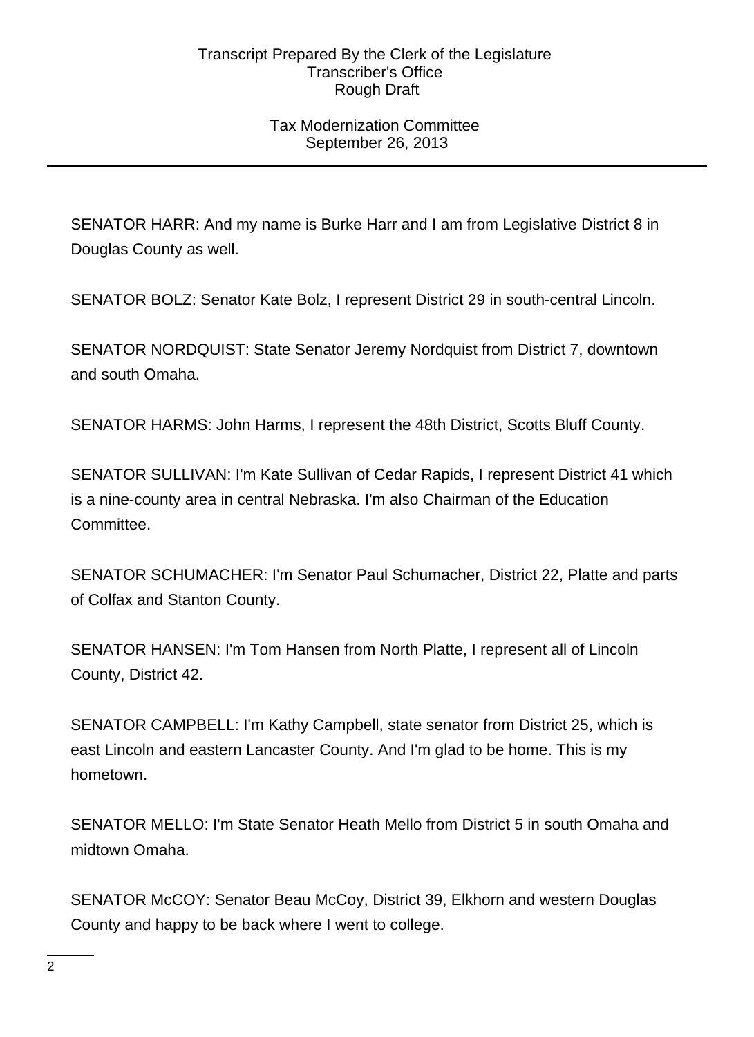SENATOR HARR: And my name is Burke Harr and I am from Legislative District 8 in Douglas County as well.

SENATOR BOLZ: Senator Kate Bolz, I represent District 29 in south-central Lincoln.

SENATOR NORDQUIST: State Senator Jeremy Nordquist from District 7, downtown and south Omaha.

SENATOR HARMS: John Harms, I represent the 48th District, Scotts Bluff County.

SENATOR SULLIVAN: I'm Kate Sullivan of Cedar Rapids, I represent District 41 which is a nine-county area in central Nebraska. I'm also Chairman of the Education Committee.

SENATOR SCHUMACHER: I'm Senator Paul Schumacher, District 22, Platte and parts of Colfax and Stanton County.

SENATOR HANSEN: I'm Tom Hansen from North Platte, I represent all of Lincoln County, District 42.

SENATOR CAMPBELL: I'm Kathy Campbell, state senator from District 25, which is east Lincoln and eastern Lancaster County. And I'm glad to be home. This is my hometown.

SENATOR MELLO: I'm State Senator Heath Mello from District 5 in south Omaha and midtown Omaha.

SENATOR McCOY: Senator Beau McCoy, District 39, Elkhorn and western Douglas County and happy to be back where I went to college.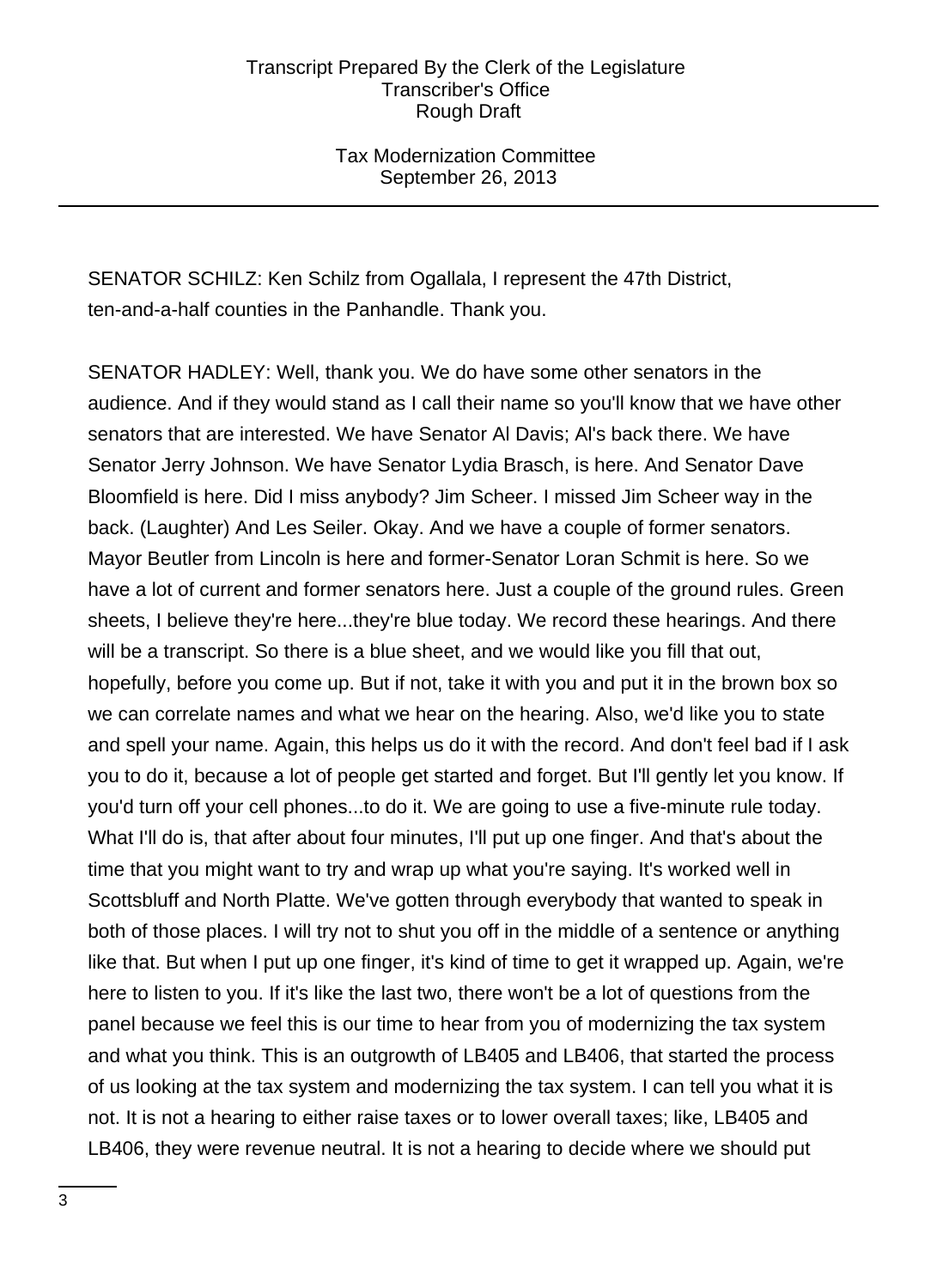SENATOR SCHILZ: Ken Schilz from Ogallala, I represent the 47th District, ten-and-a-half counties in the Panhandle. Thank you.

SENATOR HADLEY: Well, thank you. We do have some other senators in the audience. And if they would stand as I call their name so you'll know that we have other senators that are interested. We have Senator Al Davis; Al's back there. We have Senator Jerry Johnson. We have Senator Lydia Brasch, is here. And Senator Dave Bloomfield is here. Did I miss anybody? Jim Scheer. I missed Jim Scheer way in the back. (Laughter) And Les Seiler. Okay. And we have a couple of former senators. Mayor Beutler from Lincoln is here and former-Senator Loran Schmit is here. So we have a lot of current and former senators here. Just a couple of the ground rules. Green sheets, I believe they're here...they're blue today. We record these hearings. And there will be a transcript. So there is a blue sheet, and we would like you fill that out, hopefully, before you come up. But if not, take it with you and put it in the brown box so we can correlate names and what we hear on the hearing. Also, we'd like you to state and spell your name. Again, this helps us do it with the record. And don't feel bad if I ask you to do it, because a lot of people get started and forget. But I'll gently let you know. If you'd turn off your cell phones...to do it. We are going to use a five-minute rule today. What I'll do is, that after about four minutes, I'll put up one finger. And that's about the time that you might want to try and wrap up what you're saying. It's worked well in Scottsbluff and North Platte. We've gotten through everybody that wanted to speak in both of those places. I will try not to shut you off in the middle of a sentence or anything like that. But when I put up one finger, it's kind of time to get it wrapped up. Again, we're here to listen to you. If it's like the last two, there won't be a lot of questions from the panel because we feel this is our time to hear from you of modernizing the tax system and what you think. This is an outgrowth of LB405 and LB406, that started the process of us looking at the tax system and modernizing the tax system. I can tell you what it is not. It is not a hearing to either raise taxes or to lower overall taxes; like, LB405 and LB406, they were revenue neutral. It is not a hearing to decide where we should put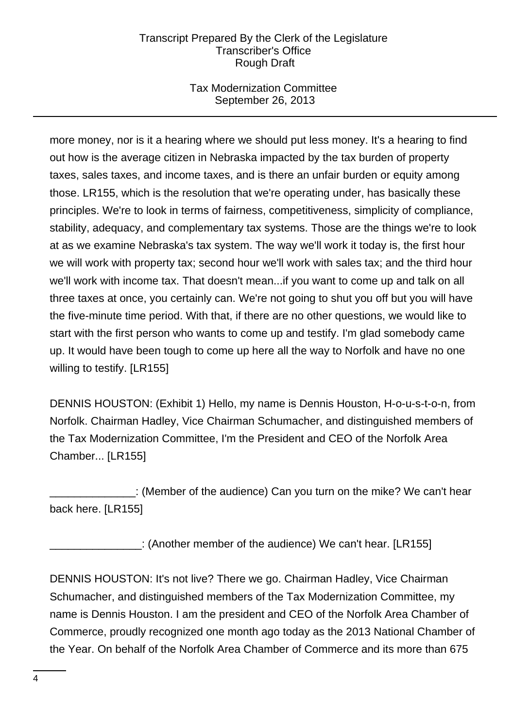more money, nor is it a hearing where we should put less money. It's a hearing to find out how is the average citizen in Nebraska impacted by the tax burden of property taxes, sales taxes, and income taxes, and is there an unfair burden or equity among those. LR155, which is the resolution that we're operating under, has basically these principles. We're to look in terms of fairness, competitiveness, simplicity of compliance, stability, adequacy, and complementary tax systems. Those are the things we're to look at as we examine Nebraska's tax system. The way we'll work it today is, the first hour we will work with property tax; second hour we'll work with sales tax; and the third hour we'll work with income tax. That doesn't mean...if you want to come up and talk on all three taxes at once, you certainly can. We're not going to shut you off but you will have the five-minute time period. With that, if there are no other questions, we would like to start with the first person who wants to come up and testify. I'm glad somebody came up. It would have been tough to come up here all the way to Norfolk and have no one willing to testify. [LR155]

DENNIS HOUSTON: (Exhibit 1) Hello, my name is Dennis Houston, H-o-u-s-t-o-n, from Norfolk. Chairman Hadley, Vice Chairman Schumacher, and distinguished members of the Tax Modernization Committee, I'm the President and CEO of the Norfolk Area Chamber... [LR155]

______________: (Member of the audience) Can you turn on the mike? We can't hear back here. [LR155]

_______________: (Another member of the audience) We can't hear. [LR155]

DENNIS HOUSTON: It's not live? There we go. Chairman Hadley, Vice Chairman Schumacher, and distinguished members of the Tax Modernization Committee, my name is Dennis Houston. I am the president and CEO of the Norfolk Area Chamber of Commerce, proudly recognized one month ago today as the 2013 National Chamber of the Year. On behalf of the Norfolk Area Chamber of Commerce and its more than 675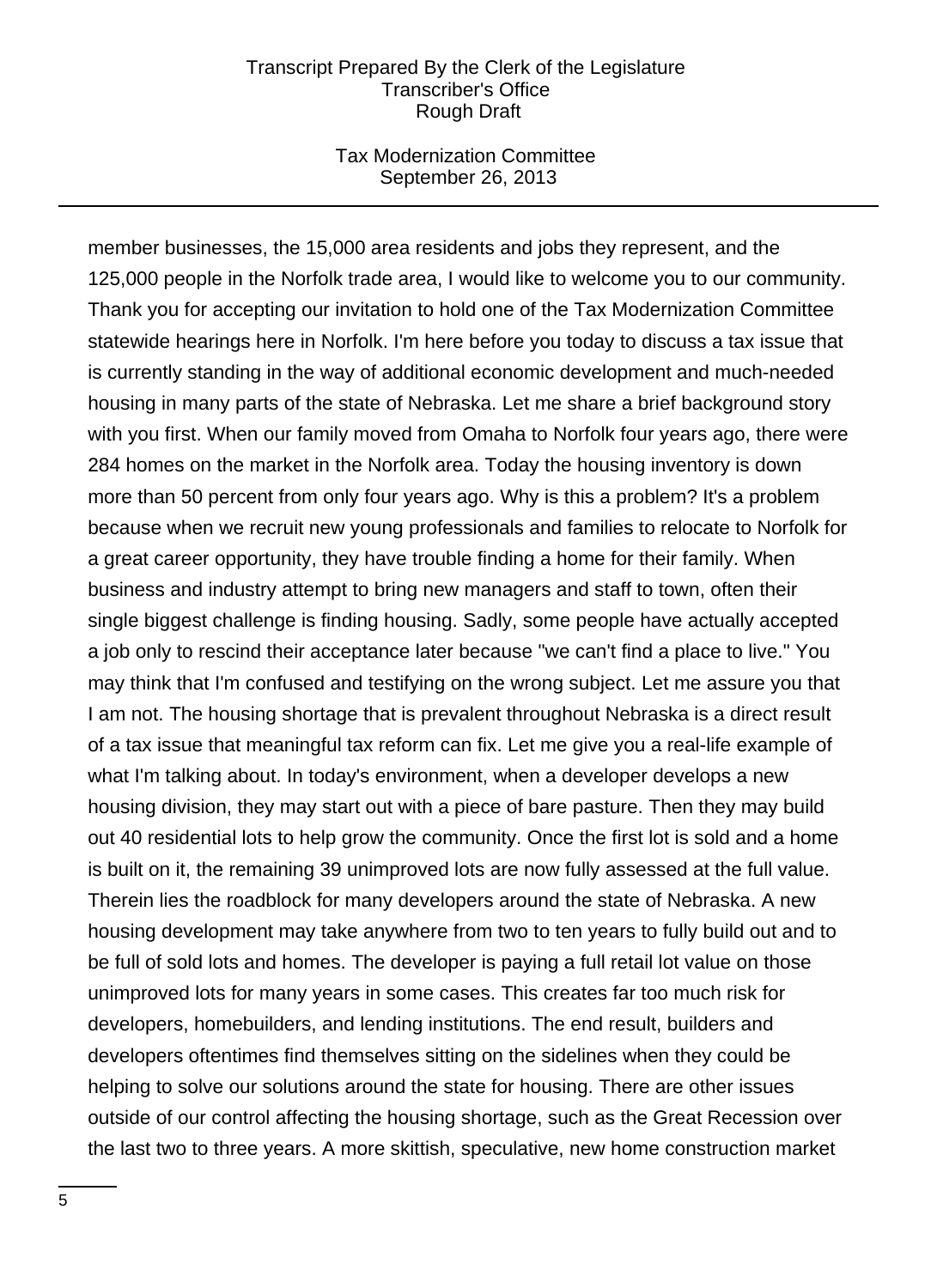member businesses, the 15,000 area residents and jobs they represent, and the 125,000 people in the Norfolk trade area, I would like to welcome you to our community. Thank you for accepting our invitation to hold one of the Tax Modernization Committee statewide hearings here in Norfolk. I'm here before you today to discuss a tax issue that is currently standing in the way of additional economic development and much-needed housing in many parts of the state of Nebraska. Let me share a brief background story with you first. When our family moved from Omaha to Norfolk four years ago, there were 284 homes on the market in the Norfolk area. Today the housing inventory is down more than 50 percent from only four years ago. Why is this a problem? It's a problem because when we recruit new young professionals and families to relocate to Norfolk for a great career opportunity, they have trouble finding a home for their family. When business and industry attempt to bring new managers and staff to town, often their single biggest challenge is finding housing. Sadly, some people have actually accepted a job only to rescind their acceptance later because "we can't find a place to live." You may think that I'm confused and testifying on the wrong subject. Let me assure you that I am not. The housing shortage that is prevalent throughout Nebraska is a direct result of a tax issue that meaningful tax reform can fix. Let me give you a real-life example of what I'm talking about. In today's environment, when a developer develops a new housing division, they may start out with a piece of bare pasture. Then they may build out 40 residential lots to help grow the community. Once the first lot is sold and a home is built on it, the remaining 39 unimproved lots are now fully assessed at the full value. Therein lies the roadblock for many developers around the state of Nebraska. A new housing development may take anywhere from two to ten years to fully build out and to be full of sold lots and homes. The developer is paying a full retail lot value on those unimproved lots for many years in some cases. This creates far too much risk for developers, homebuilders, and lending institutions. The end result, builders and developers oftentimes find themselves sitting on the sidelines when they could be helping to solve our solutions around the state for housing. There are other issues outside of our control affecting the housing shortage, such as the Great Recession over the last two to three years. A more skittish, speculative, new home construction market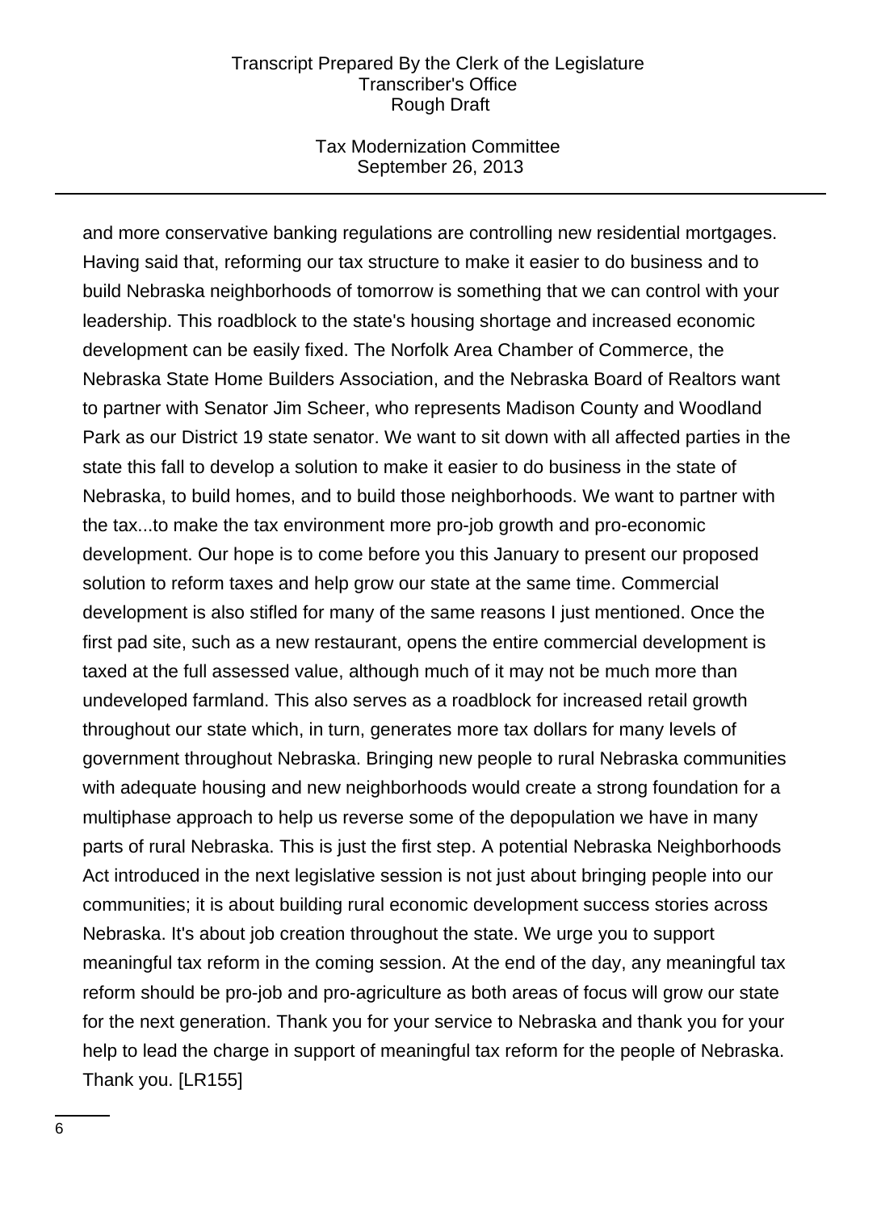and more conservative banking regulations are controlling new residential mortgages. Having said that, reforming our tax structure to make it easier to do business and to build Nebraska neighborhoods of tomorrow is something that we can control with your leadership. This roadblock to the state's housing shortage and increased economic development can be easily fixed. The Norfolk Area Chamber of Commerce, the Nebraska State Home Builders Association, and the Nebraska Board of Realtors want to partner with Senator Jim Scheer, who represents Madison County and Woodland Park as our District 19 state senator. We want to sit down with all affected parties in the state this fall to develop a solution to make it easier to do business in the state of Nebraska, to build homes, and to build those neighborhoods. We want to partner with the tax...to make the tax environment more pro-job growth and pro-economic development. Our hope is to come before you this January to present our proposed solution to reform taxes and help grow our state at the same time. Commercial development is also stifled for many of the same reasons I just mentioned. Once the first pad site, such as a new restaurant, opens the entire commercial development is taxed at the full assessed value, although much of it may not be much more than undeveloped farmland. This also serves as a roadblock for increased retail growth throughout our state which, in turn, generates more tax dollars for many levels of government throughout Nebraska. Bringing new people to rural Nebraska communities with adequate housing and new neighborhoods would create a strong foundation for a multiphase approach to help us reverse some of the depopulation we have in many parts of rural Nebraska. This is just the first step. A potential Nebraska Neighborhoods Act introduced in the next legislative session is not just about bringing people into our communities; it is about building rural economic development success stories across Nebraska. It's about job creation throughout the state. We urge you to support meaningful tax reform in the coming session. At the end of the day, any meaningful tax reform should be pro-job and pro-agriculture as both areas of focus will grow our state for the next generation. Thank you for your service to Nebraska and thank you for your help to lead the charge in support of meaningful tax reform for the people of Nebraska. Thank you. [LR155]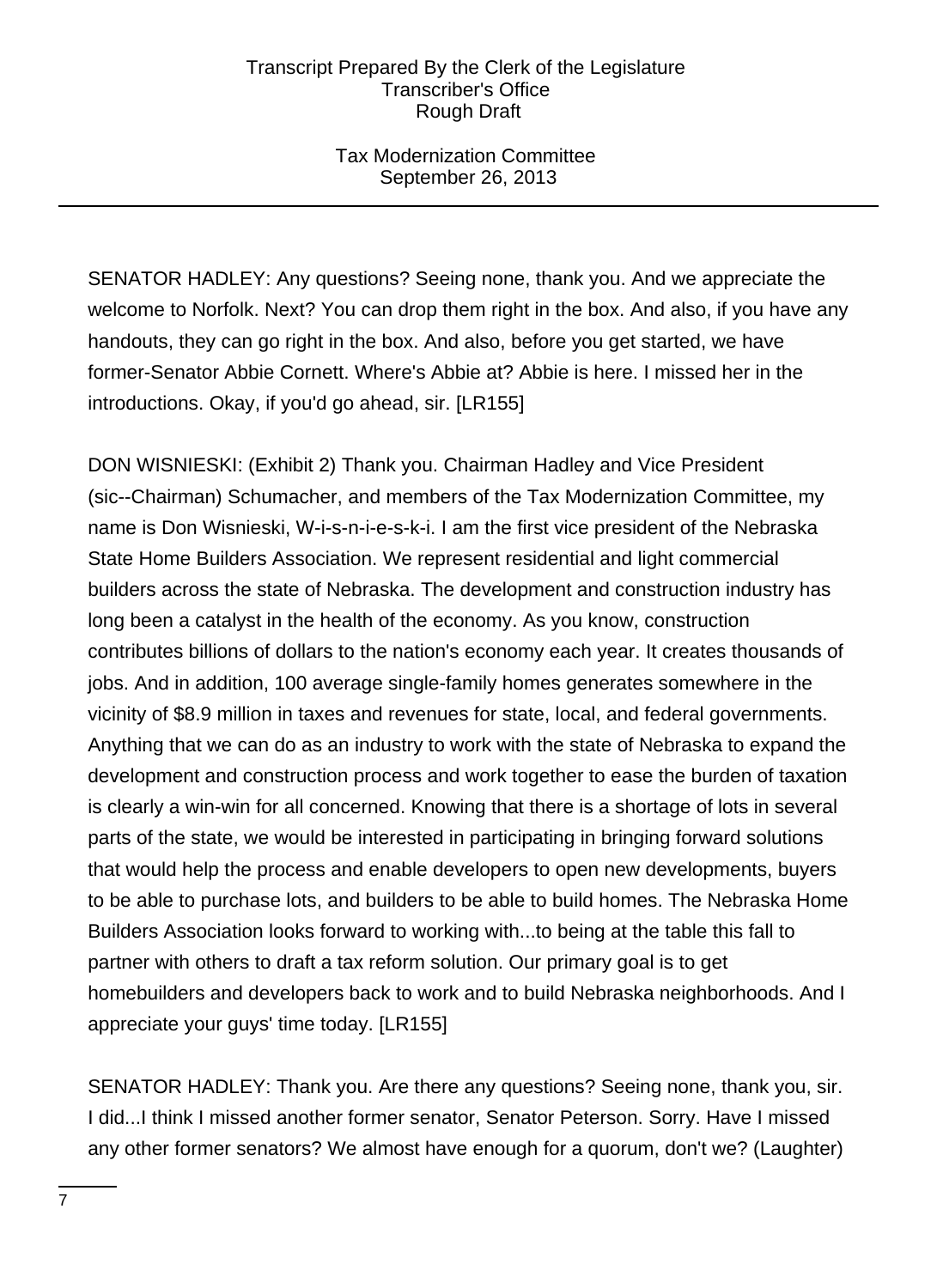SENATOR HADLEY: Any questions? Seeing none, thank you. And we appreciate the welcome to Norfolk. Next? You can drop them right in the box. And also, if you have any handouts, they can go right in the box. And also, before you get started, we have former-Senator Abbie Cornett. Where's Abbie at? Abbie is here. I missed her in the introductions. Okay, if you'd go ahead, sir. [LR155]

DON WISNIESKI: (Exhibit 2) Thank you. Chairman Hadley and Vice President (sic--Chairman) Schumacher, and members of the Tax Modernization Committee, my name is Don Wisnieski, W-i-s-n-i-e-s-k-i. I am the first vice president of the Nebraska State Home Builders Association. We represent residential and light commercial builders across the state of Nebraska. The development and construction industry has long been a catalyst in the health of the economy. As you know, construction contributes billions of dollars to the nation's economy each year. It creates thousands of jobs. And in addition, 100 average single-family homes generates somewhere in the vicinity of $8.9 million in taxes and revenues for state, local, and federal governments. Anything that we can do as an industry to work with the state of Nebraska to expand the development and construction process and work together to ease the burden of taxation is clearly a win-win for all concerned. Knowing that there is a shortage of lots in several parts of the state, we would be interested in participating in bringing forward solutions that would help the process and enable developers to open new developments, buyers to be able to purchase lots, and builders to be able to build homes. The Nebraska Home Builders Association looks forward to working with...to being at the table this fall to partner with others to draft a tax reform solution. Our primary goal is to get homebuilders and developers back to work and to build Nebraska neighborhoods. And I appreciate your guys' time today. [LR155]

SENATOR HADLEY: Thank you. Are there any questions? Seeing none, thank you, sir. I did...I think I missed another former senator, Senator Peterson. Sorry. Have I missed any other former senators? We almost have enough for a quorum, don't we? (Laughter)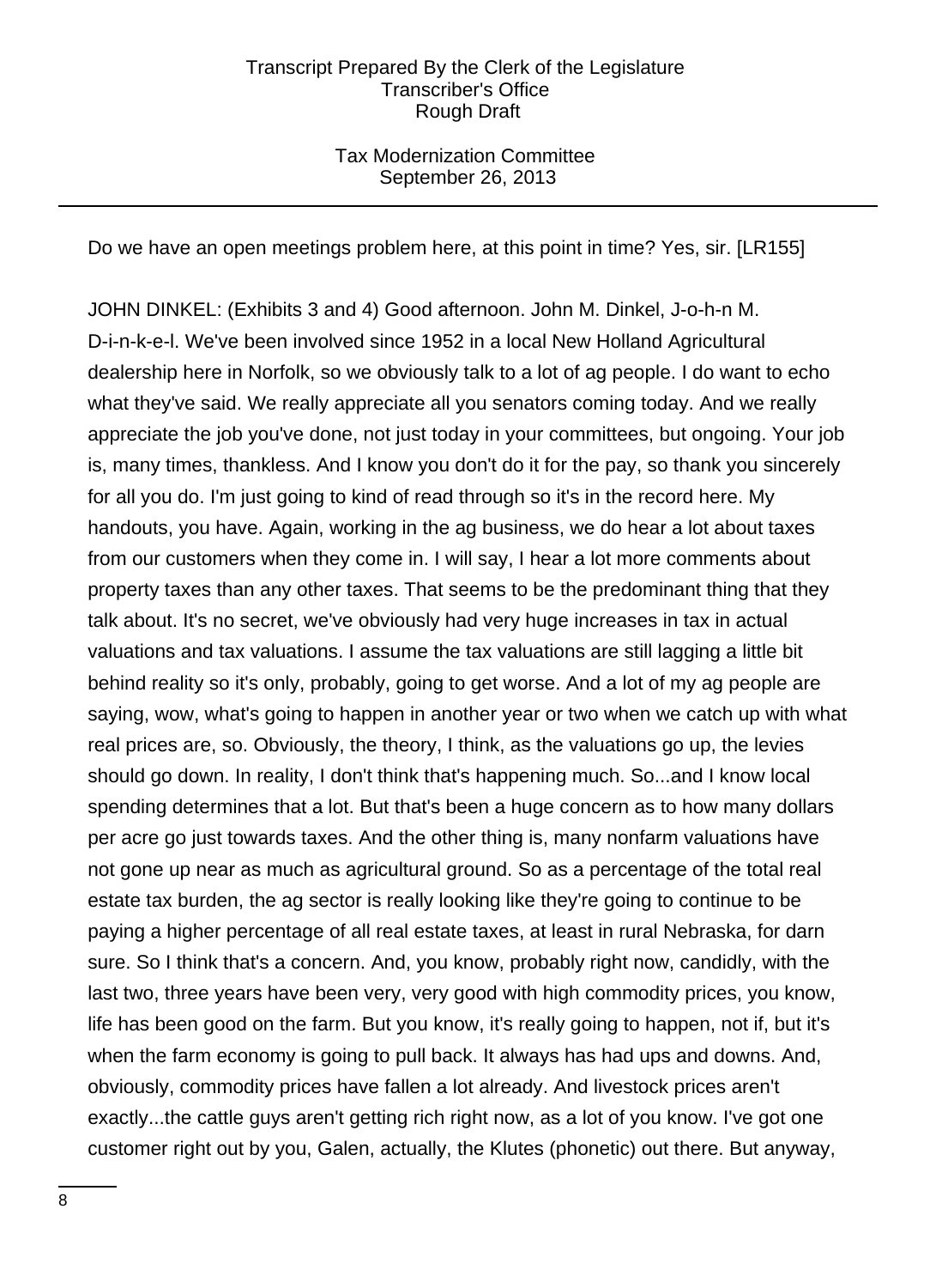Do we have an open meetings problem here, at this point in time? Yes, sir. [LR155]

JOHN DINKEL: (Exhibits 3 and 4) Good afternoon. John M. Dinkel, J-o-h-n M. D-i-n-k-e-l. We've been involved since 1952 in a local New Holland Agricultural dealership here in Norfolk, so we obviously talk to a lot of ag people. I do want to echo what they've said. We really appreciate all you senators coming today. And we really appreciate the job you've done, not just today in your committees, but ongoing. Your job is, many times, thankless. And I know you don't do it for the pay, so thank you sincerely for all you do. I'm just going to kind of read through so it's in the record here. My handouts, you have. Again, working in the ag business, we do hear a lot about taxes from our customers when they come in. I will say, I hear a lot more comments about property taxes than any other taxes. That seems to be the predominant thing that they talk about. It's no secret, we've obviously had very huge increases in tax in actual valuations and tax valuations. I assume the tax valuations are still lagging a little bit behind reality so it's only, probably, going to get worse. And a lot of my ag people are saying, wow, what's going to happen in another year or two when we catch up with what real prices are, so. Obviously, the theory, I think, as the valuations go up, the levies should go down. In reality, I don't think that's happening much. So...and I know local spending determines that a lot. But that's been a huge concern as to how many dollars per acre go just towards taxes. And the other thing is, many nonfarm valuations have not gone up near as much as agricultural ground. So as a percentage of the total real estate tax burden, the ag sector is really looking like they're going to continue to be paying a higher percentage of all real estate taxes, at least in rural Nebraska, for darn sure. So I think that's a concern. And, you know, probably right now, candidly, with the last two, three years have been very, very good with high commodity prices, you know, life has been good on the farm. But you know, it's really going to happen, not if, but it's when the farm economy is going to pull back. It always has had ups and downs. And, obviously, commodity prices have fallen a lot already. And livestock prices aren't exactly...the cattle guys aren't getting rich right now, as a lot of you know. I've got one customer right out by you, Galen, actually, the Klutes (phonetic) out there. But anyway,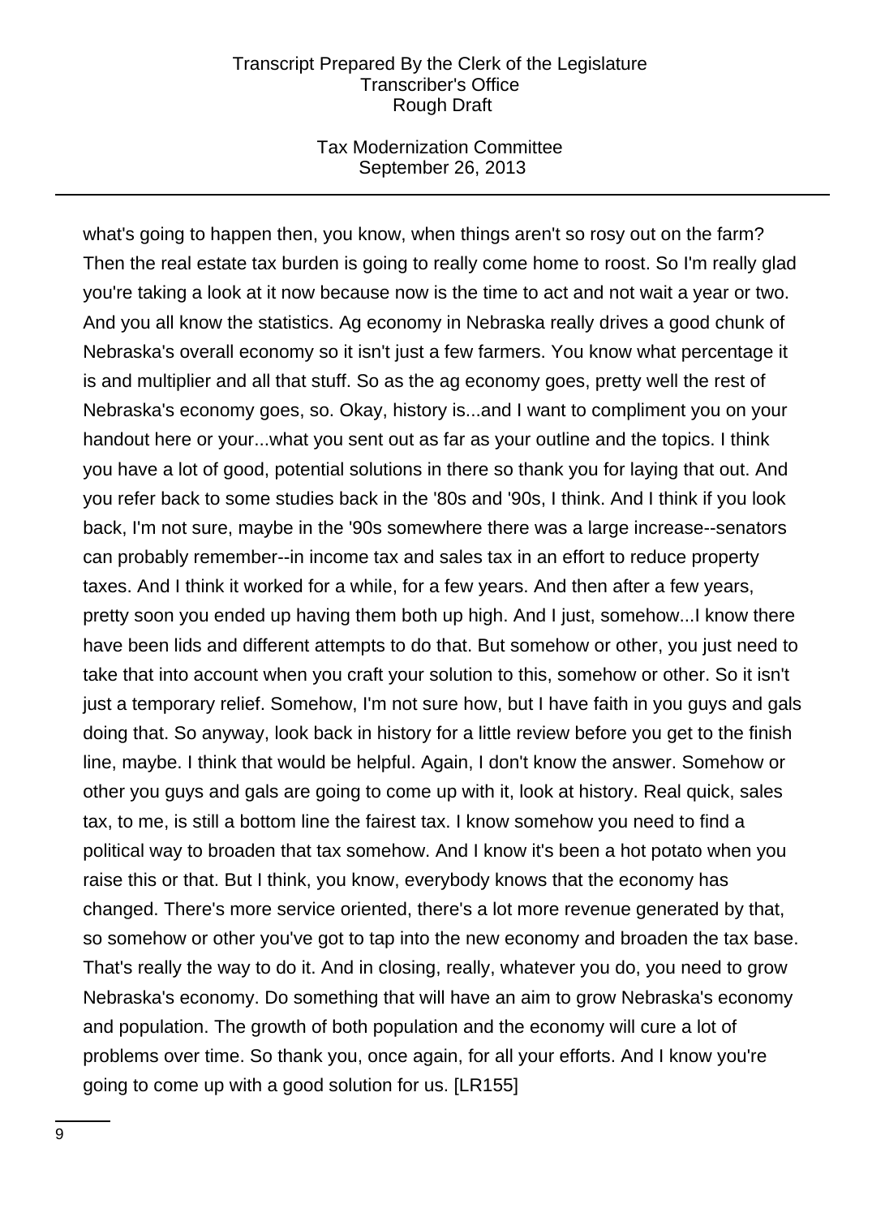what's going to happen then, you know, when things aren't so rosy out on the farm? Then the real estate tax burden is going to really come home to roost. So I'm really glad you're taking a look at it now because now is the time to act and not wait a year or two. And you all know the statistics. Ag economy in Nebraska really drives a good chunk of Nebraska's overall economy so it isn't just a few farmers. You know what percentage it is and multiplier and all that stuff. So as the ag economy goes, pretty well the rest of Nebraska's economy goes, so. Okay, history is...and I want to compliment you on your handout here or your...what you sent out as far as your outline and the topics. I think you have a lot of good, potential solutions in there so thank you for laying that out. And you refer back to some studies back in the '80s and '90s, I think. And I think if you look back, I'm not sure, maybe in the '90s somewhere there was a large increase--senators can probably remember--in income tax and sales tax in an effort to reduce property taxes. And I think it worked for a while, for a few years. And then after a few years, pretty soon you ended up having them both up high. And I just, somehow...I know there have been lids and different attempts to do that. But somehow or other, you just need to take that into account when you craft your solution to this, somehow or other. So it isn't just a temporary relief. Somehow, I'm not sure how, but I have faith in you guys and gals doing that. So anyway, look back in history for a little review before you get to the finish line, maybe. I think that would be helpful. Again, I don't know the answer. Somehow or other you guys and gals are going to come up with it, look at history. Real quick, sales tax, to me, is still a bottom line the fairest tax. I know somehow you need to find a political way to broaden that tax somehow. And I know it's been a hot potato when you raise this or that. But I think, you know, everybody knows that the economy has changed. There's more service oriented, there's a lot more revenue generated by that, so somehow or other you've got to tap into the new economy and broaden the tax base. That's really the way to do it. And in closing, really, whatever you do, you need to grow Nebraska's economy. Do something that will have an aim to grow Nebraska's economy and population. The growth of both population and the economy will cure a lot of problems over time. So thank you, once again, for all your efforts. And I know you're going to come up with a good solution for us. [LR155]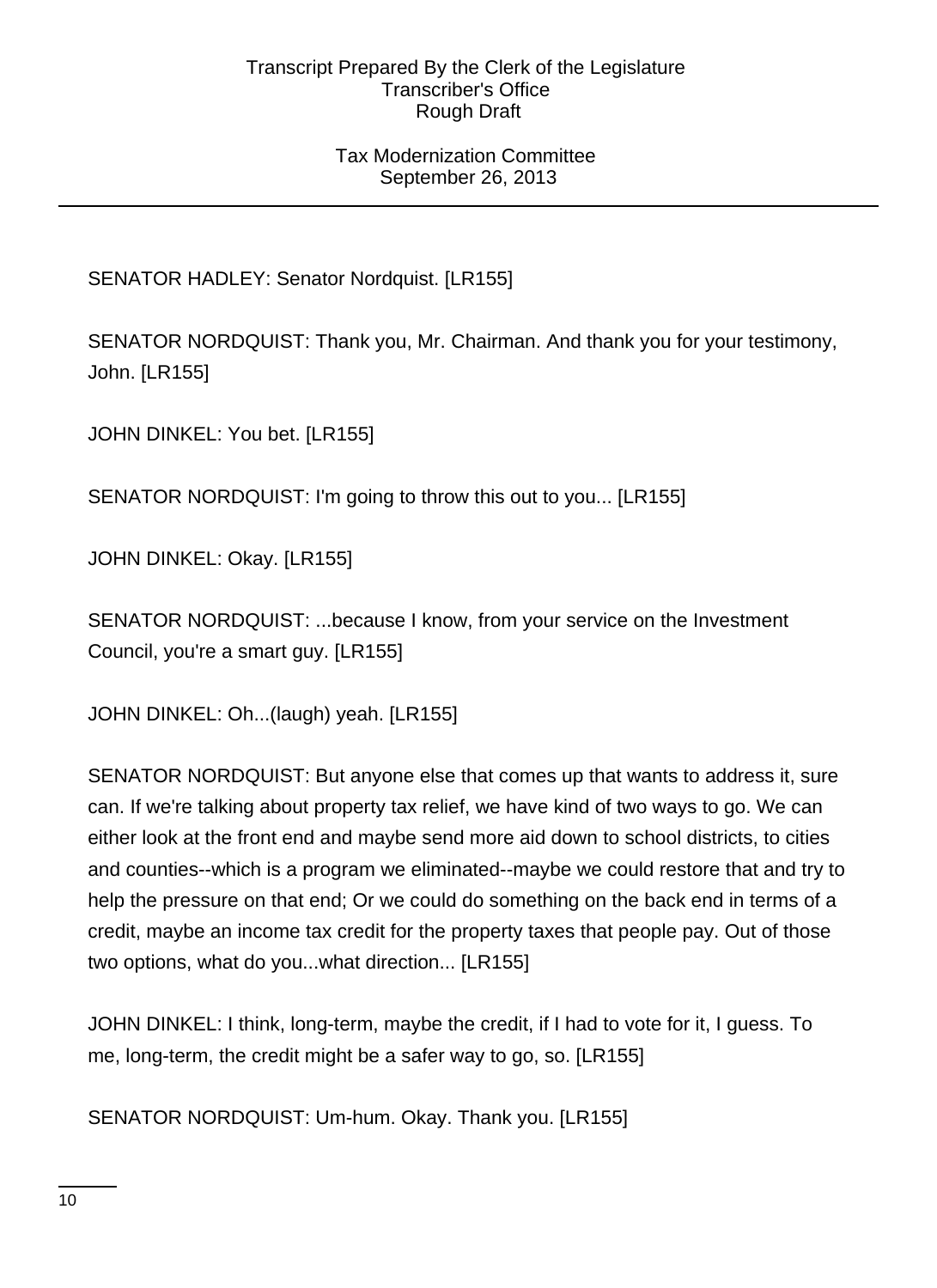SENATOR HADLEY: Senator Nordquist. [LR155]

SENATOR NORDQUIST: Thank you, Mr. Chairman. And thank you for your testimony, John. [LR155]

JOHN DINKEL: You bet. [LR155]

SENATOR NORDQUIST: I'm going to throw this out to you... [LR155]

JOHN DINKEL: Okay. [LR155]

SENATOR NORDQUIST: ...because I know, from your service on the Investment Council, you're a smart guy. [LR155]

JOHN DINKEL: Oh...(laugh) yeah. [LR155]

SENATOR NORDQUIST: But anyone else that comes up that wants to address it, sure can. If we're talking about property tax relief, we have kind of two ways to go. We can either look at the front end and maybe send more aid down to school districts, to cities and counties--which is a program we eliminated--maybe we could restore that and try to help the pressure on that end; Or we could do something on the back end in terms of a credit, maybe an income tax credit for the property taxes that people pay. Out of those two options, what do you...what direction... [LR155]

JOHN DINKEL: I think, long-term, maybe the credit, if I had to vote for it, I guess. To me, long-term, the credit might be a safer way to go, so. [LR155]

SENATOR NORDQUIST: Um-hum. Okay. Thank you. [LR155]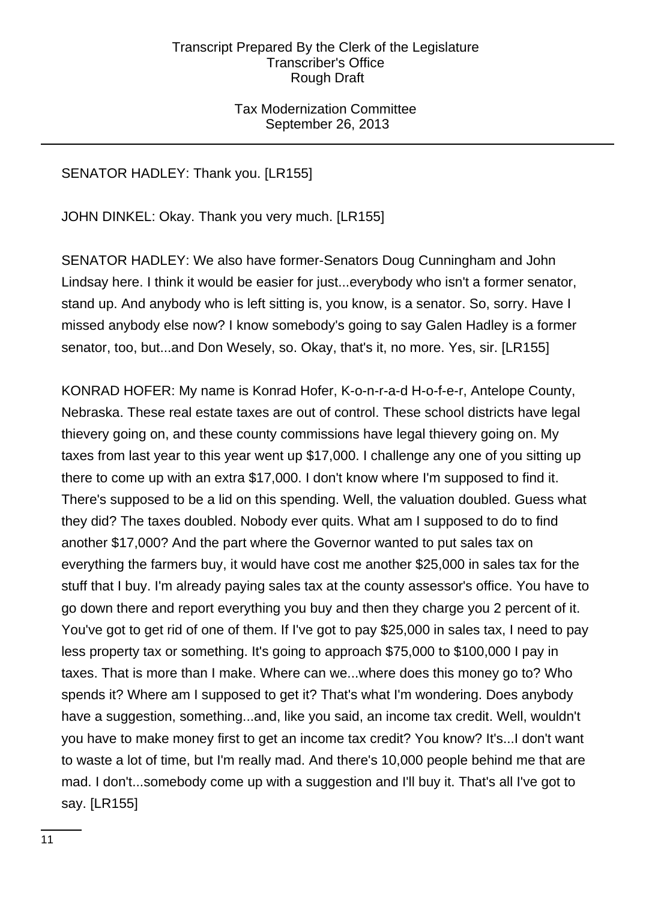SENATOR HADLEY: Thank you. [LR155]

JOHN DINKEL: Okay. Thank you very much. [LR155]

SENATOR HADLEY: We also have former-Senators Doug Cunningham and John Lindsay here. I think it would be easier for just...everybody who isn't a former senator, stand up. And anybody who is left sitting is, you know, is a senator. So, sorry. Have I missed anybody else now? I know somebody's going to say Galen Hadley is a former senator, too, but...and Don Wesely, so. Okay, that's it, no more. Yes, sir. [LR155]

KONRAD HOFER: My name is Konrad Hofer, K-o-n-r-a-d H-o-f-e-r, Antelope County, Nebraska. These real estate taxes are out of control. These school districts have legal thievery going on, and these county commissions have legal thievery going on. My taxes from last year to this year went up $17,000. I challenge any one of you sitting up there to come up with an extra $17,000. I don't know where I'm supposed to find it. There's supposed to be a lid on this spending. Well, the valuation doubled. Guess what they did? The taxes doubled. Nobody ever quits. What am I supposed to do to find another $17,000? And the part where the Governor wanted to put sales tax on everything the farmers buy, it would have cost me another $25,000 in sales tax for the stuff that I buy. I'm already paying sales tax at the county assessor's office. You have to go down there and report everything you buy and then they charge you 2 percent of it. You've got to get rid of one of them. If I've got to pay $25,000 in sales tax, I need to pay less property tax or something. It's going to approach $75,000 to $100,000 I pay in taxes. That is more than I make. Where can we...where does this money go to? Who spends it? Where am I supposed to get it? That's what I'm wondering. Does anybody have a suggestion, something...and, like you said, an income tax credit. Well, wouldn't you have to make money first to get an income tax credit? You know? It's...I don't want to waste a lot of time, but I'm really mad. And there's 10,000 people behind me that are mad. I don't...somebody come up with a suggestion and I'll buy it. That's all I've got to say. [LR155]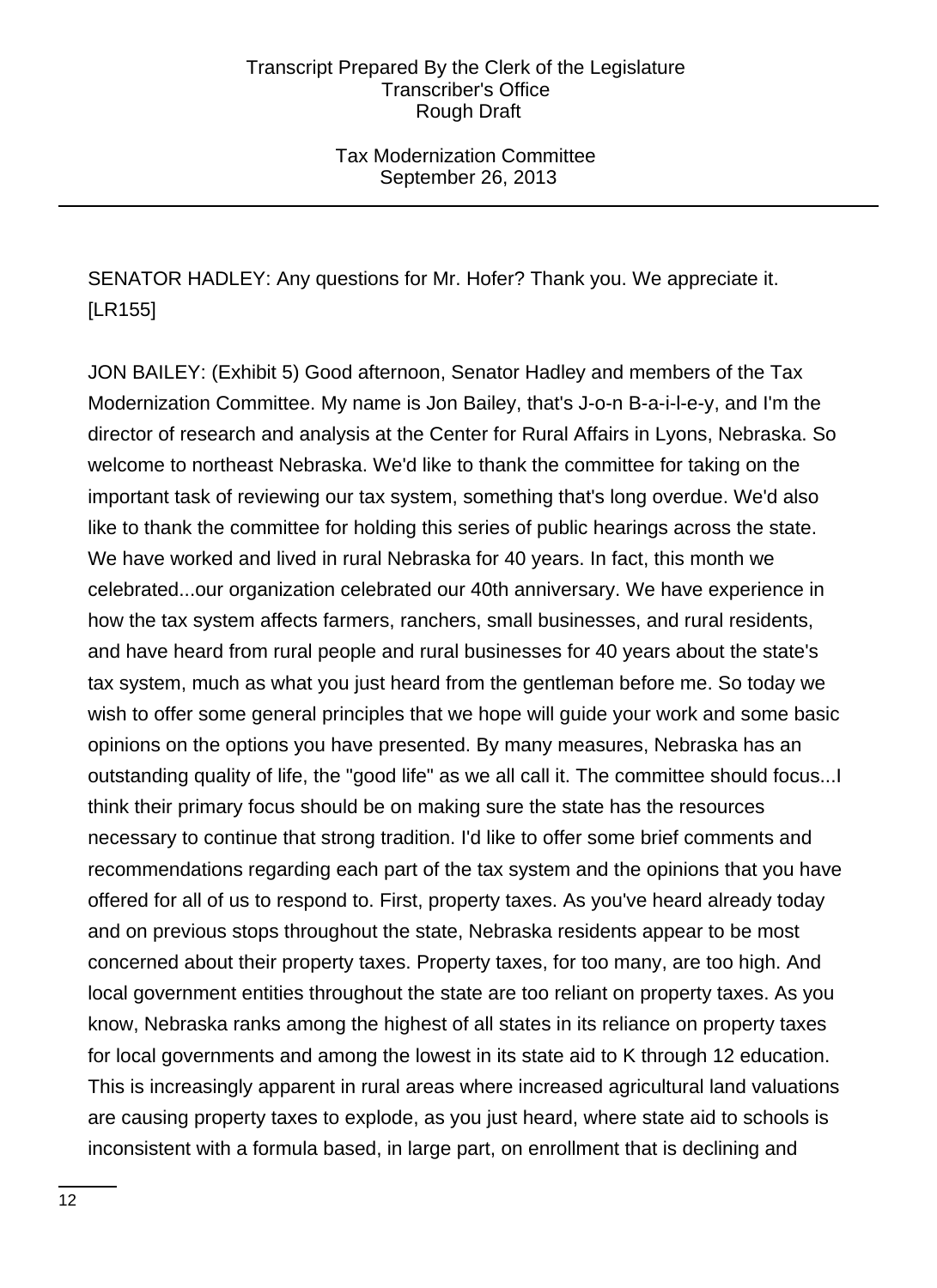SENATOR HADLEY: Any questions for Mr. Hofer? Thank you. We appreciate it. [LR155]

JON BAILEY: (Exhibit 5) Good afternoon, Senator Hadley and members of the Tax Modernization Committee. My name is Jon Bailey, that's J-o-n B-a-i-l-e-y, and I'm the director of research and analysis at the Center for Rural Affairs in Lyons, Nebraska. So welcome to northeast Nebraska. We'd like to thank the committee for taking on the important task of reviewing our tax system, something that's long overdue. We'd also like to thank the committee for holding this series of public hearings across the state. We have worked and lived in rural Nebraska for 40 years. In fact, this month we celebrated...our organization celebrated our 40th anniversary. We have experience in how the tax system affects farmers, ranchers, small businesses, and rural residents, and have heard from rural people and rural businesses for 40 years about the state's tax system, much as what you just heard from the gentleman before me. So today we wish to offer some general principles that we hope will guide your work and some basic opinions on the options you have presented. By many measures, Nebraska has an outstanding quality of life, the "good life" as we all call it. The committee should focus...I think their primary focus should be on making sure the state has the resources necessary to continue that strong tradition. I'd like to offer some brief comments and recommendations regarding each part of the tax system and the opinions that you have offered for all of us to respond to. First, property taxes. As you've heard already today and on previous stops throughout the state, Nebraska residents appear to be most concerned about their property taxes. Property taxes, for too many, are too high. And local government entities throughout the state are too reliant on property taxes. As you know, Nebraska ranks among the highest of all states in its reliance on property taxes for local governments and among the lowest in its state aid to K through 12 education. This is increasingly apparent in rural areas where increased agricultural land valuations are causing property taxes to explode, as you just heard, where state aid to schools is inconsistent with a formula based, in large part, on enrollment that is declining and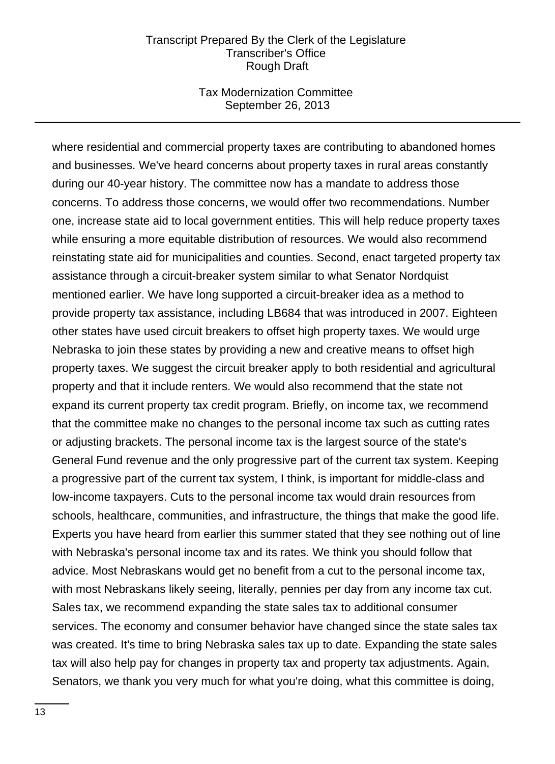where residential and commercial property taxes are contributing to abandoned homes and businesses. We've heard concerns about property taxes in rural areas constantly during our 40-year history. The committee now has a mandate to address those concerns. To address those concerns, we would offer two recommendations. Number one, increase state aid to local government entities. This will help reduce property taxes while ensuring a more equitable distribution of resources. We would also recommend reinstating state aid for municipalities and counties. Second, enact targeted property tax assistance through a circuit-breaker system similar to what Senator Nordquist mentioned earlier. We have long supported a circuit-breaker idea as a method to provide property tax assistance, including LB684 that was introduced in 2007. Eighteen other states have used circuit breakers to offset high property taxes. We would urge Nebraska to join these states by providing a new and creative means to offset high property taxes. We suggest the circuit breaker apply to both residential and agricultural property and that it include renters. We would also recommend that the state not expand its current property tax credit program. Briefly, on income tax, we recommend that the committee make no changes to the personal income tax such as cutting rates or adjusting brackets. The personal income tax is the largest source of the state's General Fund revenue and the only progressive part of the current tax system. Keeping a progressive part of the current tax system, I think, is important for middle-class and low-income taxpayers. Cuts to the personal income tax would drain resources from schools, healthcare, communities, and infrastructure, the things that make the good life. Experts you have heard from earlier this summer stated that they see nothing out of line with Nebraska's personal income tax and its rates. We think you should follow that advice. Most Nebraskans would get no benefit from a cut to the personal income tax, with most Nebraskans likely seeing, literally, pennies per day from any income tax cut. Sales tax, we recommend expanding the state sales tax to additional consumer services. The economy and consumer behavior have changed since the state sales tax was created. It's time to bring Nebraska sales tax up to date. Expanding the state sales tax will also help pay for changes in property tax and property tax adjustments. Again, Senators, we thank you very much for what you're doing, what this committee is doing,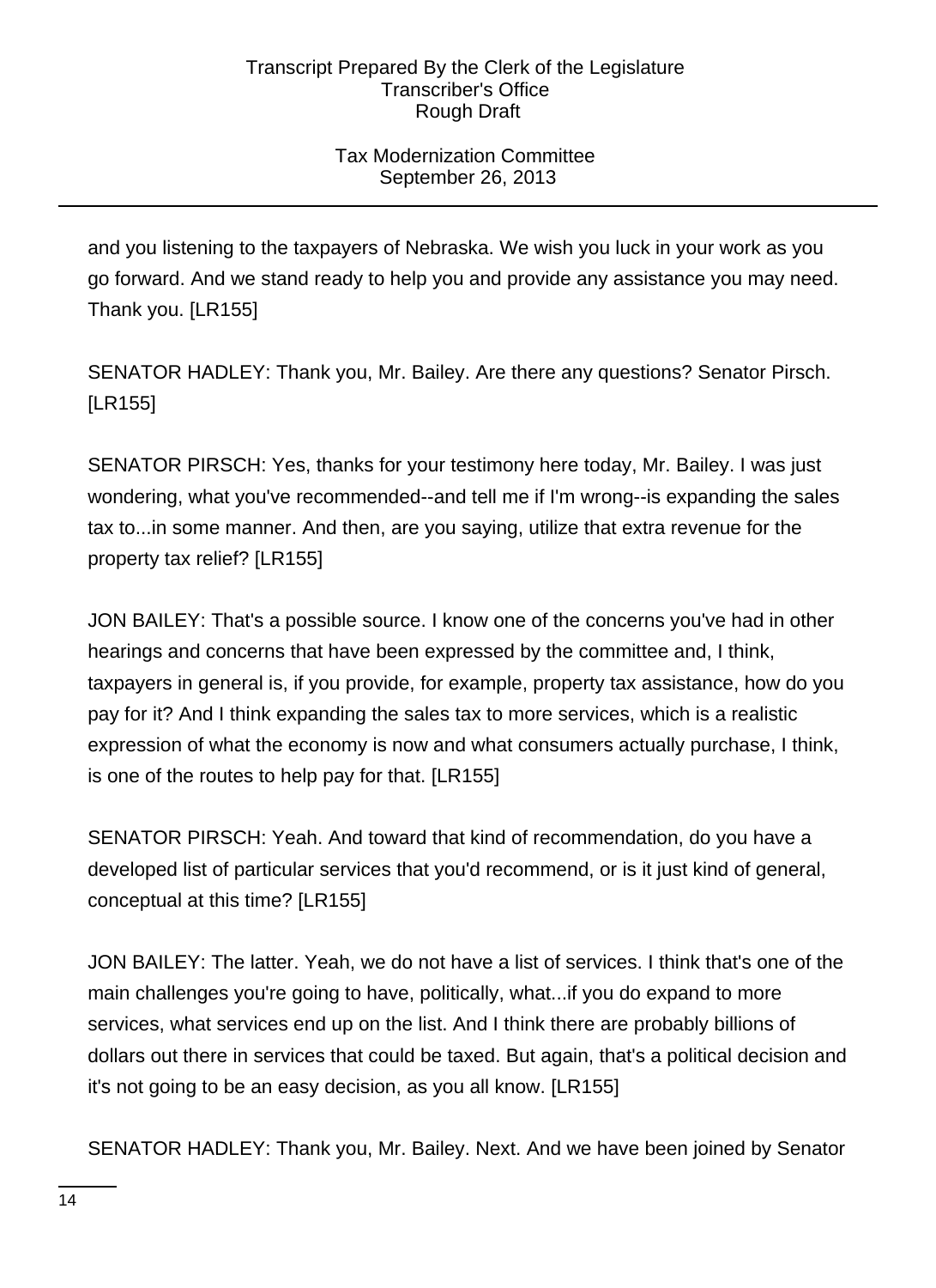and you listening to the taxpayers of Nebraska. We wish you luck in your work as you go forward. And we stand ready to help you and provide any assistance you may need. Thank you. [LR155]

SENATOR HADLEY: Thank you, Mr. Bailey. Are there any questions? Senator Pirsch. [LR155]

SENATOR PIRSCH: Yes, thanks for your testimony here today, Mr. Bailey. I was just wondering, what you've recommended--and tell me if I'm wrong--is expanding the sales tax to...in some manner. And then, are you saying, utilize that extra revenue for the property tax relief? [LR155]

JON BAILEY: That's a possible source. I know one of the concerns you've had in other hearings and concerns that have been expressed by the committee and, I think, taxpayers in general is, if you provide, for example, property tax assistance, how do you pay for it? And I think expanding the sales tax to more services, which is a realistic expression of what the economy is now and what consumers actually purchase, I think, is one of the routes to help pay for that. [LR155]

SENATOR PIRSCH: Yeah. And toward that kind of recommendation, do you have a developed list of particular services that you'd recommend, or is it just kind of general, conceptual at this time? [LR155]

JON BAILEY: The latter. Yeah, we do not have a list of services. I think that's one of the main challenges you're going to have, politically, what...if you do expand to more services, what services end up on the list. And I think there are probably billions of dollars out there in services that could be taxed. But again, that's a political decision and it's not going to be an easy decision, as you all know. [LR155]

SENATOR HADLEY: Thank you, Mr. Bailey. Next. And we have been joined by Senator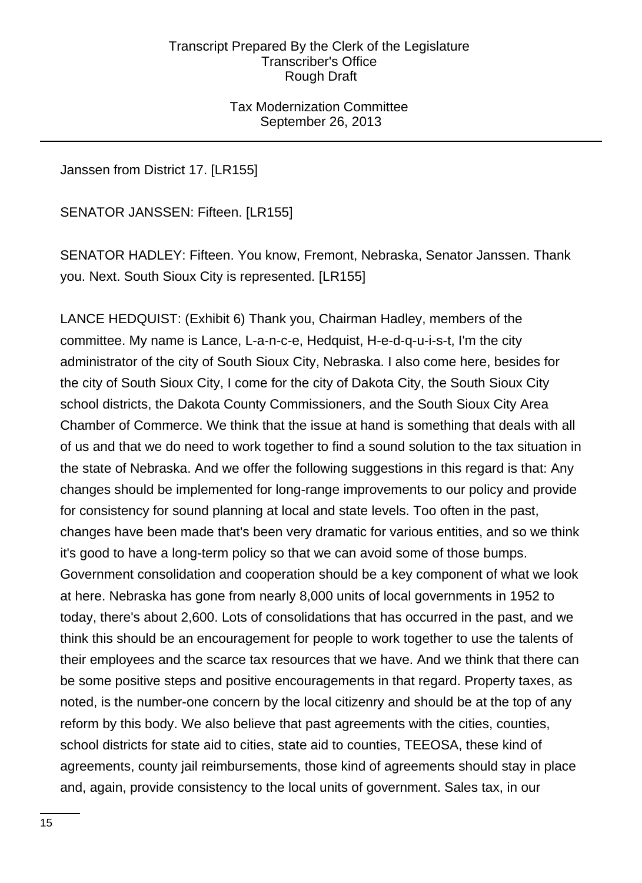Janssen from District 17. [LR155]

SENATOR JANSSEN: Fifteen. [LR155]

SENATOR HADLEY: Fifteen. You know, Fremont, Nebraska, Senator Janssen. Thank you. Next. South Sioux City is represented. [LR155]

LANCE HEDQUIST: (Exhibit 6) Thank you, Chairman Hadley, members of the committee. My name is Lance, L-a-n-c-e, Hedquist, H-e-d-q-u-i-s-t, I'm the city administrator of the city of South Sioux City, Nebraska. I also come here, besides for the city of South Sioux City, I come for the city of Dakota City, the South Sioux City school districts, the Dakota County Commissioners, and the South Sioux City Area Chamber of Commerce. We think that the issue at hand is something that deals with all of us and that we do need to work together to find a sound solution to the tax situation in the state of Nebraska. And we offer the following suggestions in this regard is that: Any changes should be implemented for long-range improvements to our policy and provide for consistency for sound planning at local and state levels. Too often in the past, changes have been made that's been very dramatic for various entities, and so we think it's good to have a long-term policy so that we can avoid some of those bumps. Government consolidation and cooperation should be a key component of what we look at here. Nebraska has gone from nearly 8,000 units of local governments in 1952 to today, there's about 2,600. Lots of consolidations that has occurred in the past, and we think this should be an encouragement for people to work together to use the talents of their employees and the scarce tax resources that we have. And we think that there can be some positive steps and positive encouragements in that regard. Property taxes, as noted, is the number-one concern by the local citizenry and should be at the top of any reform by this body. We also believe that past agreements with the cities, counties, school districts for state aid to cities, state aid to counties, TEEOSA, these kind of agreements, county jail reimbursements, those kind of agreements should stay in place and, again, provide consistency to the local units of government. Sales tax, in our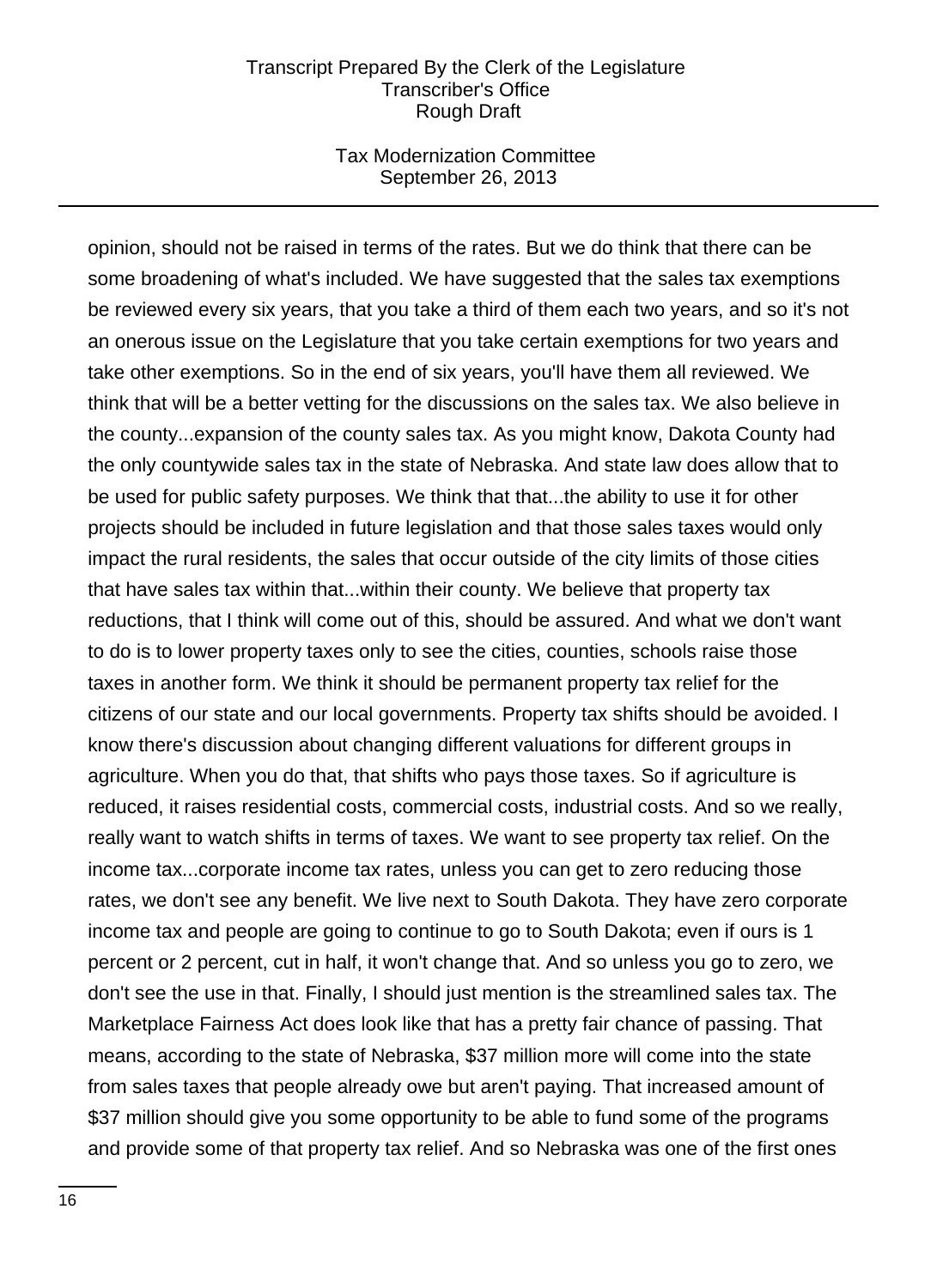opinion, should not be raised in terms of the rates. But we do think that there can be some broadening of what's included. We have suggested that the sales tax exemptions be reviewed every six years, that you take a third of them each two years, and so it's not an onerous issue on the Legislature that you take certain exemptions for two years and take other exemptions. So in the end of six years, you'll have them all reviewed. We think that will be a better vetting for the discussions on the sales tax. We also believe in the county...expansion of the county sales tax. As you might know, Dakota County had the only countywide sales tax in the state of Nebraska. And state law does allow that to be used for public safety purposes. We think that that...the ability to use it for other projects should be included in future legislation and that those sales taxes would only impact the rural residents, the sales that occur outside of the city limits of those cities that have sales tax within that...within their county. We believe that property tax reductions, that I think will come out of this, should be assured. And what we don't want to do is to lower property taxes only to see the cities, counties, schools raise those taxes in another form. We think it should be permanent property tax relief for the citizens of our state and our local governments. Property tax shifts should be avoided. I know there's discussion about changing different valuations for different groups in agriculture. When you do that, that shifts who pays those taxes. So if agriculture is reduced, it raises residential costs, commercial costs, industrial costs. And so we really, really want to watch shifts in terms of taxes. We want to see property tax relief. On the income tax...corporate income tax rates, unless you can get to zero reducing those rates, we don't see any benefit. We live next to South Dakota. They have zero corporate income tax and people are going to continue to go to South Dakota; even if ours is 1 percent or 2 percent, cut in half, it won't change that. And so unless you go to zero, we don't see the use in that. Finally, I should just mention is the streamlined sales tax. The Marketplace Fairness Act does look like that has a pretty fair chance of passing. That means, according to the state of Nebraska, $37 million more will come into the state from sales taxes that people already owe but aren't paying. That increased amount of $37 million should give you some opportunity to be able to fund some of the programs and provide some of that property tax relief. And so Nebraska was one of the first ones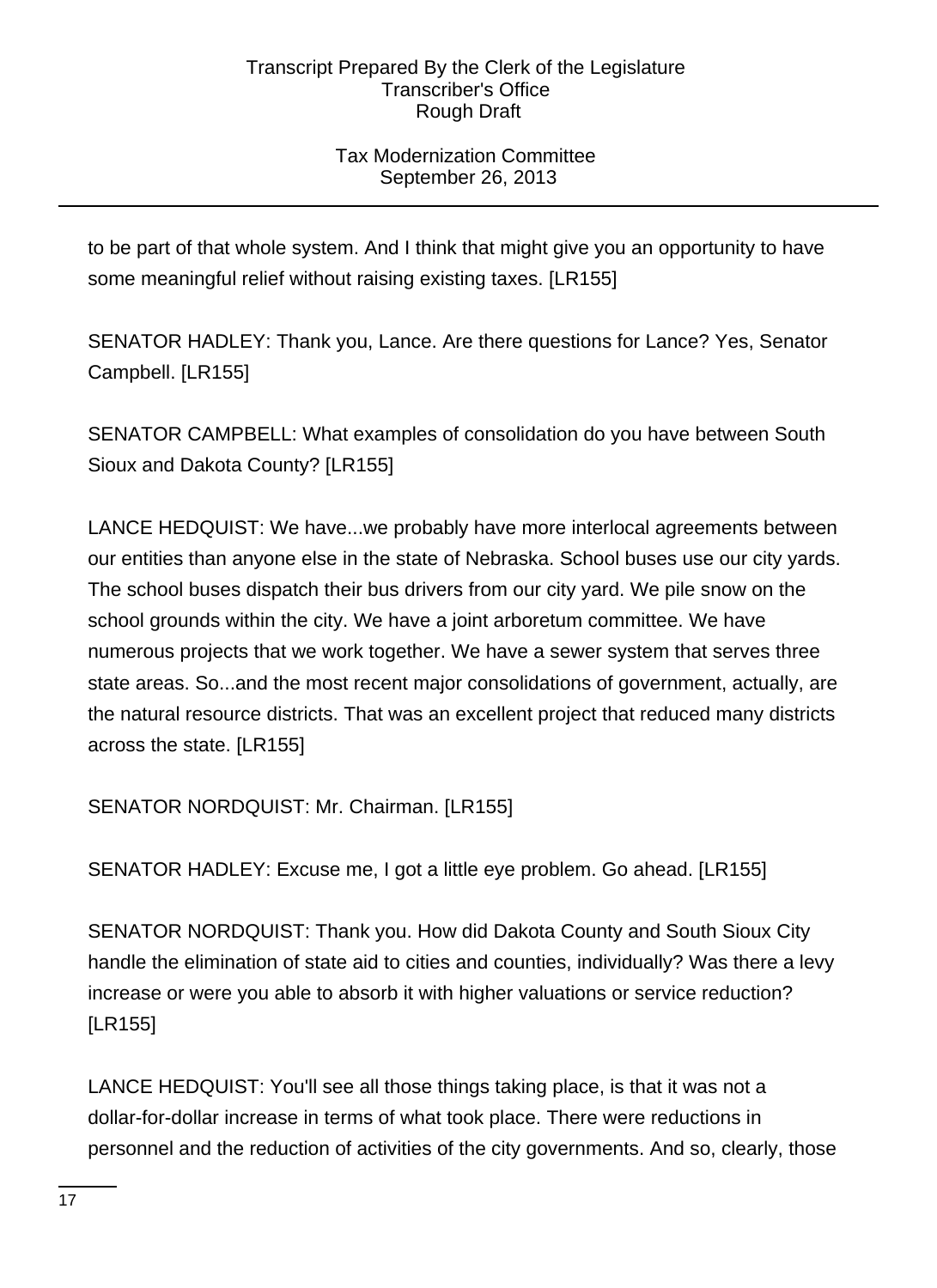to be part of that whole system. And I think that might give you an opportunity to have some meaningful relief without raising existing taxes. [LR155]

SENATOR HADLEY: Thank you, Lance. Are there questions for Lance? Yes, Senator Campbell. [LR155]

SENATOR CAMPBELL: What examples of consolidation do you have between South Sioux and Dakota County? [LR155]

LANCE HEDQUIST: We have...we probably have more interlocal agreements between our entities than anyone else in the state of Nebraska. School buses use our city yards. The school buses dispatch their bus drivers from our city yard. We pile snow on the school grounds within the city. We have a joint arboretum committee. We have numerous projects that we work together. We have a sewer system that serves three state areas. So...and the most recent major consolidations of government, actually, are the natural resource districts. That was an excellent project that reduced many districts across the state. [LR155]

SENATOR NORDQUIST: Mr. Chairman. [LR155]

SENATOR HADLEY: Excuse me, I got a little eye problem. Go ahead. [LR155]

SENATOR NORDQUIST: Thank you. How did Dakota County and South Sioux City handle the elimination of state aid to cities and counties, individually? Was there a levy increase or were you able to absorb it with higher valuations or service reduction? [LR155]

LANCE HEDQUIST: You'll see all those things taking place, is that it was not a dollar-for-dollar increase in terms of what took place. There were reductions in personnel and the reduction of activities of the city governments. And so, clearly, those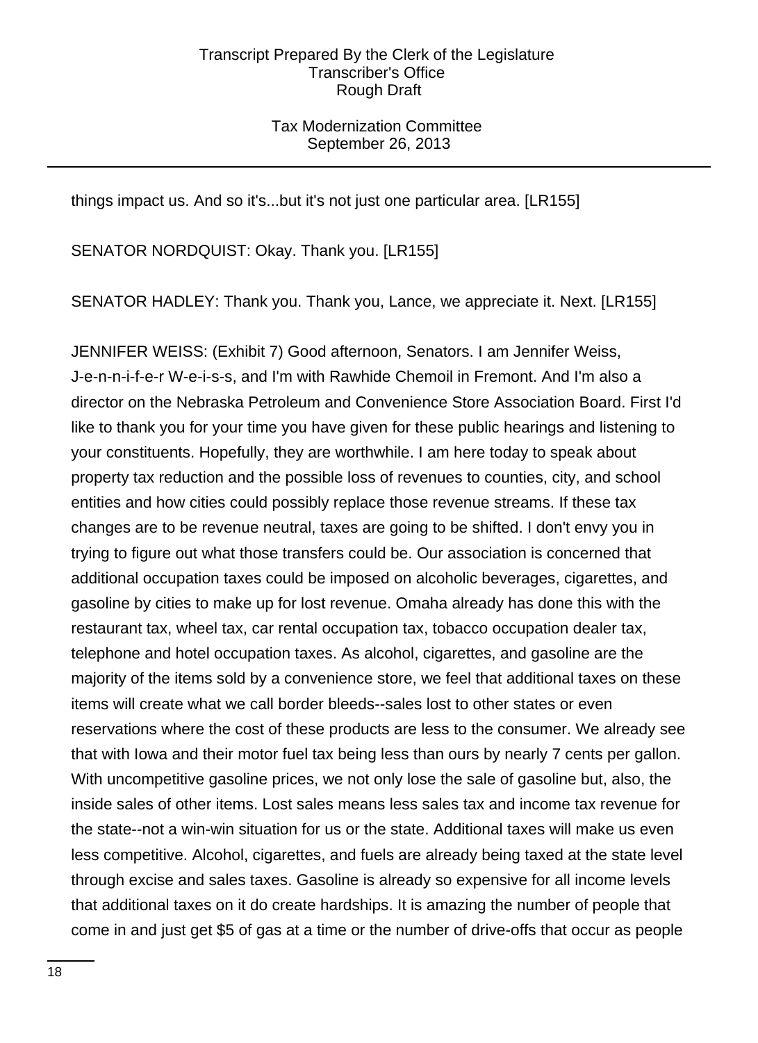things impact us. And so it's...but it's not just one particular area. [LR155]

SENATOR NORDQUIST: Okay. Thank you. [LR155]

SENATOR HADLEY: Thank you. Thank you, Lance, we appreciate it. Next. [LR155]

JENNIFER WEISS: (Exhibit 7) Good afternoon, Senators. I am Jennifer Weiss, J-e-n-n-i-f-e-r W-e-i-s-s, and I'm with Rawhide Chemoil in Fremont. And I'm also a director on the Nebraska Petroleum and Convenience Store Association Board. First I'd like to thank you for your time you have given for these public hearings and listening to your constituents. Hopefully, they are worthwhile. I am here today to speak about property tax reduction and the possible loss of revenues to counties, city, and school entities and how cities could possibly replace those revenue streams. If these tax changes are to be revenue neutral, taxes are going to be shifted. I don't envy you in trying to figure out what those transfers could be. Our association is concerned that additional occupation taxes could be imposed on alcoholic beverages, cigarettes, and gasoline by cities to make up for lost revenue. Omaha already has done this with the restaurant tax, wheel tax, car rental occupation tax, tobacco occupation dealer tax, telephone and hotel occupation taxes. As alcohol, cigarettes, and gasoline are the majority of the items sold by a convenience store, we feel that additional taxes on these items will create what we call border bleeds--sales lost to other states or even reservations where the cost of these products are less to the consumer. We already see that with Iowa and their motor fuel tax being less than ours by nearly 7 cents per gallon. With uncompetitive gasoline prices, we not only lose the sale of gasoline but, also, the inside sales of other items. Lost sales means less sales tax and income tax revenue for the state--not a win-win situation for us or the state. Additional taxes will make us even less competitive. Alcohol, cigarettes, and fuels are already being taxed at the state level through excise and sales taxes. Gasoline is already so expensive for all income levels that additional taxes on it do create hardships. It is amazing the number of people that come in and just get $5 of gas at a time or the number of drive-offs that occur as people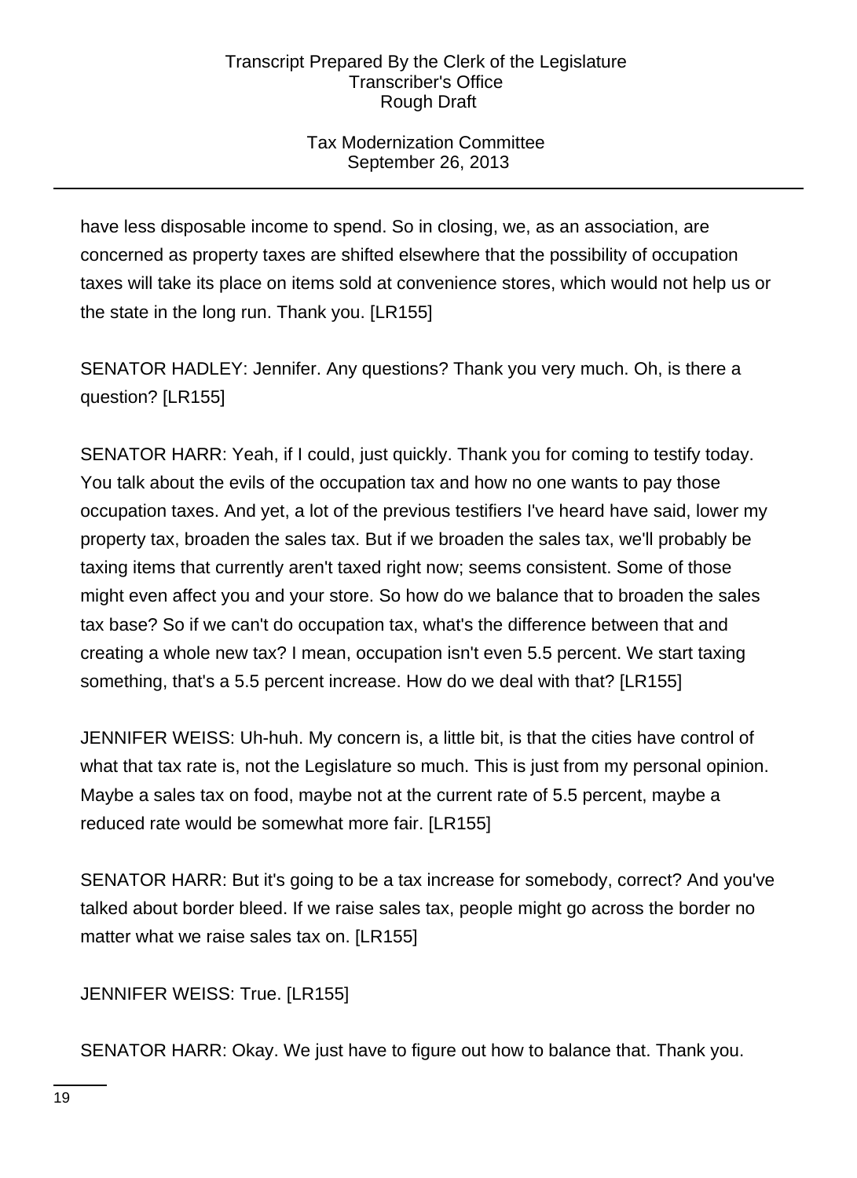have less disposable income to spend. So in closing, we, as an association, are concerned as property taxes are shifted elsewhere that the possibility of occupation taxes will take its place on items sold at convenience stores, which would not help us or the state in the long run. Thank you. [LR155]

SENATOR HADLEY: Jennifer. Any questions? Thank you very much. Oh, is there a question? [LR155]

SENATOR HARR: Yeah, if I could, just quickly. Thank you for coming to testify today. You talk about the evils of the occupation tax and how no one wants to pay those occupation taxes. And yet, a lot of the previous testifiers I've heard have said, lower my property tax, broaden the sales tax. But if we broaden the sales tax, we'll probably be taxing items that currently aren't taxed right now; seems consistent. Some of those might even affect you and your store. So how do we balance that to broaden the sales tax base? So if we can't do occupation tax, what's the difference between that and creating a whole new tax? I mean, occupation isn't even 5.5 percent. We start taxing something, that's a 5.5 percent increase. How do we deal with that? [LR155]

JENNIFER WEISS: Uh-huh. My concern is, a little bit, is that the cities have control of what that tax rate is, not the Legislature so much. This is just from my personal opinion. Maybe a sales tax on food, maybe not at the current rate of 5.5 percent, maybe a reduced rate would be somewhat more fair. [LR155]

SENATOR HARR: But it's going to be a tax increase for somebody, correct? And you've talked about border bleed. If we raise sales tax, people might go across the border no matter what we raise sales tax on. [LR155]

JENNIFER WEISS: True. [LR155]

SENATOR HARR: Okay. We just have to figure out how to balance that. Thank you.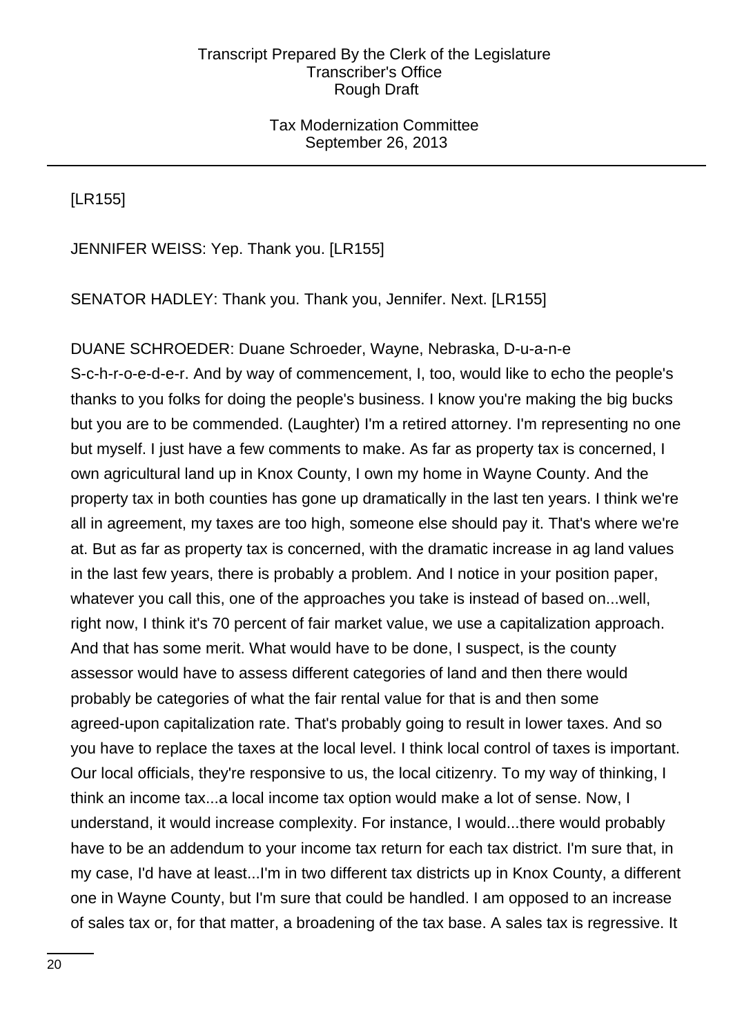[LR155]

JENNIFER WEISS: Yep. Thank you. [LR155]

SENATOR HADLEY: Thank you. Thank you, Jennifer. Next. [LR155]

DUANE SCHROEDER: Duane Schroeder, Wayne, Nebraska, D-u-a-n-e S-c-h-r-o-e-d-e-r. And by way of commencement, I, too, would like to echo the people's thanks to you folks for doing the people's business. I know you're making the big bucks but you are to be commended. (Laughter) I'm a retired attorney. I'm representing no one but myself. I just have a few comments to make. As far as property tax is concerned, I own agricultural land up in Knox County, I own my home in Wayne County. And the property tax in both counties has gone up dramatically in the last ten years. I think we're all in agreement, my taxes are too high, someone else should pay it. That's where we're at. But as far as property tax is concerned, with the dramatic increase in ag land values in the last few years, there is probably a problem. And I notice in your position paper, whatever you call this, one of the approaches you take is instead of based on...well, right now, I think it's 70 percent of fair market value, we use a capitalization approach. And that has some merit. What would have to be done, I suspect, is the county assessor would have to assess different categories of land and then there would probably be categories of what the fair rental value for that is and then some agreed-upon capitalization rate. That's probably going to result in lower taxes. And so you have to replace the taxes at the local level. I think local control of taxes is important. Our local officials, they're responsive to us, the local citizenry. To my way of thinking, I think an income tax...a local income tax option would make a lot of sense. Now, I understand, it would increase complexity. For instance, I would...there would probably have to be an addendum to your income tax return for each tax district. I'm sure that, in my case, I'd have at least...I'm in two different tax districts up in Knox County, a different one in Wayne County, but I'm sure that could be handled. I am opposed to an increase of sales tax or, for that matter, a broadening of the tax base. A sales tax is regressive. It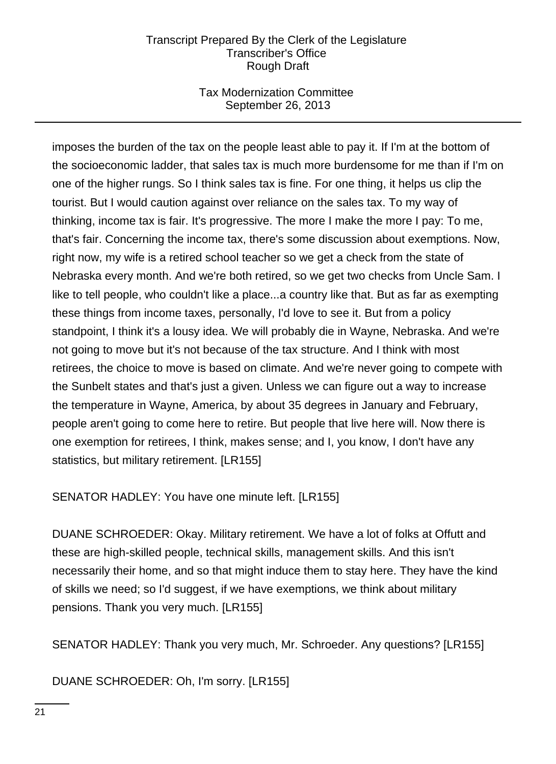imposes the burden of the tax on the people least able to pay it. If I'm at the bottom of the socioeconomic ladder, that sales tax is much more burdensome for me than if I'm on one of the higher rungs. So I think sales tax is fine. For one thing, it helps us clip the tourist. But I would caution against over reliance on the sales tax. To my way of thinking, income tax is fair. It's progressive. The more I make the more I pay: To me, that's fair. Concerning the income tax, there's some discussion about exemptions. Now, right now, my wife is a retired school teacher so we get a check from the state of Nebraska every month. And we're both retired, so we get two checks from Uncle Sam. I like to tell people, who couldn't like a place...a country like that. But as far as exempting these things from income taxes, personally, I'd love to see it. But from a policy standpoint, I think it's a lousy idea. We will probably die in Wayne, Nebraska. And we're not going to move but it's not because of the tax structure. And I think with most retirees, the choice to move is based on climate. And we're never going to compete with the Sunbelt states and that's just a given. Unless we can figure out a way to increase the temperature in Wayne, America, by about 35 degrees in January and February, people aren't going to come here to retire. But people that live here will. Now there is one exemption for retirees, I think, makes sense; and I, you know, I don't have any statistics, but military retirement. [LR155]

SENATOR HADLEY: You have one minute left. [LR155]

DUANE SCHROEDER: Okay. Military retirement. We have a lot of folks at Offutt and these are high-skilled people, technical skills, management skills. And this isn't necessarily their home, and so that might induce them to stay here. They have the kind of skills we need; so I'd suggest, if we have exemptions, we think about military pensions. Thank you very much. [LR155]

SENATOR HADLEY: Thank you very much, Mr. Schroeder. Any questions? [LR155]

DUANE SCHROEDER: Oh, I'm sorry. [LR155]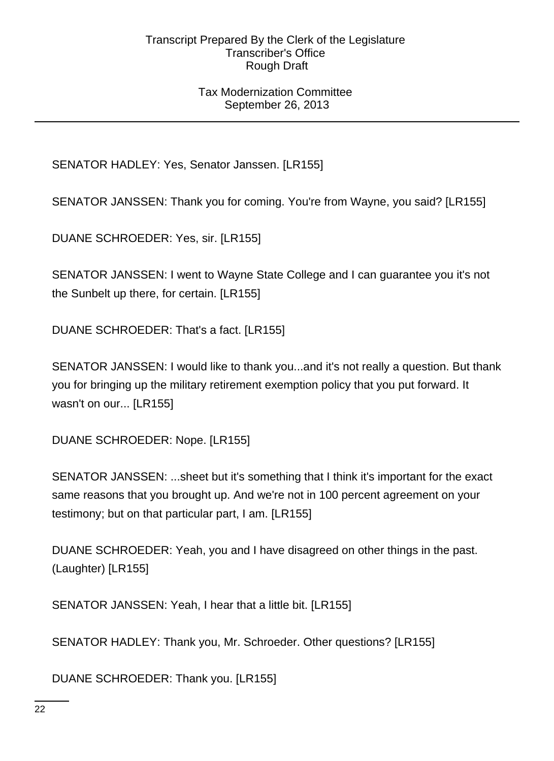SENATOR HADLEY: Yes, Senator Janssen. [LR155]

SENATOR JANSSEN: Thank you for coming. You're from Wayne, you said? [LR155]

DUANE SCHROEDER: Yes, sir. [LR155]

SENATOR JANSSEN: I went to Wayne State College and I can guarantee you it's not the Sunbelt up there, for certain. [LR155]

DUANE SCHROEDER: That's a fact. [LR155]

SENATOR JANSSEN: I would like to thank you...and it's not really a question. But thank you for bringing up the military retirement exemption policy that you put forward. It wasn't on our... [LR155]

DUANE SCHROEDER: Nope. [LR155]

SENATOR JANSSEN: ...sheet but it's something that I think it's important for the exact same reasons that you brought up. And we're not in 100 percent agreement on your testimony; but on that particular part, I am. [LR155]

DUANE SCHROEDER: Yeah, you and I have disagreed on other things in the past. (Laughter) [LR155]

SENATOR JANSSEN: Yeah, I hear that a little bit. [LR155]

SENATOR HADLEY: Thank you, Mr. Schroeder. Other questions? [LR155]

DUANE SCHROEDER: Thank you. [LR155]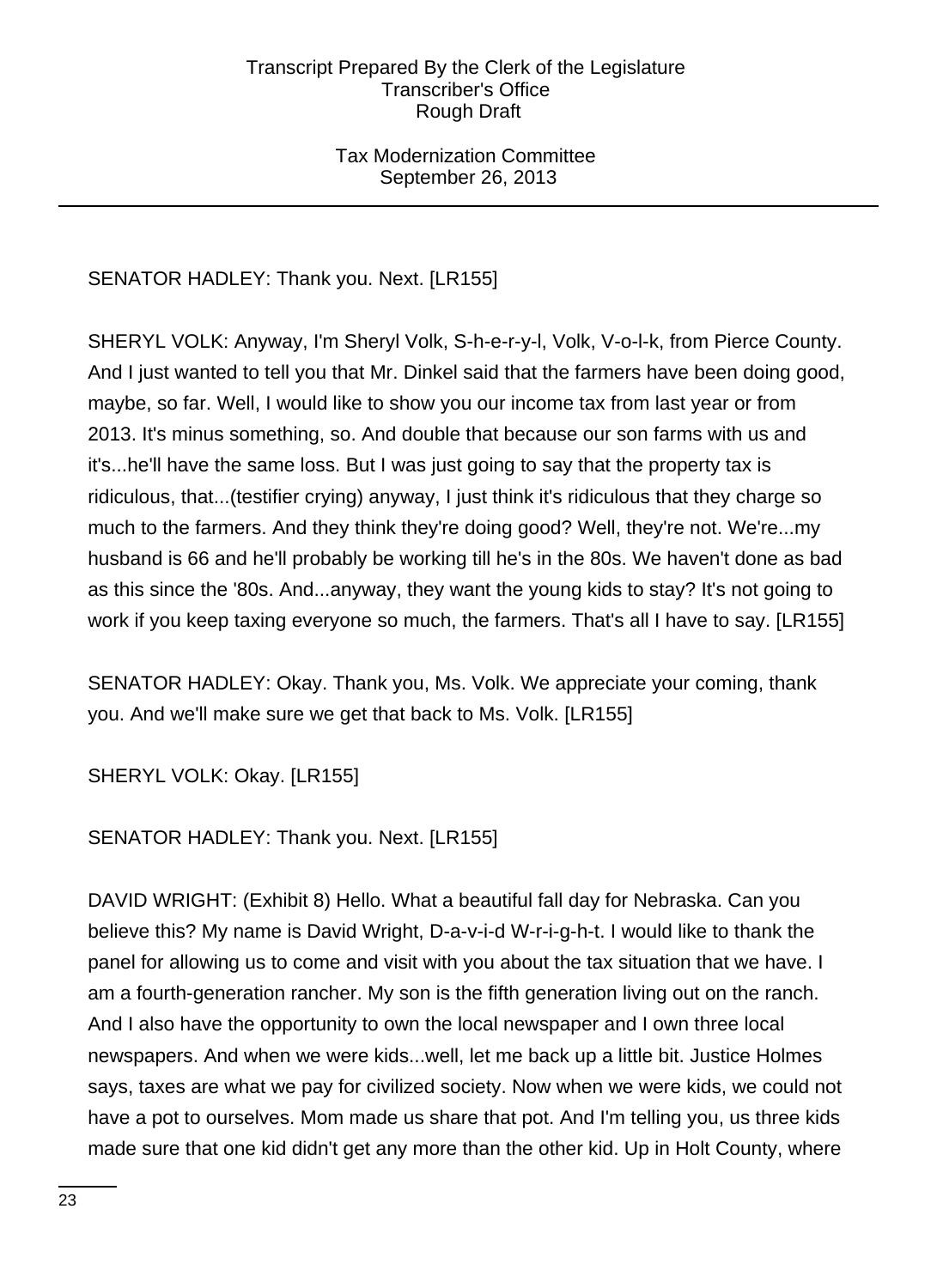SENATOR HADLEY: Thank you. Next. [LR155]

SHERYL VOLK: Anyway, I'm Sheryl Volk, S-h-e-r-y-l, Volk, V-o-l-k, from Pierce County. And I just wanted to tell you that Mr. Dinkel said that the farmers have been doing good, maybe, so far. Well, I would like to show you our income tax from last year or from 2013. It's minus something, so. And double that because our son farms with us and it's...he'll have the same loss. But I was just going to say that the property tax is ridiculous, that...(testifier crying) anyway, I just think it's ridiculous that they charge so much to the farmers. And they think they're doing good? Well, they're not. We're...my husband is 66 and he'll probably be working till he's in the 80s. We haven't done as bad as this since the '80s. And...anyway, they want the young kids to stay? It's not going to work if you keep taxing everyone so much, the farmers. That's all I have to say. [LR155]

SENATOR HADLEY: Okay. Thank you, Ms. Volk. We appreciate your coming, thank you. And we'll make sure we get that back to Ms. Volk. [LR155]

SHERYL VOLK: Okay. [LR155]

SENATOR HADLEY: Thank you. Next. [LR155]

DAVID WRIGHT: (Exhibit 8) Hello. What a beautiful fall day for Nebraska. Can you believe this? My name is David Wright, D-a-v-i-d W-r-i-g-h-t. I would like to thank the panel for allowing us to come and visit with you about the tax situation that we have. I am a fourth-generation rancher. My son is the fifth generation living out on the ranch. And I also have the opportunity to own the local newspaper and I own three local newspapers. And when we were kids...well, let me back up a little bit. Justice Holmes says, taxes are what we pay for civilized society. Now when we were kids, we could not have a pot to ourselves. Mom made us share that pot. And I'm telling you, us three kids made sure that one kid didn't get any more than the other kid. Up in Holt County, where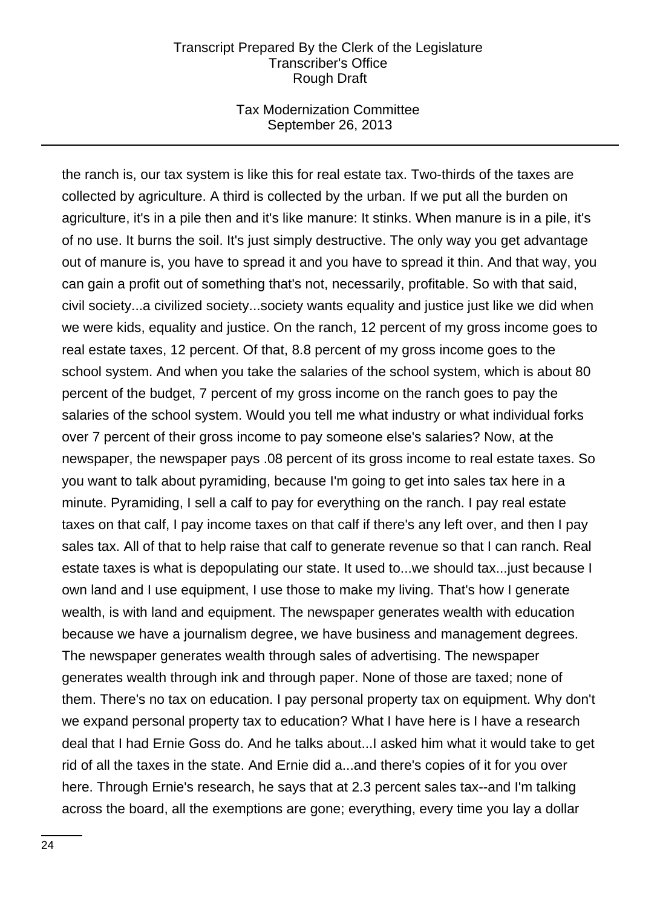the ranch is, our tax system is like this for real estate tax. Two-thirds of the taxes are collected by agriculture. A third is collected by the urban. If we put all the burden on agriculture, it's in a pile then and it's like manure: It stinks. When manure is in a pile, it's of no use. It burns the soil. It's just simply destructive. The only way you get advantage out of manure is, you have to spread it and you have to spread it thin. And that way, you can gain a profit out of something that's not, necessarily, profitable. So with that said, civil society...a civilized society...society wants equality and justice just like we did when we were kids, equality and justice. On the ranch, 12 percent of my gross income goes to real estate taxes, 12 percent. Of that, 8.8 percent of my gross income goes to the school system. And when you take the salaries of the school system, which is about 80 percent of the budget, 7 percent of my gross income on the ranch goes to pay the salaries of the school system. Would you tell me what industry or what individual forks over 7 percent of their gross income to pay someone else's salaries? Now, at the newspaper, the newspaper pays .08 percent of its gross income to real estate taxes. So you want to talk about pyramiding, because I'm going to get into sales tax here in a minute. Pyramiding, I sell a calf to pay for everything on the ranch. I pay real estate taxes on that calf, I pay income taxes on that calf if there's any left over, and then I pay sales tax. All of that to help raise that calf to generate revenue so that I can ranch. Real estate taxes is what is depopulating our state. It used to...we should tax...just because I own land and I use equipment, I use those to make my living. That's how I generate wealth, is with land and equipment. The newspaper generates wealth with education because we have a journalism degree, we have business and management degrees. The newspaper generates wealth through sales of advertising. The newspaper generates wealth through ink and through paper. None of those are taxed; none of them. There's no tax on education. I pay personal property tax on equipment. Why don't we expand personal property tax to education? What I have here is I have a research deal that I had Ernie Goss do. And he talks about...I asked him what it would take to get rid of all the taxes in the state. And Ernie did a...and there's copies of it for you over here. Through Ernie's research, he says that at 2.3 percent sales tax--and I'm talking across the board, all the exemptions are gone; everything, every time you lay a dollar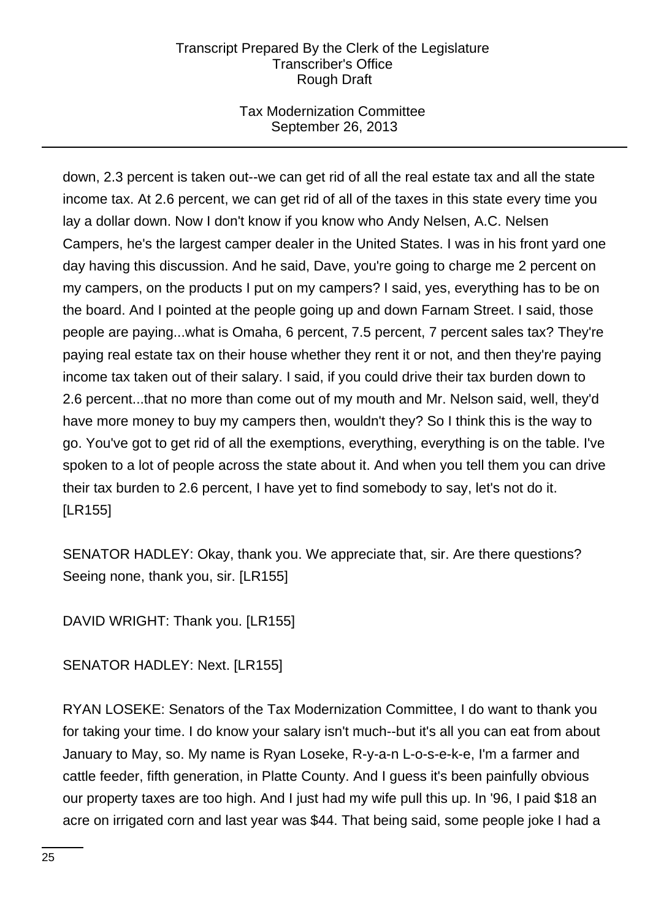down, 2.3 percent is taken out--we can get rid of all the real estate tax and all the state income tax. At 2.6 percent, we can get rid of all of the taxes in this state every time you lay a dollar down. Now I don't know if you know who Andy Nelsen, A.C. Nelsen Campers, he's the largest camper dealer in the United States. I was in his front yard one day having this discussion. And he said, Dave, you're going to charge me 2 percent on my campers, on the products I put on my campers? I said, yes, everything has to be on the board. And I pointed at the people going up and down Farnam Street. I said, those people are paying...what is Omaha, 6 percent, 7.5 percent, 7 percent sales tax? They're paying real estate tax on their house whether they rent it or not, and then they're paying income tax taken out of their salary. I said, if you could drive their tax burden down to 2.6 percent...that no more than come out of my mouth and Mr. Nelson said, well, they'd have more money to buy my campers then, wouldn't they? So I think this is the way to go. You've got to get rid of all the exemptions, everything, everything is on the table. I've spoken to a lot of people across the state about it. And when you tell them you can drive their tax burden to 2.6 percent, I have yet to find somebody to say, let's not do it. [LR155]

SENATOR HADLEY: Okay, thank you. We appreciate that, sir. Are there questions? Seeing none, thank you, sir. [LR155]

DAVID WRIGHT: Thank you. [LR155]

SENATOR HADLEY: Next. [LR155]

RYAN LOSEKE: Senators of the Tax Modernization Committee, I do want to thank you for taking your time. I do know your salary isn't much--but it's all you can eat from about January to May, so. My name is Ryan Loseke, R-y-a-n L-o-s-e-k-e, I'm a farmer and cattle feeder, fifth generation, in Platte County. And I guess it's been painfully obvious our property taxes are too high. And I just had my wife pull this up. In '96, I paid $18 an acre on irrigated corn and last year was $44. That being said, some people joke I had a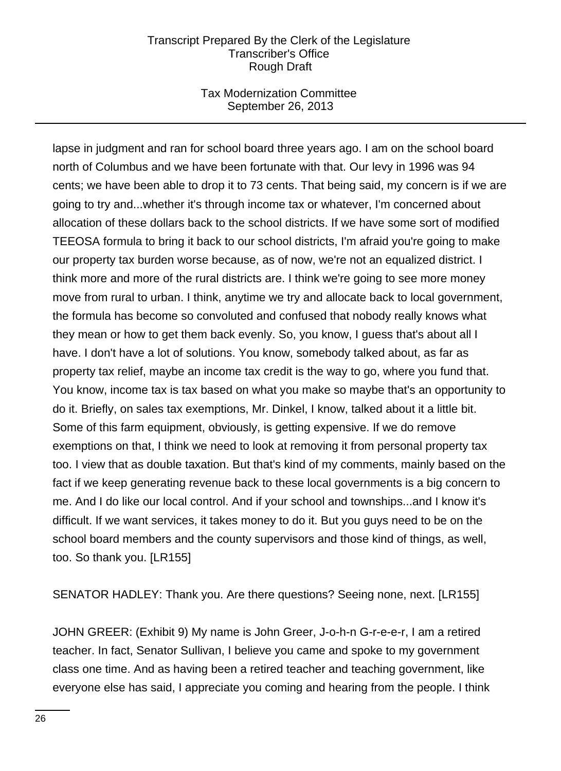lapse in judgment and ran for school board three years ago. I am on the school board north of Columbus and we have been fortunate with that. Our levy in 1996 was 94 cents; we have been able to drop it to 73 cents. That being said, my concern is if we are going to try and...whether it's through income tax or whatever, I'm concerned about allocation of these dollars back to the school districts. If we have some sort of modified TEEOSA formula to bring it back to our school districts, I'm afraid you're going to make our property tax burden worse because, as of now, we're not an equalized district. I think more and more of the rural districts are. I think we're going to see more money move from rural to urban. I think, anytime we try and allocate back to local government, the formula has become so convoluted and confused that nobody really knows what they mean or how to get them back evenly. So, you know, I guess that's about all I have. I don't have a lot of solutions. You know, somebody talked about, as far as property tax relief, maybe an income tax credit is the way to go, where you fund that. You know, income tax is tax based on what you make so maybe that's an opportunity to do it. Briefly, on sales tax exemptions, Mr. Dinkel, I know, talked about it a little bit. Some of this farm equipment, obviously, is getting expensive. If we do remove exemptions on that, I think we need to look at removing it from personal property tax too. I view that as double taxation. But that's kind of my comments, mainly based on the fact if we keep generating revenue back to these local governments is a big concern to me. And I do like our local control. And if your school and townships...and I know it's difficult. If we want services, it takes money to do it. But you guys need to be on the school board members and the county supervisors and those kind of things, as well, too. So thank you. [LR155]

SENATOR HADLEY: Thank you. Are there questions? Seeing none, next. [LR155]

JOHN GREER: (Exhibit 9) My name is John Greer, J-o-h-n G-r-e-e-r, I am a retired teacher. In fact, Senator Sullivan, I believe you came and spoke to my government class one time. And as having been a retired teacher and teaching government, like everyone else has said, I appreciate you coming and hearing from the people. I think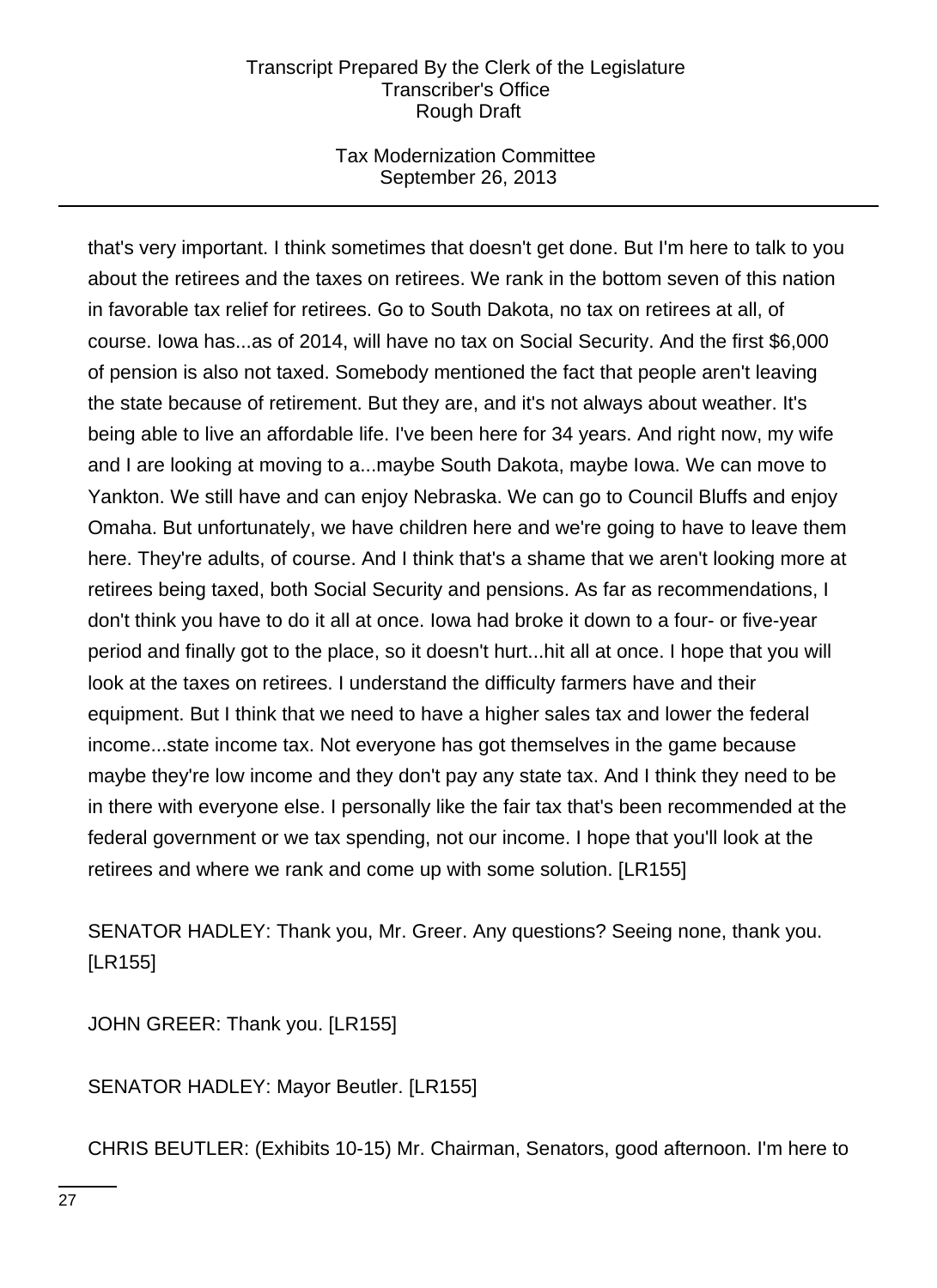that's very important. I think sometimes that doesn't get done. But I'm here to talk to you about the retirees and the taxes on retirees. We rank in the bottom seven of this nation in favorable tax relief for retirees. Go to South Dakota, no tax on retirees at all, of course. Iowa has...as of 2014, will have no tax on Social Security. And the first $6,000 of pension is also not taxed. Somebody mentioned the fact that people aren't leaving the state because of retirement. But they are, and it's not always about weather. It's being able to live an affordable life. I've been here for 34 years. And right now, my wife and I are looking at moving to a...maybe South Dakota, maybe Iowa. We can move to Yankton. We still have and can enjoy Nebraska. We can go to Council Bluffs and enjoy Omaha. But unfortunately, we have children here and we're going to have to leave them here. They're adults, of course. And I think that's a shame that we aren't looking more at retirees being taxed, both Social Security and pensions. As far as recommendations, I don't think you have to do it all at once. Iowa had broke it down to a four- or five-year period and finally got to the place, so it doesn't hurt...hit all at once. I hope that you will look at the taxes on retirees. I understand the difficulty farmers have and their equipment. But I think that we need to have a higher sales tax and lower the federal income...state income tax. Not everyone has got themselves in the game because maybe they're low income and they don't pay any state tax. And I think they need to be in there with everyone else. I personally like the fair tax that's been recommended at the federal government or we tax spending, not our income. I hope that you'll look at the retirees and where we rank and come up with some solution. [LR155]

SENATOR HADLEY: Thank you, Mr. Greer. Any questions? Seeing none, thank you. [LR155]

JOHN GREER: Thank you. [LR155]

SENATOR HADLEY: Mayor Beutler. [LR155]

CHRIS BEUTLER: (Exhibits 10-15) Mr. Chairman, Senators, good afternoon. I'm here to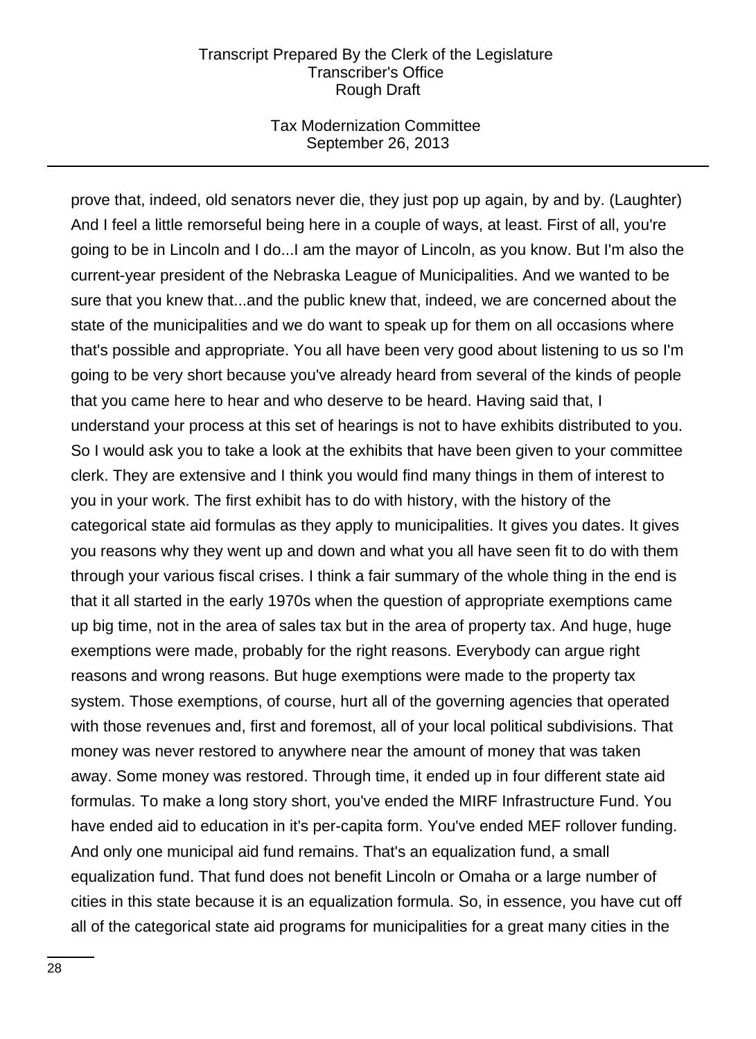prove that, indeed, old senators never die, they just pop up again, by and by. (Laughter) And I feel a little remorseful being here in a couple of ways, at least. First of all, you're going to be in Lincoln and I do...I am the mayor of Lincoln, as you know. But I'm also the current-year president of the Nebraska League of Municipalities. And we wanted to be sure that you knew that...and the public knew that, indeed, we are concerned about the state of the municipalities and we do want to speak up for them on all occasions where that's possible and appropriate. You all have been very good about listening to us so I'm going to be very short because you've already heard from several of the kinds of people that you came here to hear and who deserve to be heard. Having said that, I understand your process at this set of hearings is not to have exhibits distributed to you. So I would ask you to take a look at the exhibits that have been given to your committee clerk. They are extensive and I think you would find many things in them of interest to you in your work. The first exhibit has to do with history, with the history of the categorical state aid formulas as they apply to municipalities. It gives you dates. It gives you reasons why they went up and down and what you all have seen fit to do with them through your various fiscal crises. I think a fair summary of the whole thing in the end is that it all started in the early 1970s when the question of appropriate exemptions came up big time, not in the area of sales tax but in the area of property tax. And huge, huge exemptions were made, probably for the right reasons. Everybody can argue right reasons and wrong reasons. But huge exemptions were made to the property tax system. Those exemptions, of course, hurt all of the governing agencies that operated with those revenues and, first and foremost, all of your local political subdivisions. That money was never restored to anywhere near the amount of money that was taken away. Some money was restored. Through time, it ended up in four different state aid formulas. To make a long story short, you've ended the MIRF Infrastructure Fund. You have ended aid to education in it's per-capita form. You've ended MEF rollover funding. And only one municipal aid fund remains. That's an equalization fund, a small equalization fund. That fund does not benefit Lincoln or Omaha or a large number of cities in this state because it is an equalization formula. So, in essence, you have cut off all of the categorical state aid programs for municipalities for a great many cities in the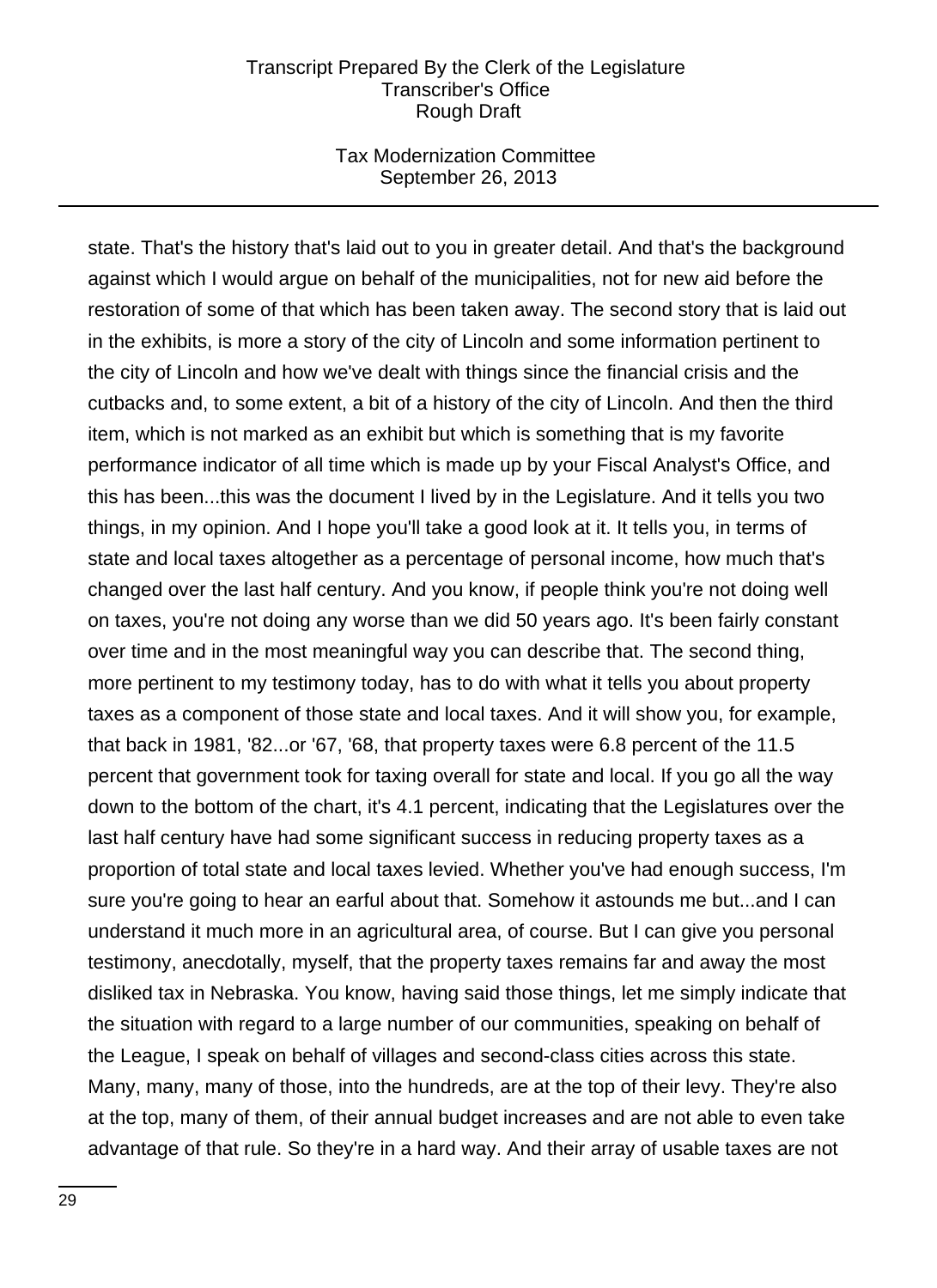state. That's the history that's laid out to you in greater detail. And that's the background against which I would argue on behalf of the municipalities, not for new aid before the restoration of some of that which has been taken away. The second story that is laid out in the exhibits, is more a story of the city of Lincoln and some information pertinent to the city of Lincoln and how we've dealt with things since the financial crisis and the cutbacks and, to some extent, a bit of a history of the city of Lincoln. And then the third item, which is not marked as an exhibit but which is something that is my favorite performance indicator of all time which is made up by your Fiscal Analyst's Office, and this has been...this was the document I lived by in the Legislature. And it tells you two things, in my opinion. And I hope you'll take a good look at it. It tells you, in terms of state and local taxes altogether as a percentage of personal income, how much that's changed over the last half century. And you know, if people think you're not doing well on taxes, you're not doing any worse than we did 50 years ago. It's been fairly constant over time and in the most meaningful way you can describe that. The second thing, more pertinent to my testimony today, has to do with what it tells you about property taxes as a component of those state and local taxes. And it will show you, for example, that back in 1981, '82...or '67, '68, that property taxes were 6.8 percent of the 11.5 percent that government took for taxing overall for state and local. If you go all the way down to the bottom of the chart, it's 4.1 percent, indicating that the Legislatures over the last half century have had some significant success in reducing property taxes as a proportion of total state and local taxes levied. Whether you've had enough success, I'm sure you're going to hear an earful about that. Somehow it astounds me but...and I can understand it much more in an agricultural area, of course. But I can give you personal testimony, anecdotally, myself, that the property taxes remains far and away the most disliked tax in Nebraska. You know, having said those things, let me simply indicate that the situation with regard to a large number of our communities, speaking on behalf of the League, I speak on behalf of villages and second-class cities across this state. Many, many, many of those, into the hundreds, are at the top of their levy. They're also at the top, many of them, of their annual budget increases and are not able to even take advantage of that rule. So they're in a hard way. And their array of usable taxes are not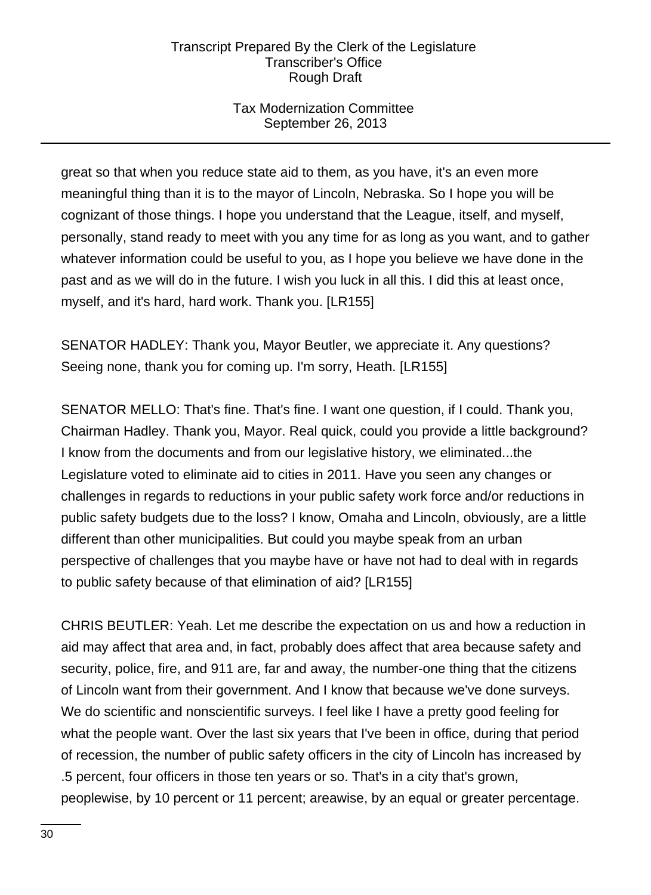great so that when you reduce state aid to them, as you have, it's an even more meaningful thing than it is to the mayor of Lincoln, Nebraska. So I hope you will be cognizant of those things. I hope you understand that the League, itself, and myself, personally, stand ready to meet with you any time for as long as you want, and to gather whatever information could be useful to you, as I hope you believe we have done in the past and as we will do in the future. I wish you luck in all this. I did this at least once, myself, and it's hard, hard work. Thank you. [LR155]

SENATOR HADLEY: Thank you, Mayor Beutler, we appreciate it. Any questions? Seeing none, thank you for coming up. I'm sorry, Heath. [LR155]

SENATOR MELLO: That's fine. That's fine. I want one question, if I could. Thank you, Chairman Hadley. Thank you, Mayor. Real quick, could you provide a little background? I know from the documents and from our legislative history, we eliminated...the Legislature voted to eliminate aid to cities in 2011. Have you seen any changes or challenges in regards to reductions in your public safety work force and/or reductions in public safety budgets due to the loss? I know, Omaha and Lincoln, obviously, are a little different than other municipalities. But could you maybe speak from an urban perspective of challenges that you maybe have or have not had to deal with in regards to public safety because of that elimination of aid? [LR155]

CHRIS BEUTLER: Yeah. Let me describe the expectation on us and how a reduction in aid may affect that area and, in fact, probably does affect that area because safety and security, police, fire, and 911 are, far and away, the number-one thing that the citizens of Lincoln want from their government. And I know that because we've done surveys. We do scientific and nonscientific surveys. I feel like I have a pretty good feeling for what the people want. Over the last six years that I've been in office, during that period of recession, the number of public safety officers in the city of Lincoln has increased by .5 percent, four officers in those ten years or so. That's in a city that's grown, peoplewise, by 10 percent or 11 percent; areawise, by an equal or greater percentage.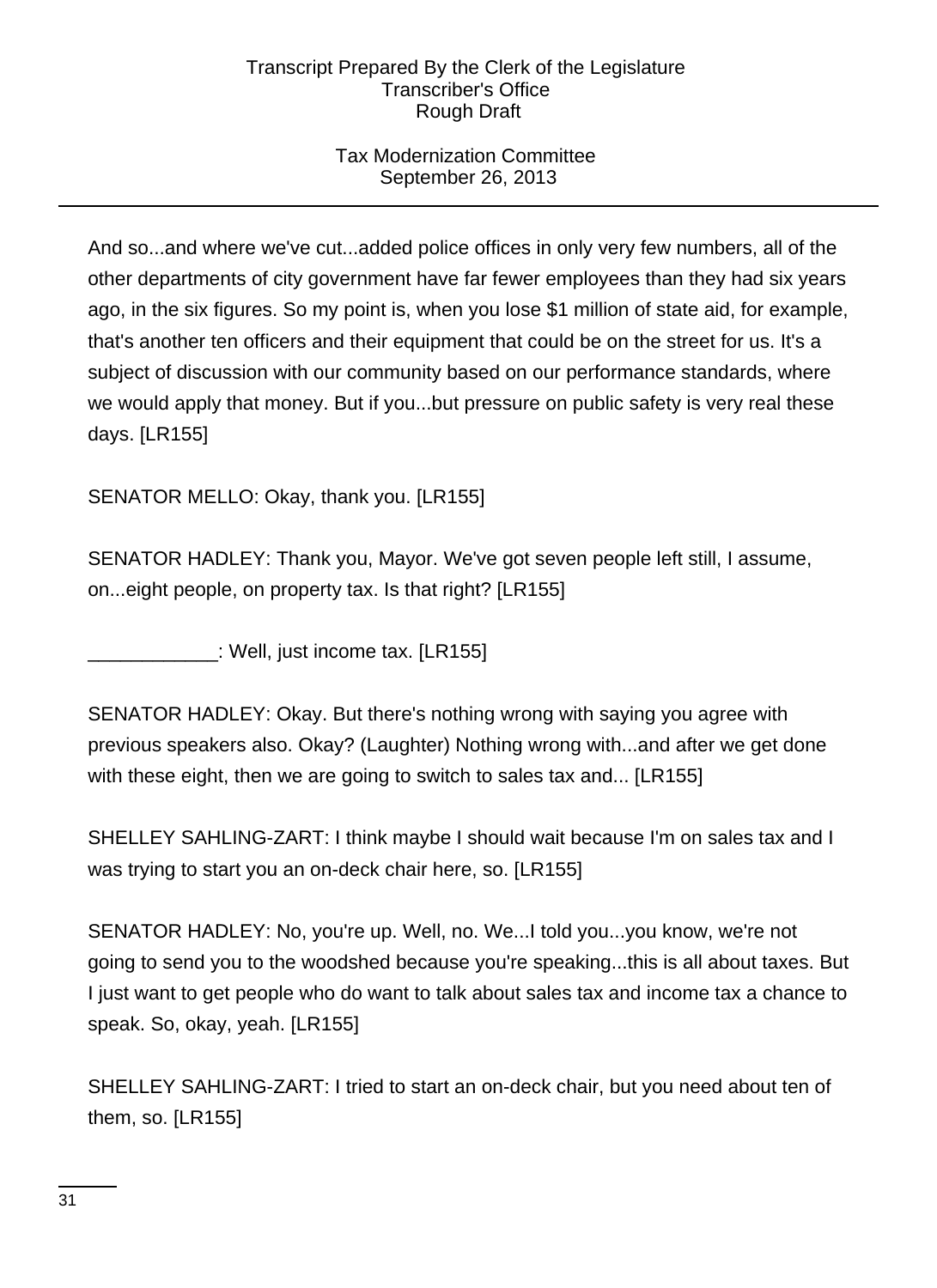And so...and where we've cut...added police offices in only very few numbers, all of the other departments of city government have far fewer employees than they had six years ago, in the six figures. So my point is, when you lose $1 million of state aid, for example, that's another ten officers and their equipment that could be on the street for us. It's a subject of discussion with our community based on our performance standards, where we would apply that money. But if you...but pressure on public safety is very real these days. [LR155]

SENATOR MELLO: Okay, thank you. [LR155]

SENATOR HADLEY: Thank you, Mayor. We've got seven people left still, I assume, on...eight people, on property tax. Is that right? [LR155]

____________: Well, just income tax. [LR155]

SENATOR HADLEY: Okay. But there's nothing wrong with saying you agree with previous speakers also. Okay? (Laughter) Nothing wrong with...and after we get done with these eight, then we are going to switch to sales tax and... [LR155]

SHELLEY SAHLING-ZART: I think maybe I should wait because I'm on sales tax and I was trying to start you an on-deck chair here, so. [LR155]

SENATOR HADLEY: No, you're up. Well, no. We...I told you...you know, we're not going to send you to the woodshed because you're speaking...this is all about taxes. But I just want to get people who do want to talk about sales tax and income tax a chance to speak. So, okay, yeah. [LR155]

SHELLEY SAHLING-ZART: I tried to start an on-deck chair, but you need about ten of them, so. [LR155]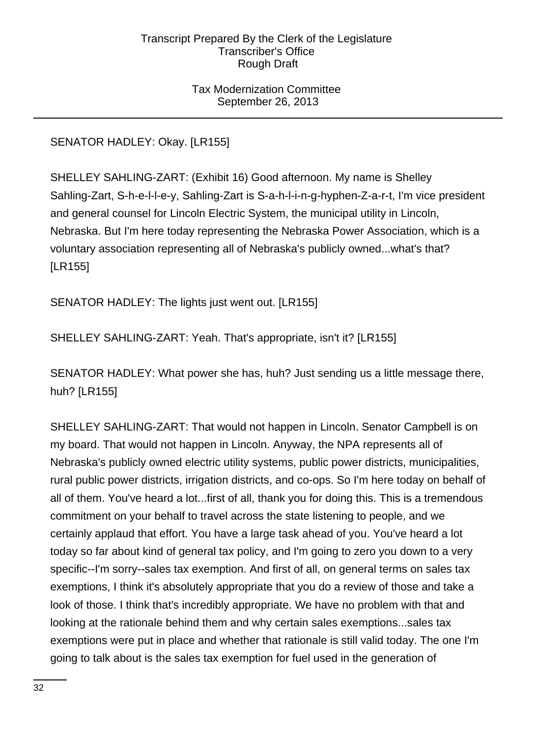SENATOR HADLEY: Okay. [LR155]

SHELLEY SAHLING-ZART: (Exhibit 16) Good afternoon. My name is Shelley Sahling-Zart, S-h-e-l-l-e-y, Sahling-Zart is S-a-h-l-i-n-g-hyphen-Z-a-r-t, I'm vice president and general counsel for Lincoln Electric System, the municipal utility in Lincoln, Nebraska. But I'm here today representing the Nebraska Power Association, which is a voluntary association representing all of Nebraska's publicly owned...what's that? [LR155]

SENATOR HADLEY: The lights just went out. [LR155]

SHELLEY SAHLING-ZART: Yeah. That's appropriate, isn't it? [LR155]

SENATOR HADLEY: What power she has, huh? Just sending us a little message there, huh? [LR155]

SHELLEY SAHLING-ZART: That would not happen in Lincoln. Senator Campbell is on my board. That would not happen in Lincoln. Anyway, the NPA represents all of Nebraska's publicly owned electric utility systems, public power districts, municipalities, rural public power districts, irrigation districts, and co-ops. So I'm here today on behalf of all of them. You've heard a lot...first of all, thank you for doing this. This is a tremendous commitment on your behalf to travel across the state listening to people, and we certainly applaud that effort. You have a large task ahead of you. You've heard a lot today so far about kind of general tax policy, and I'm going to zero you down to a very specific--I'm sorry--sales tax exemption. And first of all, on general terms on sales tax exemptions, I think it's absolutely appropriate that you do a review of those and take a look of those. I think that's incredibly appropriate. We have no problem with that and looking at the rationale behind them and why certain sales exemptions...sales tax exemptions were put in place and whether that rationale is still valid today. The one I'm going to talk about is the sales tax exemption for fuel used in the generation of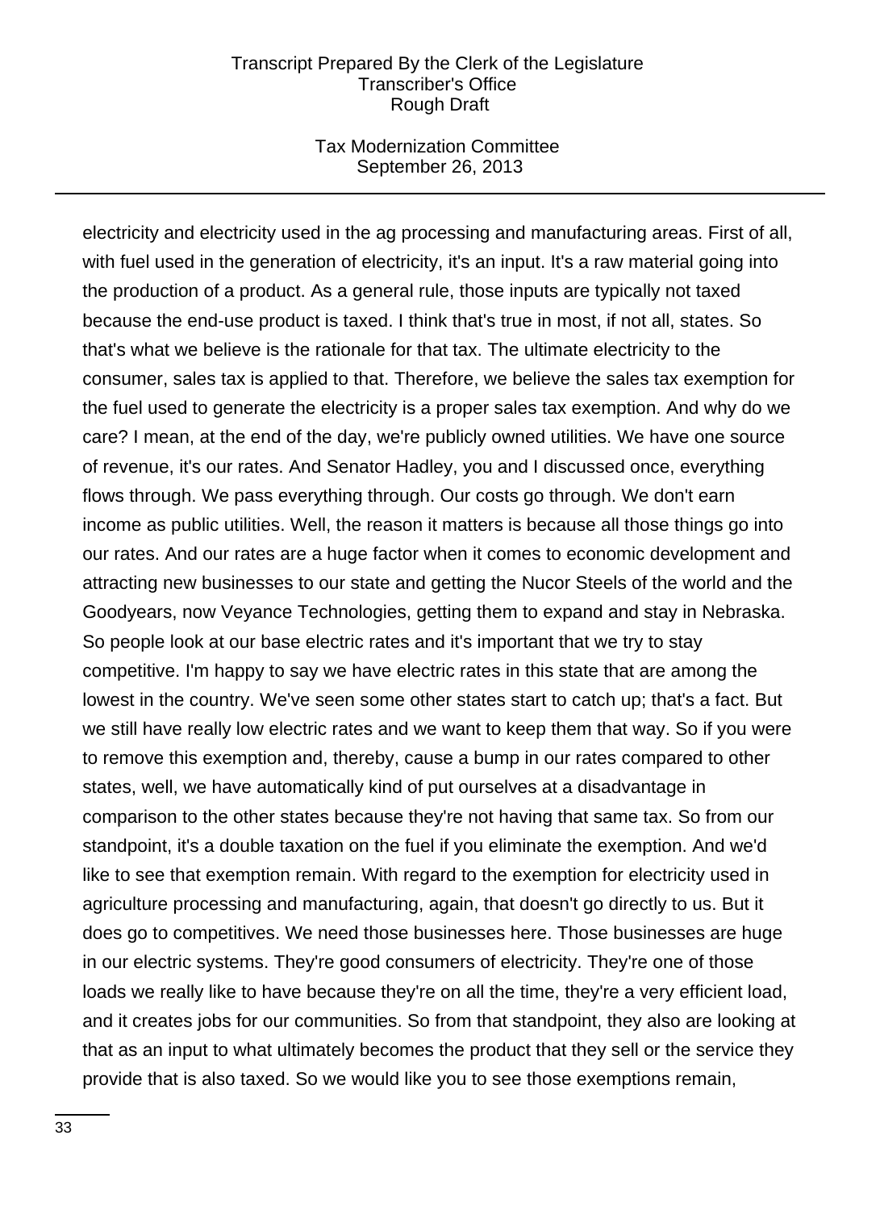electricity and electricity used in the ag processing and manufacturing areas. First of all, with fuel used in the generation of electricity, it's an input. It's a raw material going into the production of a product. As a general rule, those inputs are typically not taxed because the end-use product is taxed. I think that's true in most, if not all, states. So that's what we believe is the rationale for that tax. The ultimate electricity to the consumer, sales tax is applied to that. Therefore, we believe the sales tax exemption for the fuel used to generate the electricity is a proper sales tax exemption. And why do we care? I mean, at the end of the day, we're publicly owned utilities. We have one source of revenue, it's our rates. And Senator Hadley, you and I discussed once, everything flows through. We pass everything through. Our costs go through. We don't earn income as public utilities. Well, the reason it matters is because all those things go into our rates. And our rates are a huge factor when it comes to economic development and attracting new businesses to our state and getting the Nucor Steels of the world and the Goodyears, now Veyance Technologies, getting them to expand and stay in Nebraska. So people look at our base electric rates and it's important that we try to stay competitive. I'm happy to say we have electric rates in this state that are among the lowest in the country. We've seen some other states start to catch up; that's a fact. But we still have really low electric rates and we want to keep them that way. So if you were to remove this exemption and, thereby, cause a bump in our rates compared to other states, well, we have automatically kind of put ourselves at a disadvantage in comparison to the other states because they're not having that same tax. So from our standpoint, it's a double taxation on the fuel if you eliminate the exemption. And we'd like to see that exemption remain. With regard to the exemption for electricity used in agriculture processing and manufacturing, again, that doesn't go directly to us. But it does go to competitives. We need those businesses here. Those businesses are huge in our electric systems. They're good consumers of electricity. They're one of those loads we really like to have because they're on all the time, they're a very efficient load, and it creates jobs for our communities. So from that standpoint, they also are looking at that as an input to what ultimately becomes the product that they sell or the service they provide that is also taxed. So we would like you to see those exemptions remain,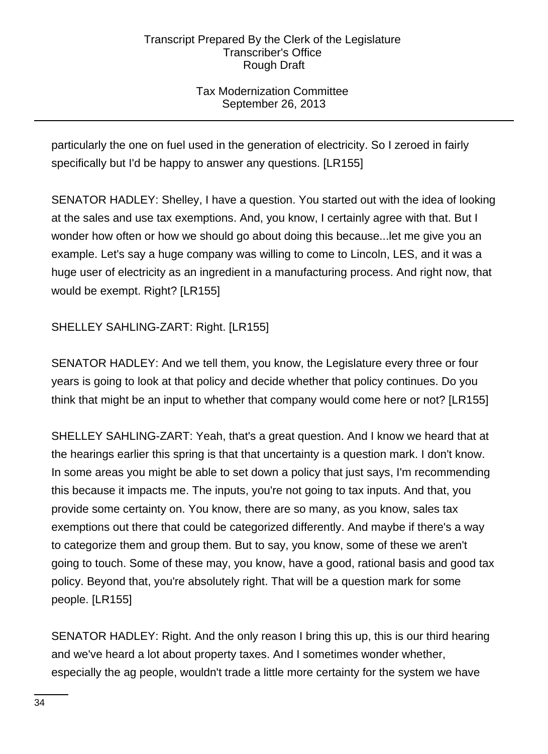particularly the one on fuel used in the generation of electricity. So I zeroed in fairly specifically but I'd be happy to answer any questions. [LR155]

SENATOR HADLEY: Shelley, I have a question. You started out with the idea of looking at the sales and use tax exemptions. And, you know, I certainly agree with that. But I wonder how often or how we should go about doing this because...let me give you an example. Let's say a huge company was willing to come to Lincoln, LES, and it was a huge user of electricity as an ingredient in a manufacturing process. And right now, that would be exempt. Right? [LR155]

SHELLEY SAHLING-ZART: Right. [LR155]

SENATOR HADLEY: And we tell them, you know, the Legislature every three or four years is going to look at that policy and decide whether that policy continues. Do you think that might be an input to whether that company would come here or not? [LR155]

SHELLEY SAHLING-ZART: Yeah, that's a great question. And I know we heard that at the hearings earlier this spring is that that uncertainty is a question mark. I don't know. In some areas you might be able to set down a policy that just says, I'm recommending this because it impacts me. The inputs, you're not going to tax inputs. And that, you provide some certainty on. You know, there are so many, as you know, sales tax exemptions out there that could be categorized differently. And maybe if there's a way to categorize them and group them. But to say, you know, some of these we aren't going to touch. Some of these may, you know, have a good, rational basis and good tax policy. Beyond that, you're absolutely right. That will be a question mark for some people. [LR155]

SENATOR HADLEY: Right. And the only reason I bring this up, this is our third hearing and we've heard a lot about property taxes. And I sometimes wonder whether, especially the ag people, wouldn't trade a little more certainty for the system we have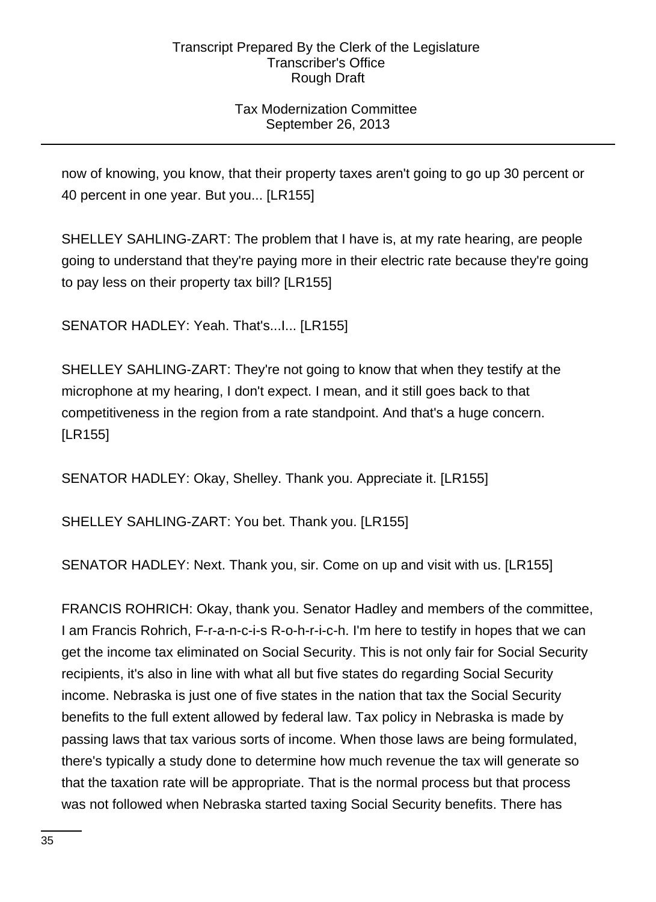now of knowing, you know, that their property taxes aren't going to go up 30 percent or 40 percent in one year. But you... [LR155]

SHELLEY SAHLING-ZART: The problem that I have is, at my rate hearing, are people going to understand that they're paying more in their electric rate because they're going to pay less on their property tax bill? [LR155]

SENATOR HADLEY: Yeah. That's...I... [LR155]

SHELLEY SAHLING-ZART: They're not going to know that when they testify at the microphone at my hearing, I don't expect. I mean, and it still goes back to that competitiveness in the region from a rate standpoint. And that's a huge concern. [LR155]

SENATOR HADLEY: Okay, Shelley. Thank you. Appreciate it. [LR155]

SHELLEY SAHLING-ZART: You bet. Thank you. [LR155]

SENATOR HADLEY: Next. Thank you, sir. Come on up and visit with us. [LR155]

FRANCIS ROHRICH: Okay, thank you. Senator Hadley and members of the committee, I am Francis Rohrich, F-r-a-n-c-i-s R-o-h-r-i-c-h. I'm here to testify in hopes that we can get the income tax eliminated on Social Security. This is not only fair for Social Security recipients, it's also in line with what all but five states do regarding Social Security income. Nebraska is just one of five states in the nation that tax the Social Security benefits to the full extent allowed by federal law. Tax policy in Nebraska is made by passing laws that tax various sorts of income. When those laws are being formulated, there's typically a study done to determine how much revenue the tax will generate so that the taxation rate will be appropriate. That is the normal process but that process was not followed when Nebraska started taxing Social Security benefits. There has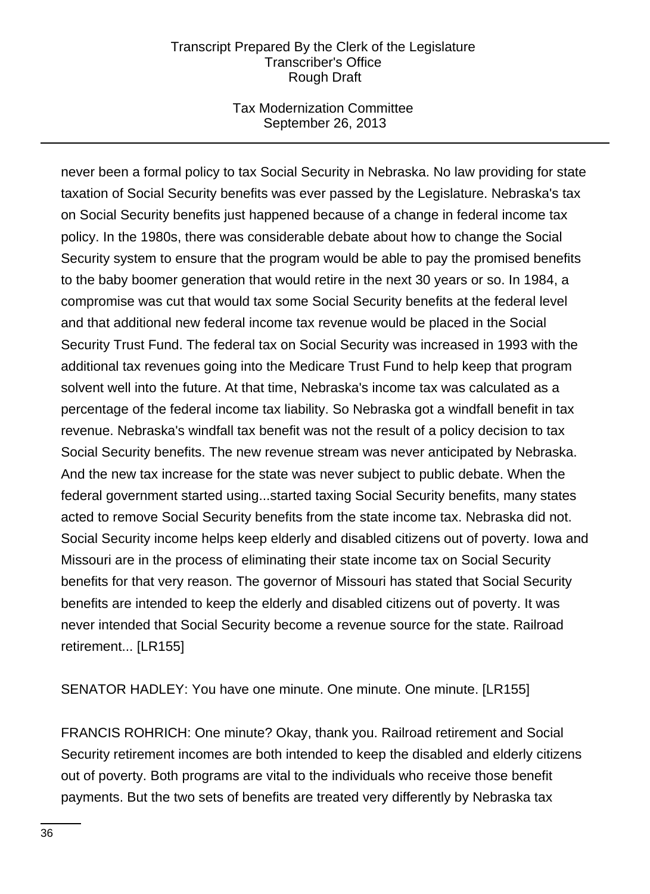never been a formal policy to tax Social Security in Nebraska. No law providing for state taxation of Social Security benefits was ever passed by the Legislature. Nebraska's tax on Social Security benefits just happened because of a change in federal income tax policy. In the 1980s, there was considerable debate about how to change the Social Security system to ensure that the program would be able to pay the promised benefits to the baby boomer generation that would retire in the next 30 years or so. In 1984, a compromise was cut that would tax some Social Security benefits at the federal level and that additional new federal income tax revenue would be placed in the Social Security Trust Fund. The federal tax on Social Security was increased in 1993 with the additional tax revenues going into the Medicare Trust Fund to help keep that program solvent well into the future. At that time, Nebraska's income tax was calculated as a percentage of the federal income tax liability. So Nebraska got a windfall benefit in tax revenue. Nebraska's windfall tax benefit was not the result of a policy decision to tax Social Security benefits. The new revenue stream was never anticipated by Nebraska. And the new tax increase for the state was never subject to public debate. When the federal government started using...started taxing Social Security benefits, many states acted to remove Social Security benefits from the state income tax. Nebraska did not. Social Security income helps keep elderly and disabled citizens out of poverty. Iowa and Missouri are in the process of eliminating their state income tax on Social Security benefits for that very reason. The governor of Missouri has stated that Social Security benefits are intended to keep the elderly and disabled citizens out of poverty. It was never intended that Social Security become a revenue source for the state. Railroad retirement... [LR155]

SENATOR HADLEY: You have one minute. One minute. One minute. [LR155]

FRANCIS ROHRICH: One minute? Okay, thank you. Railroad retirement and Social Security retirement incomes are both intended to keep the disabled and elderly citizens out of poverty. Both programs are vital to the individuals who receive those benefit payments. But the two sets of benefits are treated very differently by Nebraska tax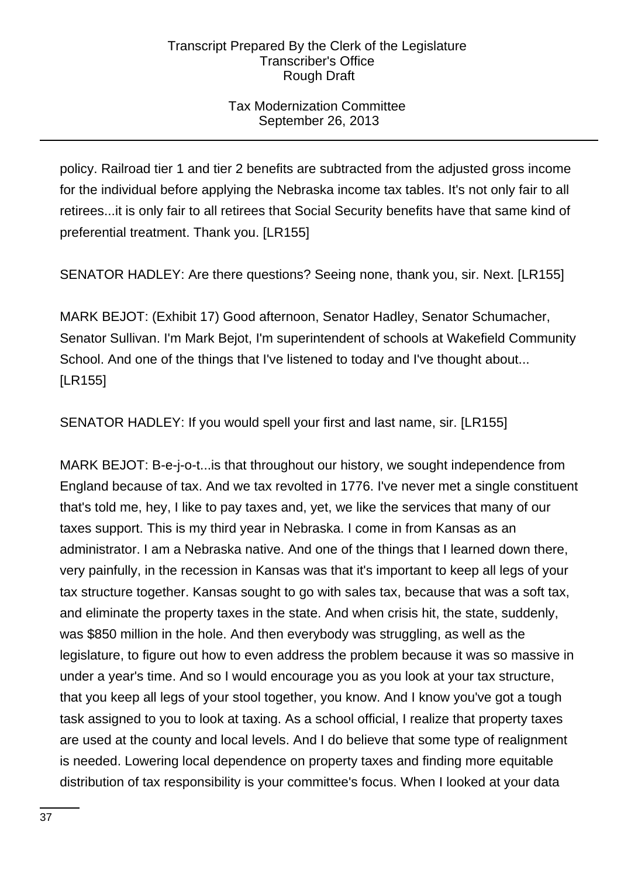policy. Railroad tier 1 and tier 2 benefits are subtracted from the adjusted gross income for the individual before applying the Nebraska income tax tables. It's not only fair to all retirees...it is only fair to all retirees that Social Security benefits have that same kind of preferential treatment. Thank you. [LR155]

SENATOR HADLEY: Are there questions? Seeing none, thank you, sir. Next. [LR155]

MARK BEJOT: (Exhibit 17) Good afternoon, Senator Hadley, Senator Schumacher, Senator Sullivan. I'm Mark Bejot, I'm superintendent of schools at Wakefield Community School. And one of the things that I've listened to today and I've thought about... [LR155]

SENATOR HADLEY: If you would spell your first and last name, sir. [LR155]

MARK BEJOT: B-e-j-o-t...is that throughout our history, we sought independence from England because of tax. And we tax revolted in 1776. I've never met a single constituent that's told me, hey, I like to pay taxes and, yet, we like the services that many of our taxes support. This is my third year in Nebraska. I come in from Kansas as an administrator. I am a Nebraska native. And one of the things that I learned down there, very painfully, in the recession in Kansas was that it's important to keep all legs of your tax structure together. Kansas sought to go with sales tax, because that was a soft tax, and eliminate the property taxes in the state. And when crisis hit, the state, suddenly, was $850 million in the hole. And then everybody was struggling, as well as the legislature, to figure out how to even address the problem because it was so massive in under a year's time. And so I would encourage you as you look at your tax structure, that you keep all legs of your stool together, you know. And I know you've got a tough task assigned to you to look at taxing. As a school official, I realize that property taxes are used at the county and local levels. And I do believe that some type of realignment is needed. Lowering local dependence on property taxes and finding more equitable distribution of tax responsibility is your committee's focus. When I looked at your data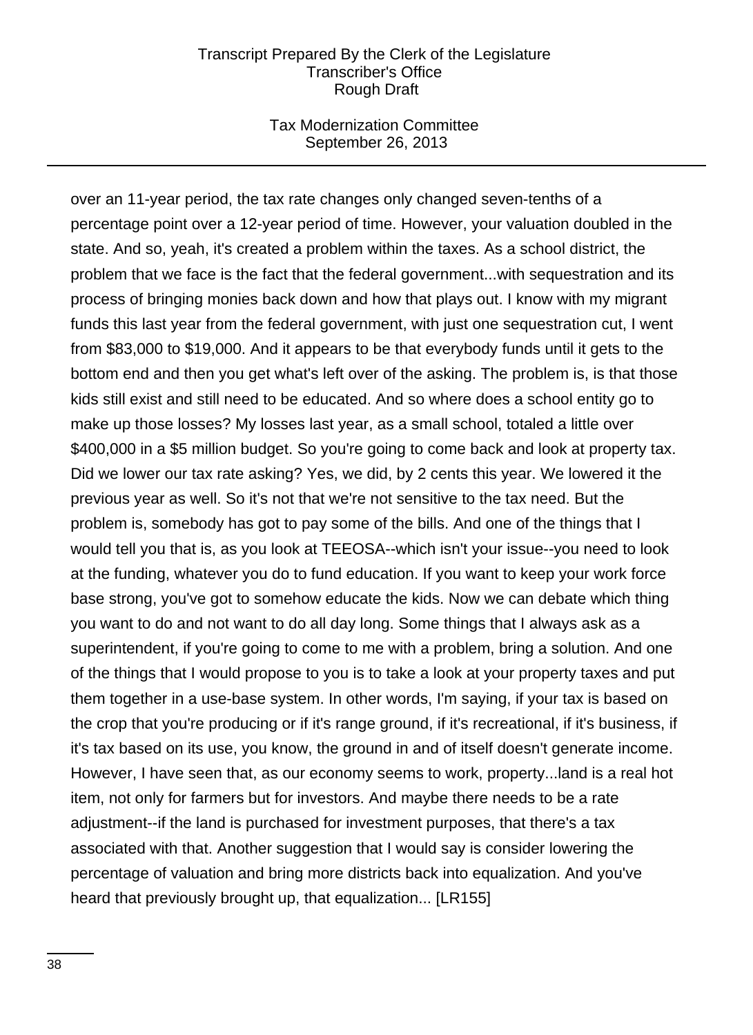over an 11-year period, the tax rate changes only changed seven-tenths of a percentage point over a 12-year period of time. However, your valuation doubled in the state. And so, yeah, it's created a problem within the taxes. As a school district, the problem that we face is the fact that the federal government...with sequestration and its process of bringing monies back down and how that plays out. I know with my migrant funds this last year from the federal government, with just one sequestration cut, I went from $83,000 to $19,000. And it appears to be that everybody funds until it gets to the bottom end and then you get what's left over of the asking. The problem is, is that those kids still exist and still need to be educated. And so where does a school entity go to make up those losses? My losses last year, as a small school, totaled a little over $400,000 in a $5 million budget. So you're going to come back and look at property tax. Did we lower our tax rate asking? Yes, we did, by 2 cents this year. We lowered it the previous year as well. So it's not that we're not sensitive to the tax need. But the problem is, somebody has got to pay some of the bills. And one of the things that I would tell you that is, as you look at TEEOSA--which isn't your issue--you need to look at the funding, whatever you do to fund education. If you want to keep your work force base strong, you've got to somehow educate the kids. Now we can debate which thing you want to do and not want to do all day long. Some things that I always ask as a superintendent, if you're going to come to me with a problem, bring a solution. And one of the things that I would propose to you is to take a look at your property taxes and put them together in a use-base system. In other words, I'm saying, if your tax is based on the crop that you're producing or if it's range ground, if it's recreational, if it's business, if it's tax based on its use, you know, the ground in and of itself doesn't generate income. However, I have seen that, as our economy seems to work, property...land is a real hot item, not only for farmers but for investors. And maybe there needs to be a rate adjustment--if the land is purchased for investment purposes, that there's a tax associated with that. Another suggestion that I would say is consider lowering the percentage of valuation and bring more districts back into equalization. And you've heard that previously brought up, that equalization... [LR155]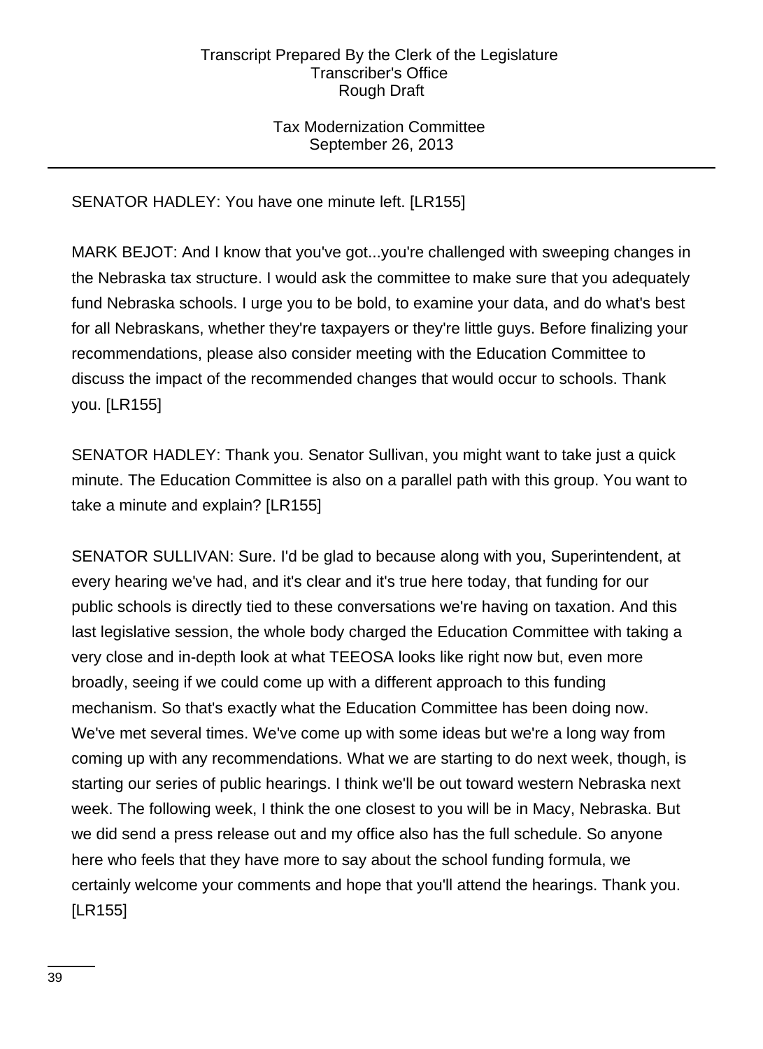SENATOR HADLEY: You have one minute left. [LR155]

MARK BEJOT: And I know that you've got...you're challenged with sweeping changes in the Nebraska tax structure. I would ask the committee to make sure that you adequately fund Nebraska schools. I urge you to be bold, to examine your data, and do what's best for all Nebraskans, whether they're taxpayers or they're little guys. Before finalizing your recommendations, please also consider meeting with the Education Committee to discuss the impact of the recommended changes that would occur to schools. Thank you. [LR155]

SENATOR HADLEY: Thank you. Senator Sullivan, you might want to take just a quick minute. The Education Committee is also on a parallel path with this group. You want to take a minute and explain? [LR155]

SENATOR SULLIVAN: Sure. I'd be glad to because along with you, Superintendent, at every hearing we've had, and it's clear and it's true here today, that funding for our public schools is directly tied to these conversations we're having on taxation. And this last legislative session, the whole body charged the Education Committee with taking a very close and in-depth look at what TEEOSA looks like right now but, even more broadly, seeing if we could come up with a different approach to this funding mechanism. So that's exactly what the Education Committee has been doing now. We've met several times. We've come up with some ideas but we're a long way from coming up with any recommendations. What we are starting to do next week, though, is starting our series of public hearings. I think we'll be out toward western Nebraska next week. The following week, I think the one closest to you will be in Macy, Nebraska. But we did send a press release out and my office also has the full schedule. So anyone here who feels that they have more to say about the school funding formula, we certainly welcome your comments and hope that you'll attend the hearings. Thank you. [LR155]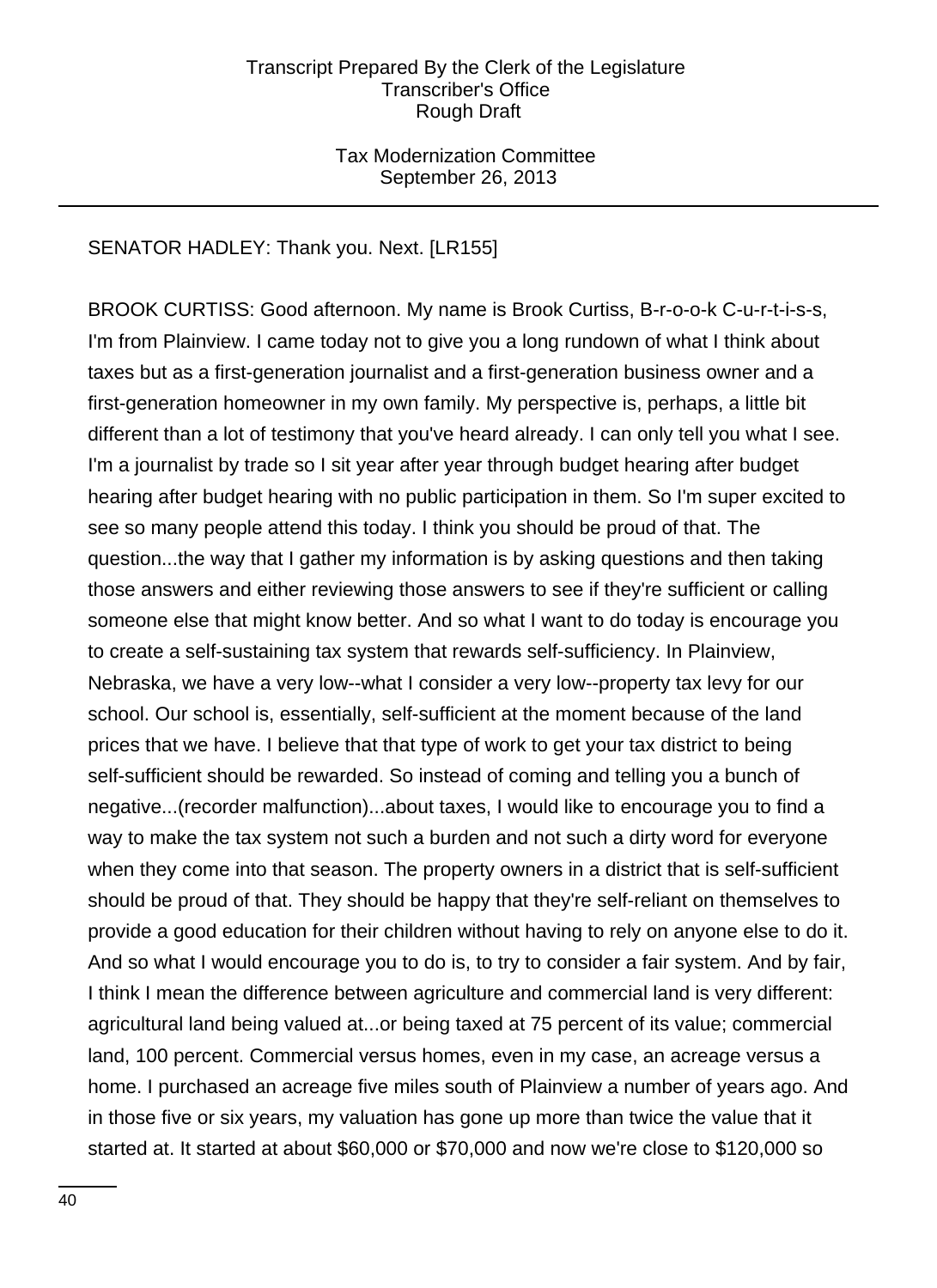SENATOR HADLEY: Thank you. Next. [LR155]

BROOK CURTISS: Good afternoon. My name is Brook Curtiss, B-r-o-o-k C-u-r-t-i-s-s, I'm from Plainview. I came today not to give you a long rundown of what I think about taxes but as a first-generation journalist and a first-generation business owner and a first-generation homeowner in my own family. My perspective is, perhaps, a little bit different than a lot of testimony that you've heard already. I can only tell you what I see. I'm a journalist by trade so I sit year after year through budget hearing after budget hearing after budget hearing with no public participation in them. So I'm super excited to see so many people attend this today. I think you should be proud of that. The question...the way that I gather my information is by asking questions and then taking those answers and either reviewing those answers to see if they're sufficient or calling someone else that might know better. And so what I want to do today is encourage you to create a self-sustaining tax system that rewards self-sufficiency. In Plainview, Nebraska, we have a very low--what I consider a very low--property tax levy for our school. Our school is, essentially, self-sufficient at the moment because of the land prices that we have. I believe that that type of work to get your tax district to being self-sufficient should be rewarded. So instead of coming and telling you a bunch of negative...(recorder malfunction)...about taxes, I would like to encourage you to find a way to make the tax system not such a burden and not such a dirty word for everyone when they come into that season. The property owners in a district that is self-sufficient should be proud of that. They should be happy that they're self-reliant on themselves to provide a good education for their children without having to rely on anyone else to do it. And so what I would encourage you to do is, to try to consider a fair system. And by fair, I think I mean the difference between agriculture and commercial land is very different: agricultural land being valued at...or being taxed at 75 percent of its value; commercial land, 100 percent. Commercial versus homes, even in my case, an acreage versus a home. I purchased an acreage five miles south of Plainview a number of years ago. And in those five or six years, my valuation has gone up more than twice the value that it started at. It started at about $60,000 or $70,000 and now we're close to $120,000 so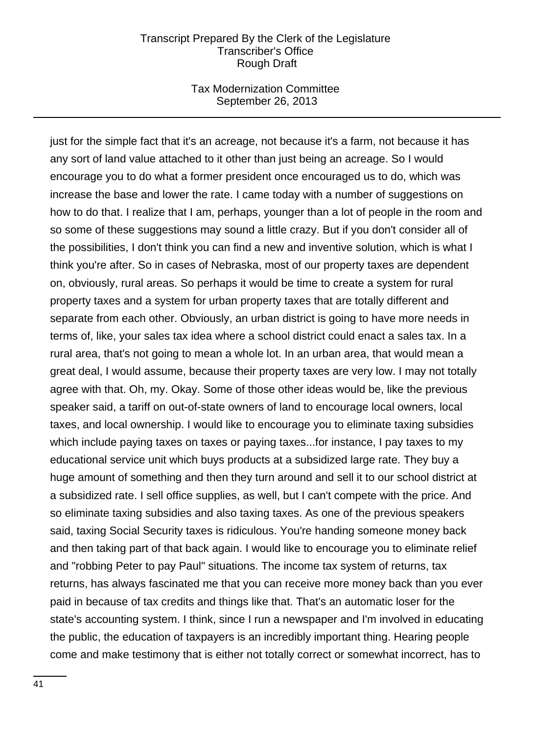just for the simple fact that it's an acreage, not because it's a farm, not because it has any sort of land value attached to it other than just being an acreage. So I would encourage you to do what a former president once encouraged us to do, which was increase the base and lower the rate. I came today with a number of suggestions on how to do that. I realize that I am, perhaps, younger than a lot of people in the room and so some of these suggestions may sound a little crazy. But if you don't consider all of the possibilities, I don't think you can find a new and inventive solution, which is what I think you're after. So in cases of Nebraska, most of our property taxes are dependent on, obviously, rural areas. So perhaps it would be time to create a system for rural property taxes and a system for urban property taxes that are totally different and separate from each other. Obviously, an urban district is going to have more needs in terms of, like, your sales tax idea where a school district could enact a sales tax. In a rural area, that's not going to mean a whole lot. In an urban area, that would mean a great deal, I would assume, because their property taxes are very low. I may not totally agree with that. Oh, my. Okay. Some of those other ideas would be, like the previous speaker said, a tariff on out-of-state owners of land to encourage local owners, local taxes, and local ownership. I would like to encourage you to eliminate taxing subsidies which include paying taxes on taxes or paying taxes...for instance, I pay taxes to my educational service unit which buys products at a subsidized large rate. They buy a huge amount of something and then they turn around and sell it to our school district at a subsidized rate. I sell office supplies, as well, but I can't compete with the price. And so eliminate taxing subsidies and also taxing taxes. As one of the previous speakers said, taxing Social Security taxes is ridiculous. You're handing someone money back and then taking part of that back again. I would like to encourage you to eliminate relief and "robbing Peter to pay Paul" situations. The income tax system of returns, tax returns, has always fascinated me that you can receive more money back than you ever paid in because of tax credits and things like that. That's an automatic loser for the state's accounting system. I think, since I run a newspaper and I'm involved in educating the public, the education of taxpayers is an incredibly important thing. Hearing people come and make testimony that is either not totally correct or somewhat incorrect, has to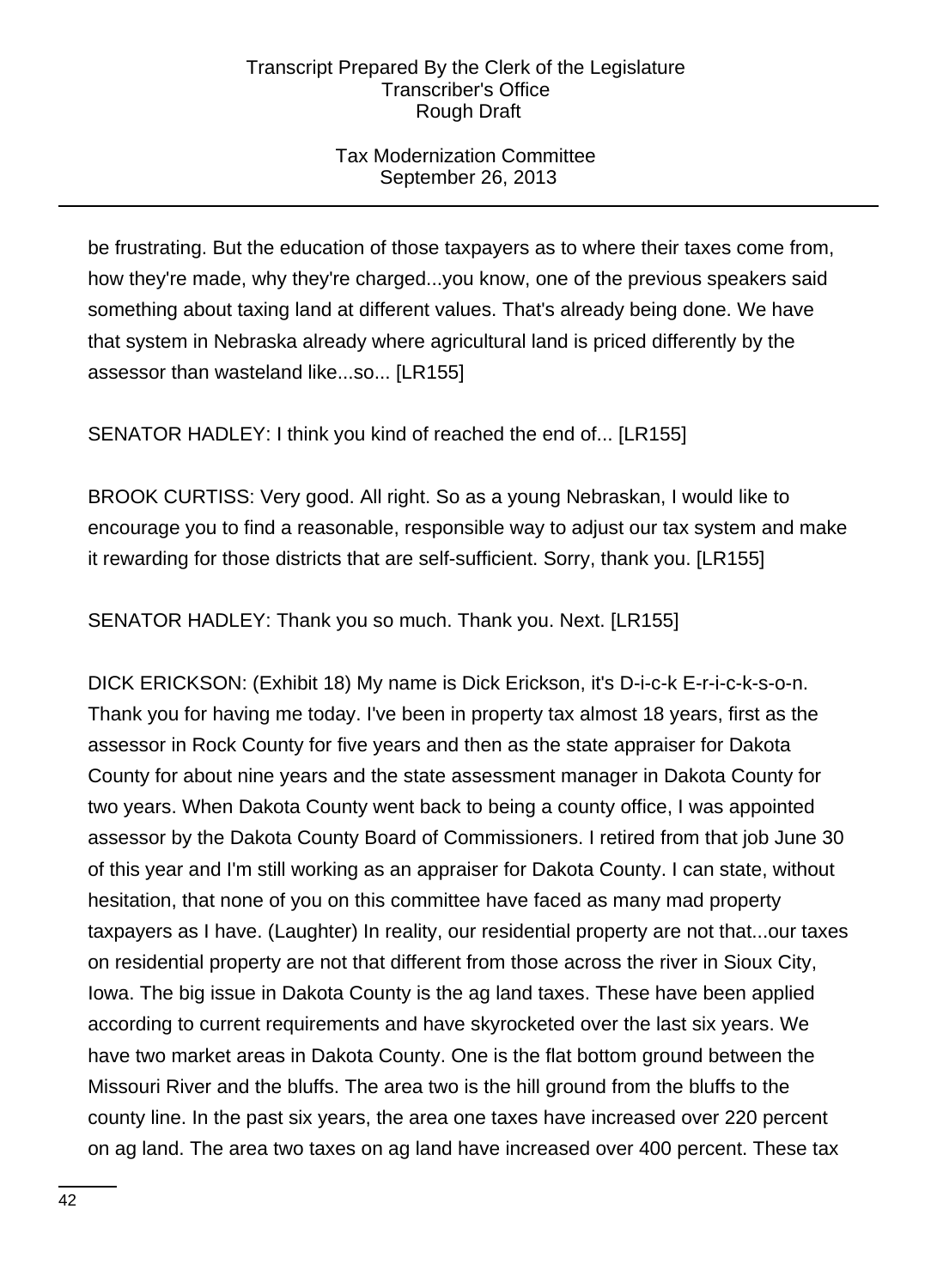be frustrating. But the education of those taxpayers as to where their taxes come from, how they're made, why they're charged...you know, one of the previous speakers said something about taxing land at different values. That's already being done. We have that system in Nebraska already where agricultural land is priced differently by the assessor than wasteland like...so... [LR155]

SENATOR HADLEY: I think you kind of reached the end of... [LR155]

BROOK CURTISS: Very good. All right. So as a young Nebraskan, I would like to encourage you to find a reasonable, responsible way to adjust our tax system and make it rewarding for those districts that are self-sufficient. Sorry, thank you. [LR155]

SENATOR HADLEY: Thank you so much. Thank you. Next. [LR155]

DICK ERICKSON: (Exhibit 18) My name is Dick Erickson, it's D-i-c-k E-r-i-c-k-s-o-n. Thank you for having me today. I've been in property tax almost 18 years, first as the assessor in Rock County for five years and then as the state appraiser for Dakota County for about nine years and the state assessment manager in Dakota County for two years. When Dakota County went back to being a county office, I was appointed assessor by the Dakota County Board of Commissioners. I retired from that job June 30 of this year and I'm still working as an appraiser for Dakota County. I can state, without hesitation, that none of you on this committee have faced as many mad property taxpayers as I have. (Laughter) In reality, our residential property are not that...our taxes on residential property are not that different from those across the river in Sioux City, Iowa. The big issue in Dakota County is the ag land taxes. These have been applied according to current requirements and have skyrocketed over the last six years. We have two market areas in Dakota County. One is the flat bottom ground between the Missouri River and the bluffs. The area two is the hill ground from the bluffs to the county line. In the past six years, the area one taxes have increased over 220 percent on ag land. The area two taxes on ag land have increased over 400 percent. These tax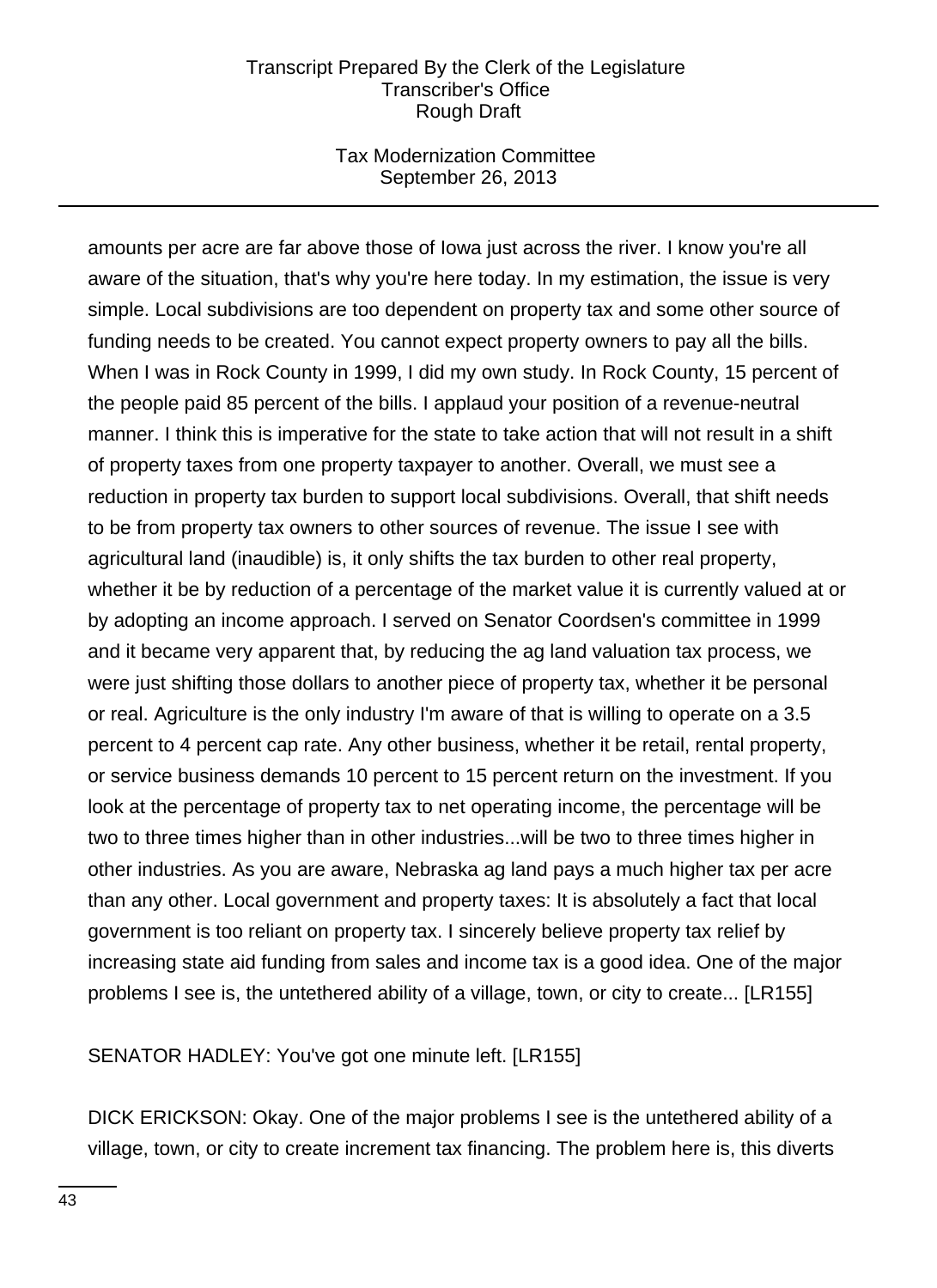amounts per acre are far above those of Iowa just across the river. I know you're all aware of the situation, that's why you're here today. In my estimation, the issue is very simple. Local subdivisions are too dependent on property tax and some other source of funding needs to be created. You cannot expect property owners to pay all the bills. When I was in Rock County in 1999, I did my own study. In Rock County, 15 percent of the people paid 85 percent of the bills. I applaud your position of a revenue-neutral manner. I think this is imperative for the state to take action that will not result in a shift of property taxes from one property taxpayer to another. Overall, we must see a reduction in property tax burden to support local subdivisions. Overall, that shift needs to be from property tax owners to other sources of revenue. The issue I see with agricultural land (inaudible) is, it only shifts the tax burden to other real property, whether it be by reduction of a percentage of the market value it is currently valued at or by adopting an income approach. I served on Senator Coordsen's committee in 1999 and it became very apparent that, by reducing the ag land valuation tax process, we were just shifting those dollars to another piece of property tax, whether it be personal or real. Agriculture is the only industry I'm aware of that is willing to operate on a 3.5 percent to 4 percent cap rate. Any other business, whether it be retail, rental property, or service business demands 10 percent to 15 percent return on the investment. If you look at the percentage of property tax to net operating income, the percentage will be two to three times higher than in other industries...will be two to three times higher in other industries. As you are aware, Nebraska ag land pays a much higher tax per acre than any other. Local government and property taxes: It is absolutely a fact that local government is too reliant on property tax. I sincerely believe property tax relief by increasing state aid funding from sales and income tax is a good idea. One of the major problems I see is, the untethered ability of a village, town, or city to create... [LR155]

SENATOR HADLEY: You've got one minute left. [LR155]

DICK ERICKSON: Okay. One of the major problems I see is the untethered ability of a village, town, or city to create increment tax financing. The problem here is, this diverts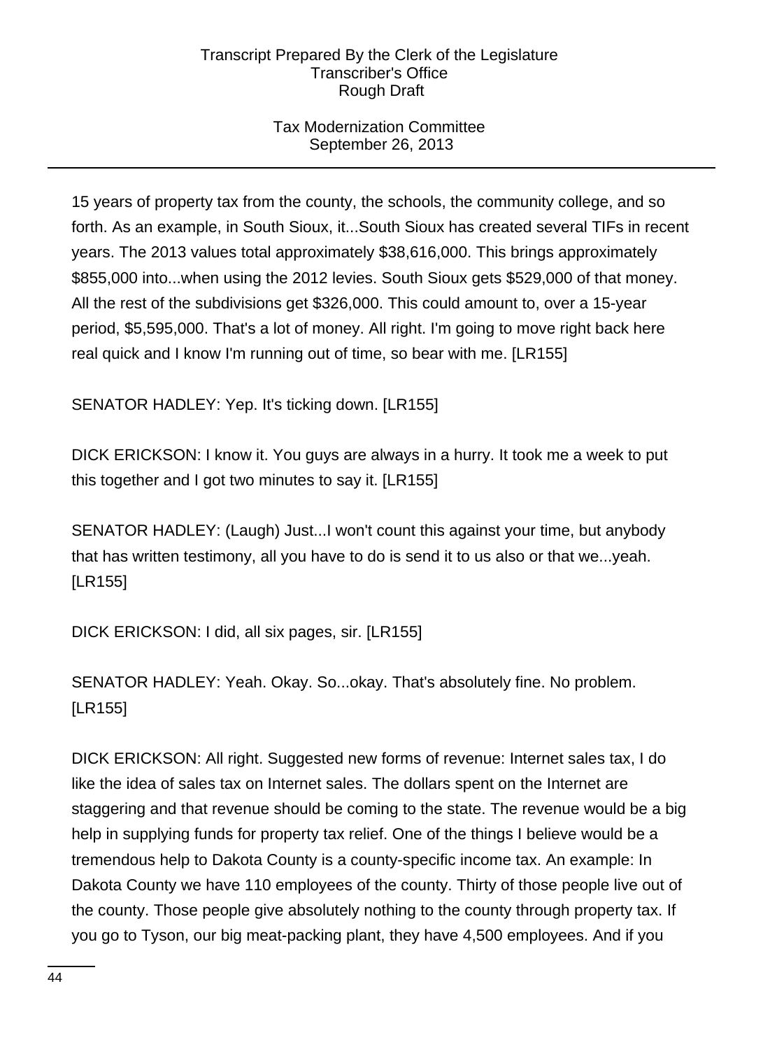15 years of property tax from the county, the schools, the community college, and so forth. As an example, in South Sioux, it...South Sioux has created several TIFs in recent years. The 2013 values total approximately $38,616,000. This brings approximately $855,000 into...when using the 2012 levies. South Sioux gets $529,000 of that money. All the rest of the subdivisions get $326,000. This could amount to, over a 15-year period, $5,595,000. That's a lot of money. All right. I'm going to move right back here real quick and I know I'm running out of time, so bear with me. [LR155]

SENATOR HADLEY: Yep. It's ticking down. [LR155]

DICK ERICKSON: I know it. You guys are always in a hurry. It took me a week to put this together and I got two minutes to say it. [LR155]

SENATOR HADLEY: (Laugh) Just...I won't count this against your time, but anybody that has written testimony, all you have to do is send it to us also or that we...yeah. [LR155]

DICK ERICKSON: I did, all six pages, sir. [LR155]

SENATOR HADLEY: Yeah. Okay. So...okay. That's absolutely fine. No problem. [LR155]

DICK ERICKSON: All right. Suggested new forms of revenue: Internet sales tax, I do like the idea of sales tax on Internet sales. The dollars spent on the Internet are staggering and that revenue should be coming to the state. The revenue would be a big help in supplying funds for property tax relief. One of the things I believe would be a tremendous help to Dakota County is a county-specific income tax. An example: In Dakota County we have 110 employees of the county. Thirty of those people live out of the county. Those people give absolutely nothing to the county through property tax. If you go to Tyson, our big meat-packing plant, they have 4,500 employees. And if you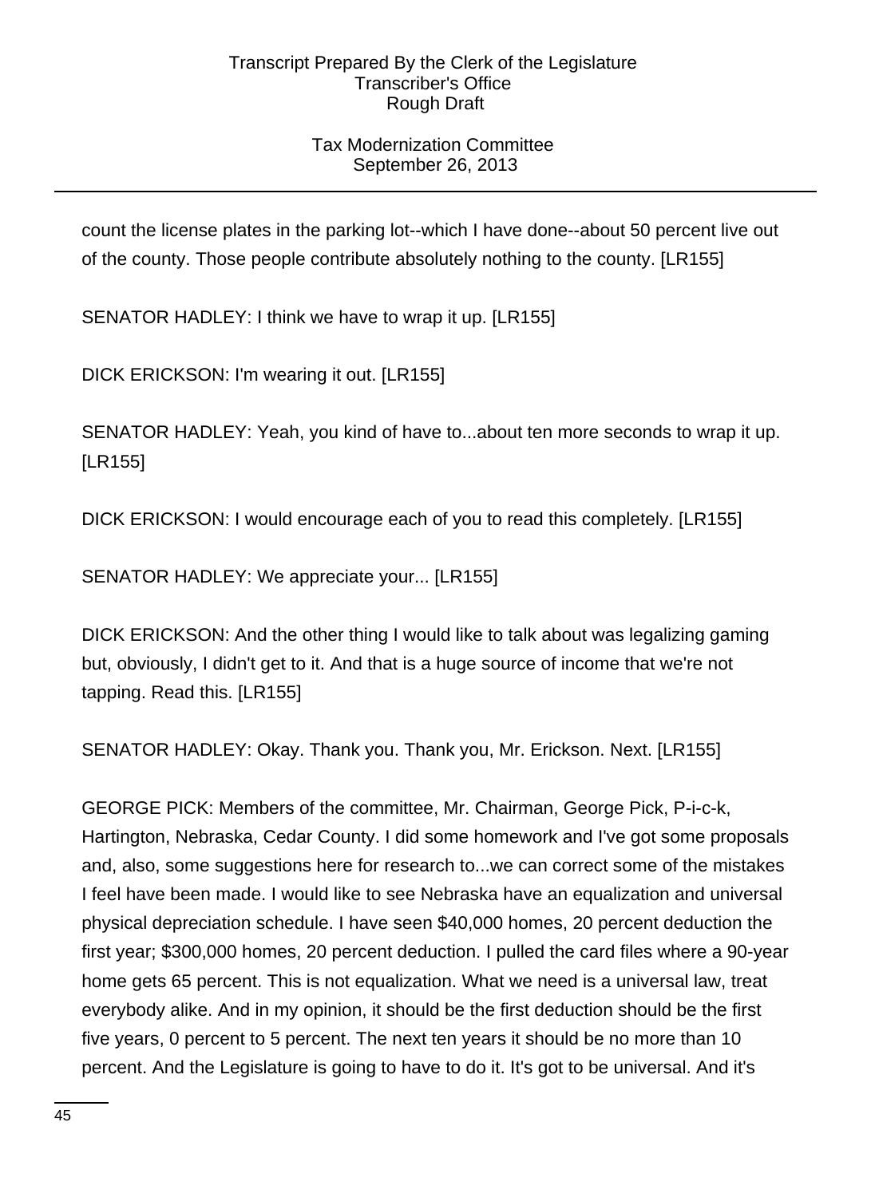count the license plates in the parking lot--which I have done--about 50 percent live out of the county. Those people contribute absolutely nothing to the county. [LR155]

SENATOR HADLEY: I think we have to wrap it up. [LR155]

DICK ERICKSON: I'm wearing it out. [LR155]

SENATOR HADLEY: Yeah, you kind of have to...about ten more seconds to wrap it up. [LR155]

DICK ERICKSON: I would encourage each of you to read this completely. [LR155]

SENATOR HADLEY: We appreciate your... [LR155]

DICK ERICKSON: And the other thing I would like to talk about was legalizing gaming but, obviously, I didn't get to it. And that is a huge source of income that we're not tapping. Read this. [LR155]

SENATOR HADLEY: Okay. Thank you. Thank you, Mr. Erickson. Next. [LR155]

GEORGE PICK: Members of the committee, Mr. Chairman, George Pick, P-i-c-k, Hartington, Nebraska, Cedar County. I did some homework and I've got some proposals and, also, some suggestions here for research to...we can correct some of the mistakes I feel have been made. I would like to see Nebraska have an equalization and universal physical depreciation schedule. I have seen $40,000 homes, 20 percent deduction the first year; $300,000 homes, 20 percent deduction. I pulled the card files where a 90-year home gets 65 percent. This is not equalization. What we need is a universal law, treat everybody alike. And in my opinion, it should be the first deduction should be the first five years, 0 percent to 5 percent. The next ten years it should be no more than 10 percent. And the Legislature is going to have to do it. It's got to be universal. And it's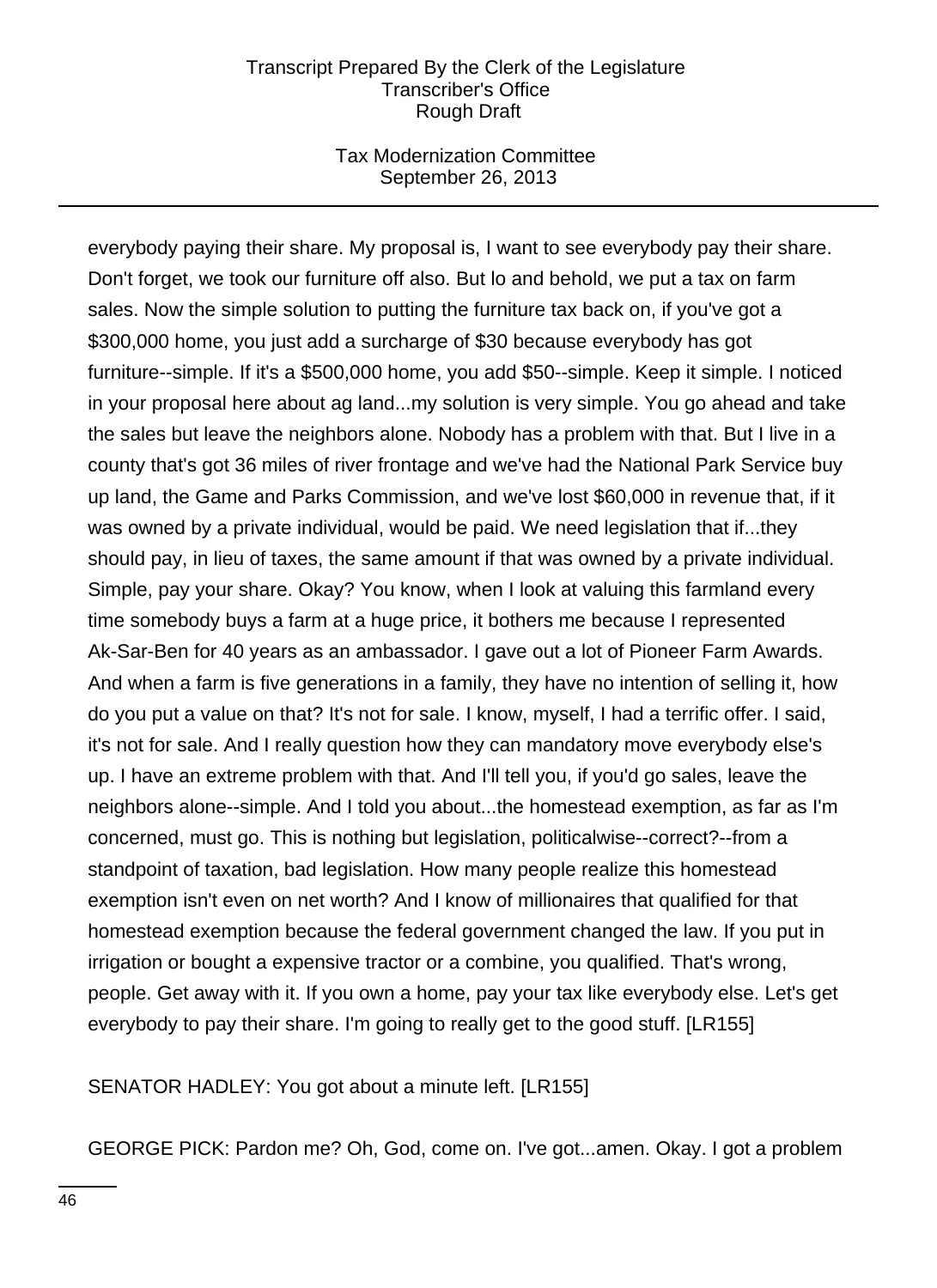everybody paying their share. My proposal is, I want to see everybody pay their share. Don't forget, we took our furniture off also. But lo and behold, we put a tax on farm sales. Now the simple solution to putting the furniture tax back on, if you've got a $300,000 home, you just add a surcharge of $30 because everybody has got furniture--simple. If it's a $500,000 home, you add $50--simple. Keep it simple. I noticed in your proposal here about ag land...my solution is very simple. You go ahead and take the sales but leave the neighbors alone. Nobody has a problem with that. But I live in a county that's got 36 miles of river frontage and we've had the National Park Service buy up land, the Game and Parks Commission, and we've lost $60,000 in revenue that, if it was owned by a private individual, would be paid. We need legislation that if...they should pay, in lieu of taxes, the same amount if that was owned by a private individual. Simple, pay your share. Okay? You know, when I look at valuing this farmland every time somebody buys a farm at a huge price, it bothers me because I represented Ak-Sar-Ben for 40 years as an ambassador. I gave out a lot of Pioneer Farm Awards. And when a farm is five generations in a family, they have no intention of selling it, how do you put a value on that? It's not for sale. I know, myself, I had a terrific offer. I said, it's not for sale. And I really question how they can mandatory move everybody else's up. I have an extreme problem with that. And I'll tell you, if you'd go sales, leave the neighbors alone--simple. And I told you about...the homestead exemption, as far as I'm concerned, must go. This is nothing but legislation, politicalwise--correct?--from a standpoint of taxation, bad legislation. How many people realize this homestead exemption isn't even on net worth? And I know of millionaires that qualified for that homestead exemption because the federal government changed the law. If you put in irrigation or bought a expensive tractor or a combine, you qualified. That's wrong, people. Get away with it. If you own a home, pay your tax like everybody else. Let's get everybody to pay their share. I'm going to really get to the good stuff. [LR155]

SENATOR HADLEY: You got about a minute left. [LR155]

GEORGE PICK: Pardon me? Oh, God, come on. I've got...amen. Okay. I got a problem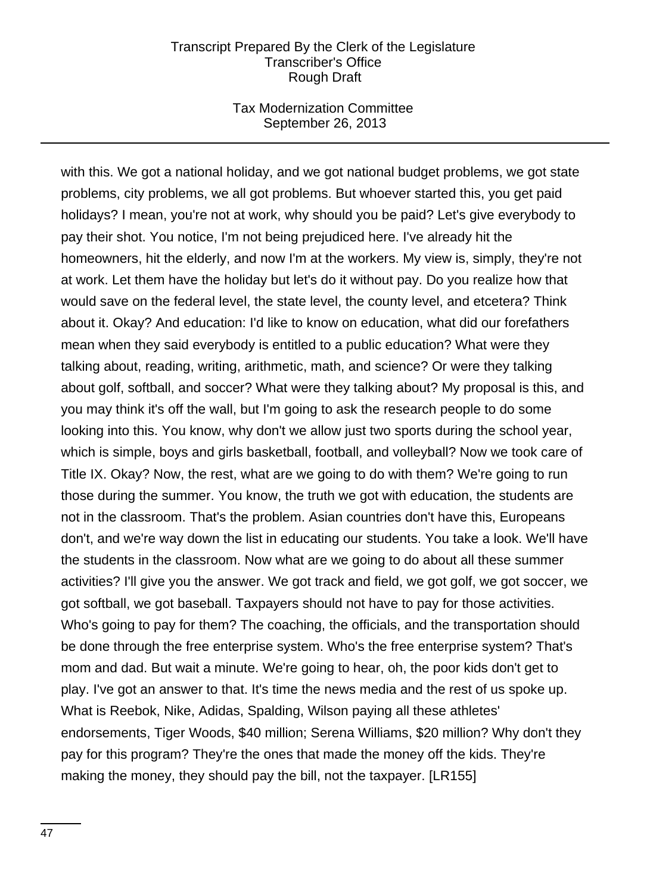with this. We got a national holiday, and we got national budget problems, we got state problems, city problems, we all got problems. But whoever started this, you get paid holidays? I mean, you're not at work, why should you be paid? Let's give everybody to pay their shot. You notice, I'm not being prejudiced here. I've already hit the homeowners, hit the elderly, and now I'm at the workers. My view is, simply, they're not at work. Let them have the holiday but let's do it without pay. Do you realize how that would save on the federal level, the state level, the county level, and etcetera? Think about it. Okay? And education: I'd like to know on education, what did our forefathers mean when they said everybody is entitled to a public education? What were they talking about, reading, writing, arithmetic, math, and science? Or were they talking about golf, softball, and soccer? What were they talking about? My proposal is this, and you may think it's off the wall, but I'm going to ask the research people to do some looking into this. You know, why don't we allow just two sports during the school year, which is simple, boys and girls basketball, football, and volleyball? Now we took care of Title IX. Okay? Now, the rest, what are we going to do with them? We're going to run those during the summer. You know, the truth we got with education, the students are not in the classroom. That's the problem. Asian countries don't have this, Europeans don't, and we're way down the list in educating our students. You take a look. We'll have the students in the classroom. Now what are we going to do about all these summer activities? I'll give you the answer. We got track and field, we got golf, we got soccer, we got softball, we got baseball. Taxpayers should not have to pay for those activities. Who's going to pay for them? The coaching, the officials, and the transportation should be done through the free enterprise system. Who's the free enterprise system? That's mom and dad. But wait a minute. We're going to hear, oh, the poor kids don't get to play. I've got an answer to that. It's time the news media and the rest of us spoke up. What is Reebok, Nike, Adidas, Spalding, Wilson paying all these athletes' endorsements, Tiger Woods, $40 million; Serena Williams, $20 million? Why don't they pay for this program? They're the ones that made the money off the kids. They're making the money, they should pay the bill, not the taxpayer. [LR155]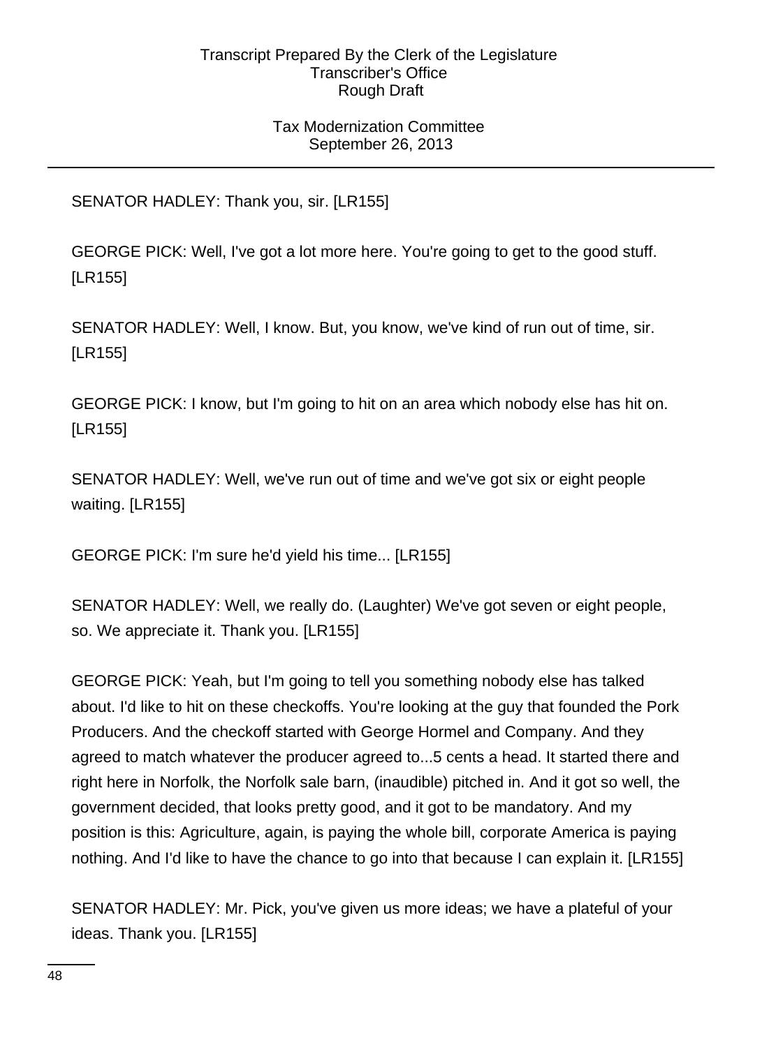SENATOR HADLEY: Thank you, sir. [LR155]

GEORGE PICK: Well, I've got a lot more here. You're going to get to the good stuff. [LR155]

SENATOR HADLEY: Well, I know. But, you know, we've kind of run out of time, sir. [LR155]

GEORGE PICK: I know, but I'm going to hit on an area which nobody else has hit on. [LR155]

SENATOR HADLEY: Well, we've run out of time and we've got six or eight people waiting. [LR155]

GEORGE PICK: I'm sure he'd yield his time... [LR155]

SENATOR HADLEY: Well, we really do. (Laughter) We've got seven or eight people, so. We appreciate it. Thank you. [LR155]

GEORGE PICK: Yeah, but I'm going to tell you something nobody else has talked about. I'd like to hit on these checkoffs. You're looking at the guy that founded the Pork Producers. And the checkoff started with George Hormel and Company. And they agreed to match whatever the producer agreed to...5 cents a head. It started there and right here in Norfolk, the Norfolk sale barn, (inaudible) pitched in. And it got so well, the government decided, that looks pretty good, and it got to be mandatory. And my position is this: Agriculture, again, is paying the whole bill, corporate America is paying nothing. And I'd like to have the chance to go into that because I can explain it. [LR155]

SENATOR HADLEY: Mr. Pick, you've given us more ideas; we have a plateful of your ideas. Thank you. [LR155]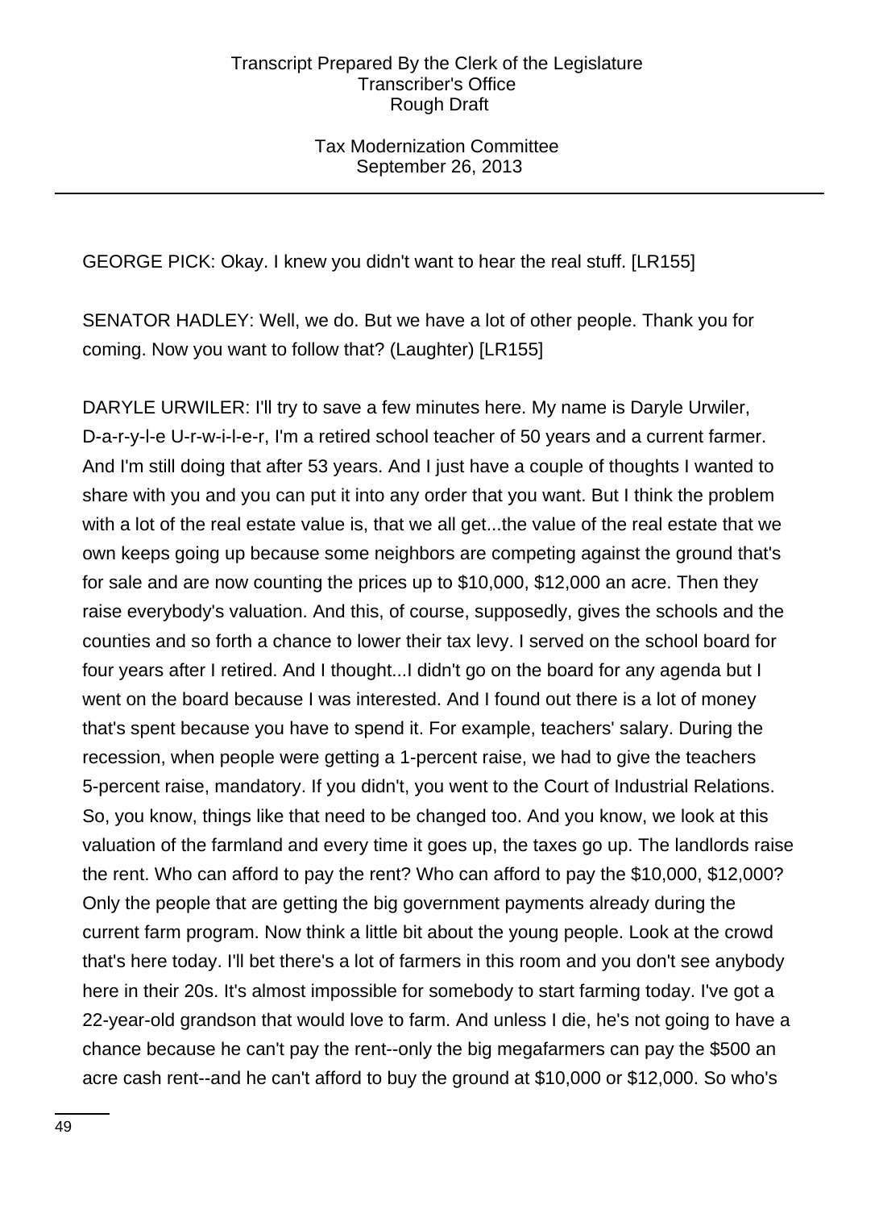GEORGE PICK: Okay. I knew you didn't want to hear the real stuff. [LR155]

SENATOR HADLEY: Well, we do. But we have a lot of other people. Thank you for coming. Now you want to follow that? (Laughter) [LR155]

DARYLE URWILER: I'll try to save a few minutes here. My name is Daryle Urwiler, D-a-r-y-l-e U-r-w-i-l-e-r, I'm a retired school teacher of 50 years and a current farmer. And I'm still doing that after 53 years. And I just have a couple of thoughts I wanted to share with you and you can put it into any order that you want. But I think the problem with a lot of the real estate value is, that we all get...the value of the real estate that we own keeps going up because some neighbors are competing against the ground that's for sale and are now counting the prices up to $10,000, $12,000 an acre. Then they raise everybody's valuation. And this, of course, supposedly, gives the schools and the counties and so forth a chance to lower their tax levy. I served on the school board for four years after I retired. And I thought...I didn't go on the board for any agenda but I went on the board because I was interested. And I found out there is a lot of money that's spent because you have to spend it. For example, teachers' salary. During the recession, when people were getting a 1-percent raise, we had to give the teachers 5-percent raise, mandatory. If you didn't, you went to the Court of Industrial Relations. So, you know, things like that need to be changed too. And you know, we look at this valuation of the farmland and every time it goes up, the taxes go up. The landlords raise the rent. Who can afford to pay the rent? Who can afford to pay the $10,000, $12,000? Only the people that are getting the big government payments already during the current farm program. Now think a little bit about the young people. Look at the crowd that's here today. I'll bet there's a lot of farmers in this room and you don't see anybody here in their 20s. It's almost impossible for somebody to start farming today. I've got a 22-year-old grandson that would love to farm. And unless I die, he's not going to have a chance because he can't pay the rent--only the big megafarmers can pay the $500 an acre cash rent--and he can't afford to buy the ground at $10,000 or $12,000. So who's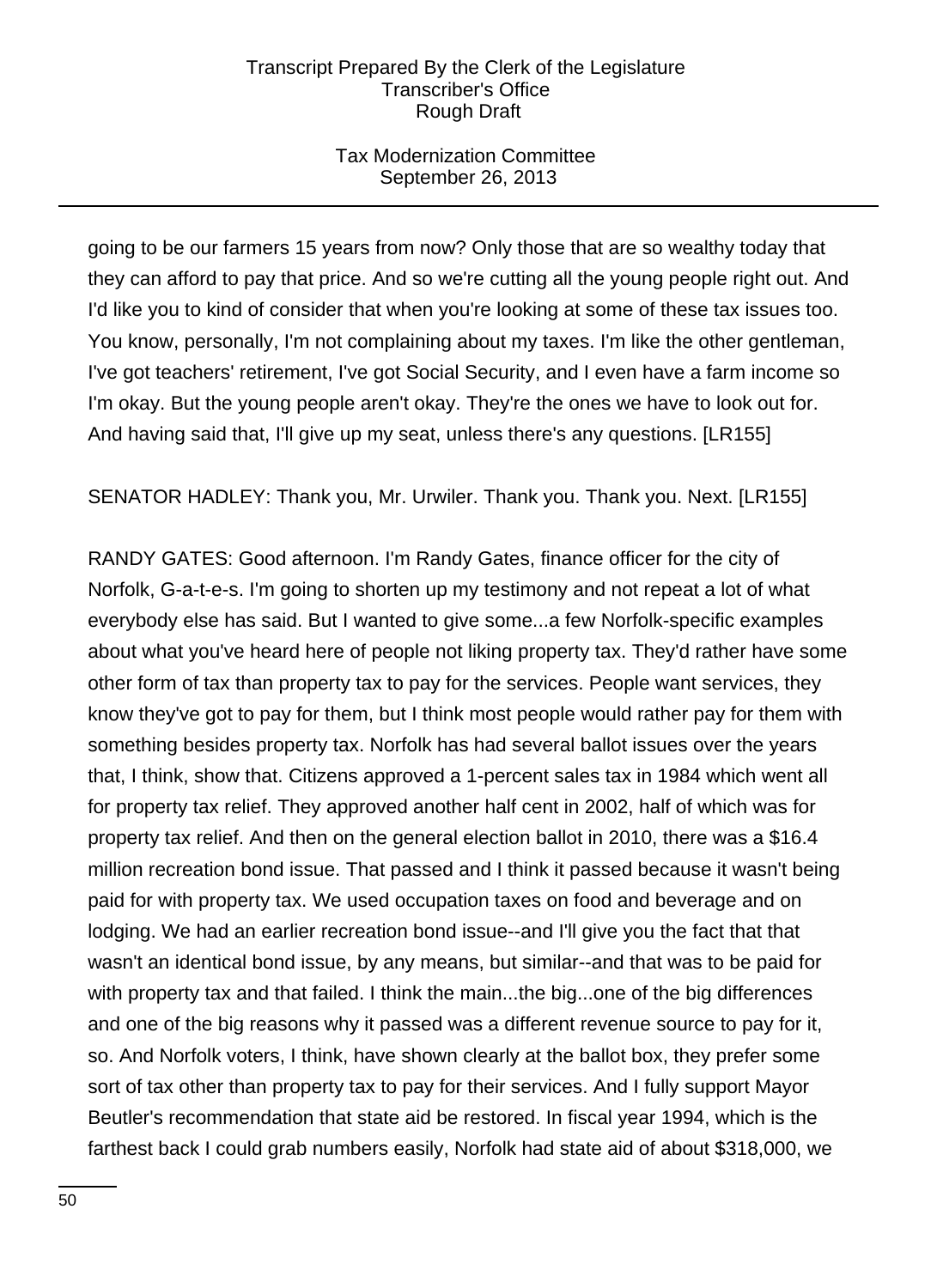going to be our farmers 15 years from now? Only those that are so wealthy today that they can afford to pay that price. And so we're cutting all the young people right out. And I'd like you to kind of consider that when you're looking at some of these tax issues too. You know, personally, I'm not complaining about my taxes. I'm like the other gentleman, I've got teachers' retirement, I've got Social Security, and I even have a farm income so I'm okay. But the young people aren't okay. They're the ones we have to look out for. And having said that, I'll give up my seat, unless there's any questions. [LR155]

SENATOR HADLEY: Thank you, Mr. Urwiler. Thank you. Thank you. Next. [LR155]

RANDY GATES: Good afternoon. I'm Randy Gates, finance officer for the city of Norfolk, G-a-t-e-s. I'm going to shorten up my testimony and not repeat a lot of what everybody else has said. But I wanted to give some...a few Norfolk-specific examples about what you've heard here of people not liking property tax. They'd rather have some other form of tax than property tax to pay for the services. People want services, they know they've got to pay for them, but I think most people would rather pay for them with something besides property tax. Norfolk has had several ballot issues over the years that, I think, show that. Citizens approved a 1-percent sales tax in 1984 which went all for property tax relief. They approved another half cent in 2002, half of which was for property tax relief. And then on the general election ballot in 2010, there was a $16.4 million recreation bond issue. That passed and I think it passed because it wasn't being paid for with property tax. We used occupation taxes on food and beverage and on lodging. We had an earlier recreation bond issue--and I'll give you the fact that that wasn't an identical bond issue, by any means, but similar--and that was to be paid for with property tax and that failed. I think the main...the big...one of the big differences and one of the big reasons why it passed was a different revenue source to pay for it, so. And Norfolk voters, I think, have shown clearly at the ballot box, they prefer some sort of tax other than property tax to pay for their services. And I fully support Mayor Beutler's recommendation that state aid be restored. In fiscal year 1994, which is the farthest back I could grab numbers easily, Norfolk had state aid of about $318,000, we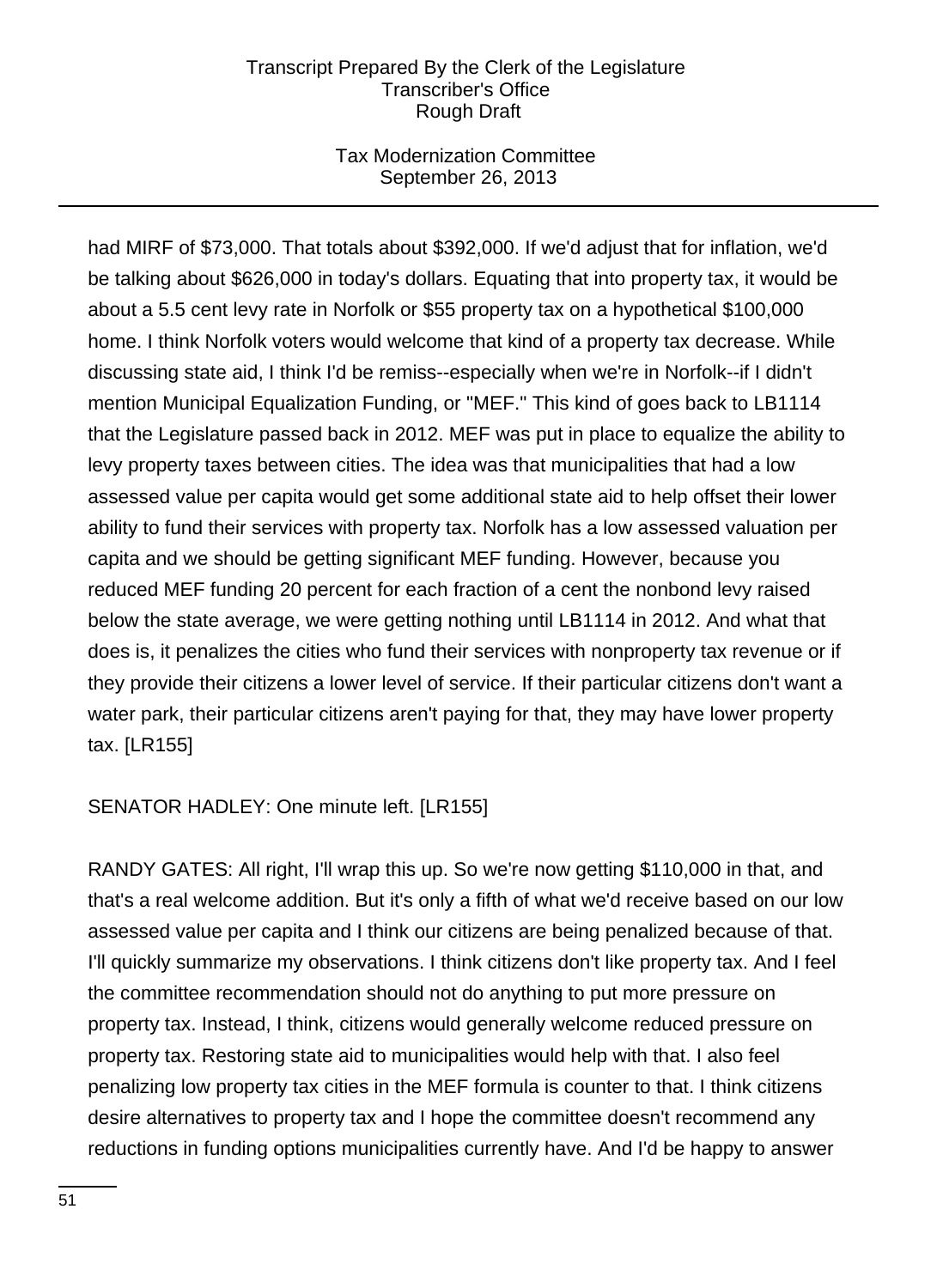had MIRF of $73,000. That totals about $392,000. If we'd adjust that for inflation, we'd be talking about $626,000 in today's dollars. Equating that into property tax, it would be about a 5.5 cent levy rate in Norfolk or $55 property tax on a hypothetical $100,000 home. I think Norfolk voters would welcome that kind of a property tax decrease. While discussing state aid, I think I'd be remiss--especially when we're in Norfolk--if I didn't mention Municipal Equalization Funding, or "MEF." This kind of goes back to LB1114 that the Legislature passed back in 2012. MEF was put in place to equalize the ability to levy property taxes between cities. The idea was that municipalities that had a low assessed value per capita would get some additional state aid to help offset their lower ability to fund their services with property tax. Norfolk has a low assessed valuation per capita and we should be getting significant MEF funding. However, because you reduced MEF funding 20 percent for each fraction of a cent the nonbond levy raised below the state average, we were getting nothing until LB1114 in 2012. And what that does is, it penalizes the cities who fund their services with nonproperty tax revenue or if they provide their citizens a lower level of service. If their particular citizens don't want a water park, their particular citizens aren't paying for that, they may have lower property tax. [LR155]

SENATOR HADLEY: One minute left. [LR155]

RANDY GATES: All right, I'll wrap this up. So we're now getting $110,000 in that, and that's a real welcome addition. But it's only a fifth of what we'd receive based on our low assessed value per capita and I think our citizens are being penalized because of that. I'll quickly summarize my observations. I think citizens don't like property tax. And I feel the committee recommendation should not do anything to put more pressure on property tax. Instead, I think, citizens would generally welcome reduced pressure on property tax. Restoring state aid to municipalities would help with that. I also feel penalizing low property tax cities in the MEF formula is counter to that. I think citizens desire alternatives to property tax and I hope the committee doesn't recommend any reductions in funding options municipalities currently have. And I'd be happy to answer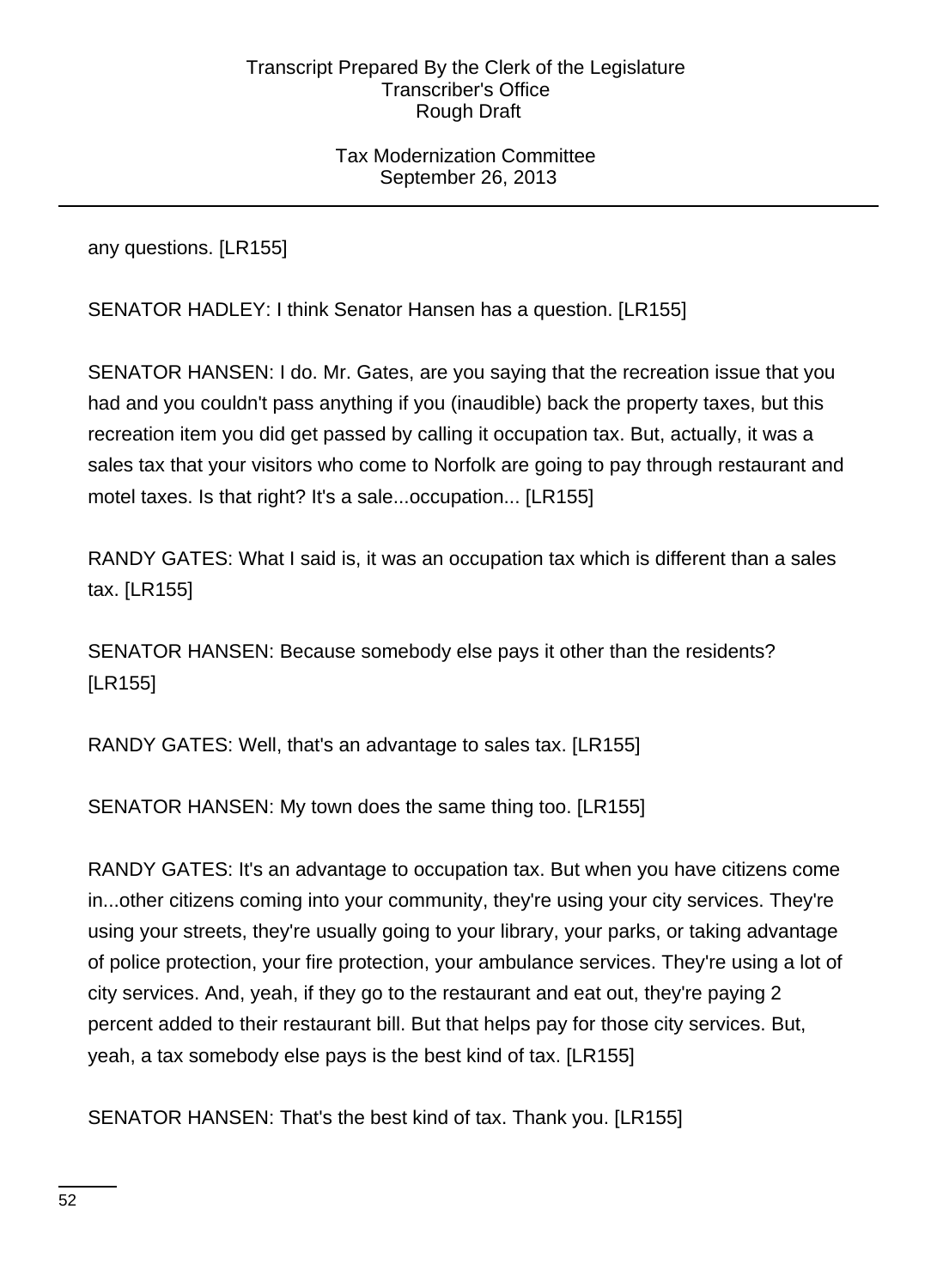any questions. [LR155]

SENATOR HADLEY: I think Senator Hansen has a question. [LR155]

SENATOR HANSEN: I do. Mr. Gates, are you saying that the recreation issue that you had and you couldn't pass anything if you (inaudible) back the property taxes, but this recreation item you did get passed by calling it occupation tax. But, actually, it was a sales tax that your visitors who come to Norfolk are going to pay through restaurant and motel taxes. Is that right? It's a sale...occupation... [LR155]

RANDY GATES: What I said is, it was an occupation tax which is different than a sales tax. [LR155]

SENATOR HANSEN: Because somebody else pays it other than the residents? [LR155]

RANDY GATES: Well, that's an advantage to sales tax. [LR155]

SENATOR HANSEN: My town does the same thing too. [LR155]

RANDY GATES: It's an advantage to occupation tax. But when you have citizens come in...other citizens coming into your community, they're using your city services. They're using your streets, they're usually going to your library, your parks, or taking advantage of police protection, your fire protection, your ambulance services. They're using a lot of city services. And, yeah, if they go to the restaurant and eat out, they're paying 2 percent added to their restaurant bill. But that helps pay for those city services. But, yeah, a tax somebody else pays is the best kind of tax. [LR155]

SENATOR HANSEN: That's the best kind of tax. Thank you. [LR155]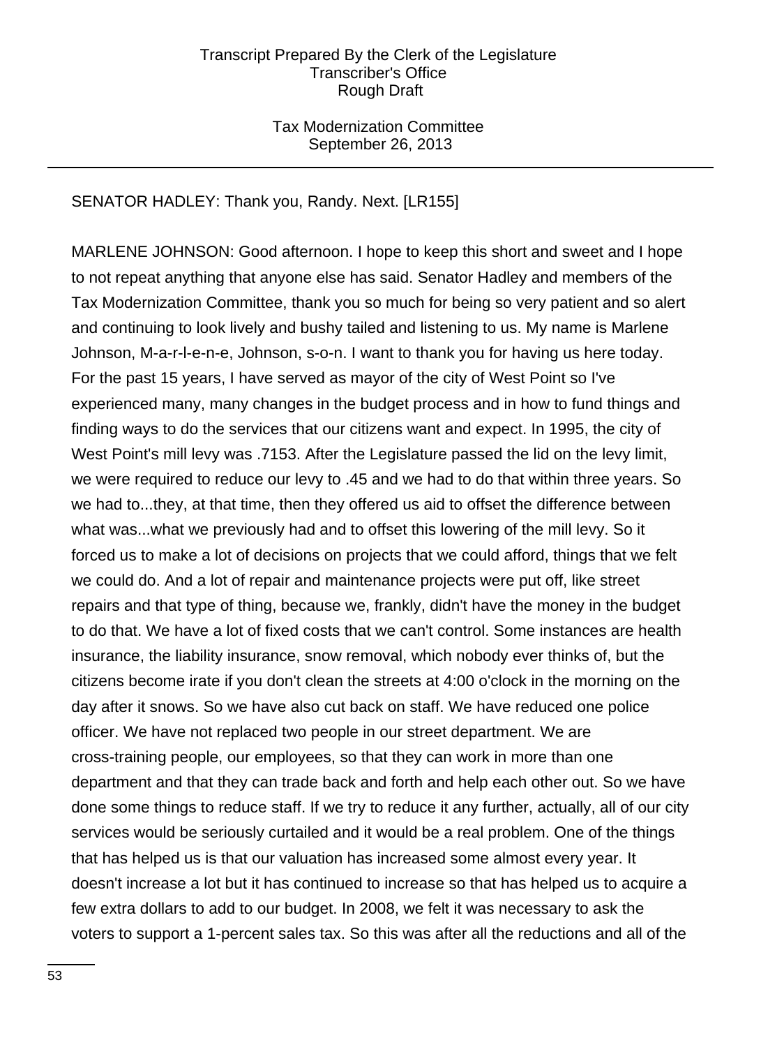SENATOR HADLEY: Thank you, Randy. Next. [LR155]

MARLENE JOHNSON: Good afternoon. I hope to keep this short and sweet and I hope to not repeat anything that anyone else has said. Senator Hadley and members of the Tax Modernization Committee, thank you so much for being so very patient and so alert and continuing to look lively and bushy tailed and listening to us. My name is Marlene Johnson, M-a-r-l-e-n-e, Johnson, s-o-n. I want to thank you for having us here today. For the past 15 years, I have served as mayor of the city of West Point so I've experienced many, many changes in the budget process and in how to fund things and finding ways to do the services that our citizens want and expect. In 1995, the city of West Point's mill levy was .7153. After the Legislature passed the lid on the levy limit, we were required to reduce our levy to .45 and we had to do that within three years. So we had to...they, at that time, then they offered us aid to offset the difference between what was...what we previously had and to offset this lowering of the mill levy. So it forced us to make a lot of decisions on projects that we could afford, things that we felt we could do. And a lot of repair and maintenance projects were put off, like street repairs and that type of thing, because we, frankly, didn't have the money in the budget to do that. We have a lot of fixed costs that we can't control. Some instances are health insurance, the liability insurance, snow removal, which nobody ever thinks of, but the citizens become irate if you don't clean the streets at 4:00 o'clock in the morning on the day after it snows. So we have also cut back on staff. We have reduced one police officer. We have not replaced two people in our street department. We are cross-training people, our employees, so that they can work in more than one department and that they can trade back and forth and help each other out. So we have done some things to reduce staff. If we try to reduce it any further, actually, all of our city services would be seriously curtailed and it would be a real problem. One of the things that has helped us is that our valuation has increased some almost every year. It doesn't increase a lot but it has continued to increase so that has helped us to acquire a few extra dollars to add to our budget. In 2008, we felt it was necessary to ask the voters to support a 1-percent sales tax. So this was after all the reductions and all of the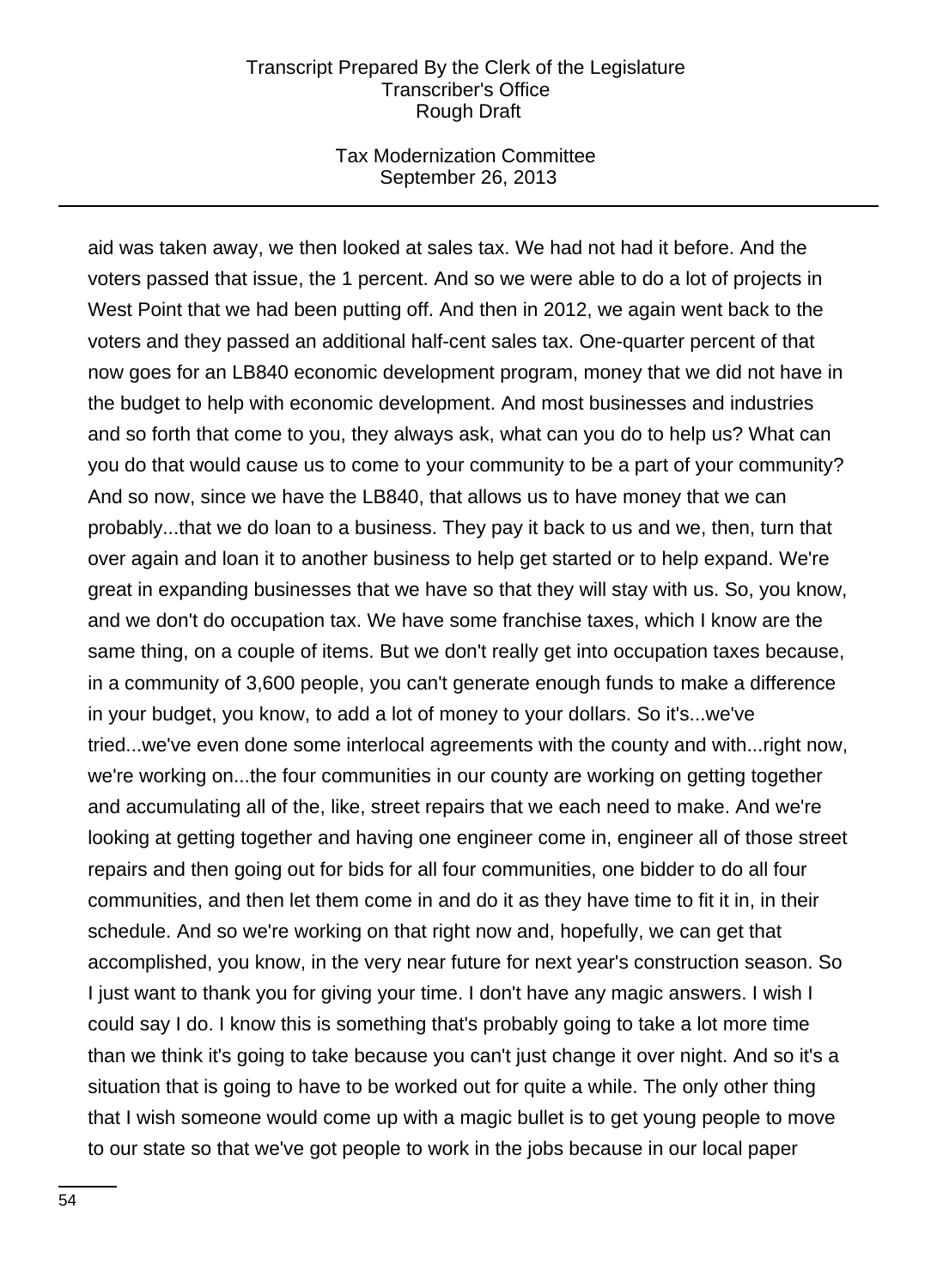aid was taken away, we then looked at sales tax. We had not had it before. And the voters passed that issue, the 1 percent. And so we were able to do a lot of projects in West Point that we had been putting off. And then in 2012, we again went back to the voters and they passed an additional half-cent sales tax. One-quarter percent of that now goes for an LB840 economic development program, money that we did not have in the budget to help with economic development. And most businesses and industries and so forth that come to you, they always ask, what can you do to help us? What can you do that would cause us to come to your community to be a part of your community? And so now, since we have the LB840, that allows us to have money that we can probably...that we do loan to a business. They pay it back to us and we, then, turn that over again and loan it to another business to help get started or to help expand. We're great in expanding businesses that we have so that they will stay with us. So, you know, and we don't do occupation tax. We have some franchise taxes, which I know are the same thing, on a couple of items. But we don't really get into occupation taxes because, in a community of 3,600 people, you can't generate enough funds to make a difference in your budget, you know, to add a lot of money to your dollars. So it's...we've tried...we've even done some interlocal agreements with the county and with...right now, we're working on...the four communities in our county are working on getting together and accumulating all of the, like, street repairs that we each need to make. And we're looking at getting together and having one engineer come in, engineer all of those street repairs and then going out for bids for all four communities, one bidder to do all four communities, and then let them come in and do it as they have time to fit it in, in their schedule. And so we're working on that right now and, hopefully, we can get that accomplished, you know, in the very near future for next year's construction season. So I just want to thank you for giving your time. I don't have any magic answers. I wish I could say I do. I know this is something that's probably going to take a lot more time than we think it's going to take because you can't just change it over night. And so it's a situation that is going to have to be worked out for quite a while. The only other thing that I wish someone would come up with a magic bullet is to get young people to move to our state so that we've got people to work in the jobs because in our local paper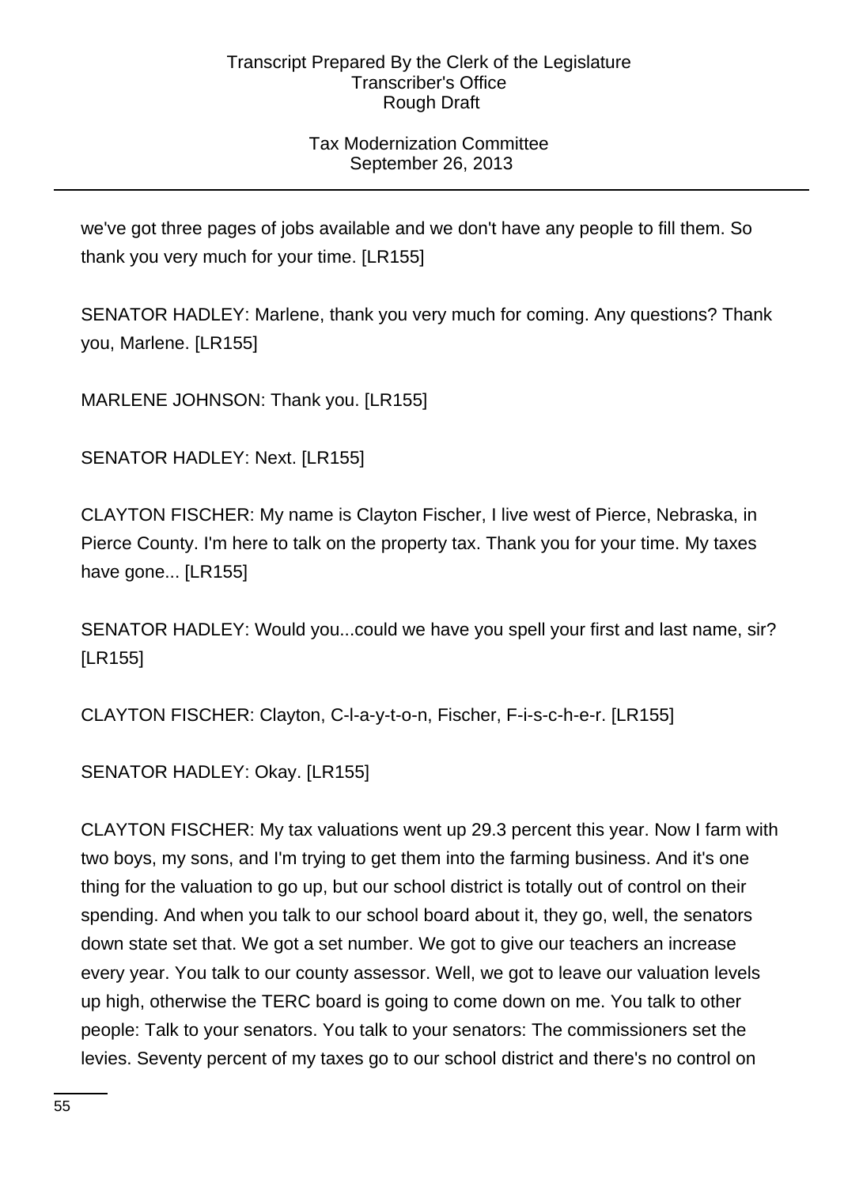we've got three pages of jobs available and we don't have any people to fill them. So thank you very much for your time. [LR155]

SENATOR HADLEY: Marlene, thank you very much for coming. Any questions? Thank you, Marlene. [LR155]

MARLENE JOHNSON: Thank you. [LR155]

SENATOR HADLEY: Next. [LR155]

CLAYTON FISCHER: My name is Clayton Fischer, I live west of Pierce, Nebraska, in Pierce County. I'm here to talk on the property tax. Thank you for your time. My taxes have gone... [LR155]

SENATOR HADLEY: Would you...could we have you spell your first and last name, sir? [LR155]

CLAYTON FISCHER: Clayton, C-l-a-y-t-o-n, Fischer, F-i-s-c-h-e-r. [LR155]

SENATOR HADLEY: Okay. [LR155]

CLAYTON FISCHER: My tax valuations went up 29.3 percent this year. Now I farm with two boys, my sons, and I'm trying to get them into the farming business. And it's one thing for the valuation to go up, but our school district is totally out of control on their spending. And when you talk to our school board about it, they go, well, the senators down state set that. We got a set number. We got to give our teachers an increase every year. You talk to our county assessor. Well, we got to leave our valuation levels up high, otherwise the TERC board is going to come down on me. You talk to other people: Talk to your senators. You talk to your senators: The commissioners set the levies. Seventy percent of my taxes go to our school district and there's no control on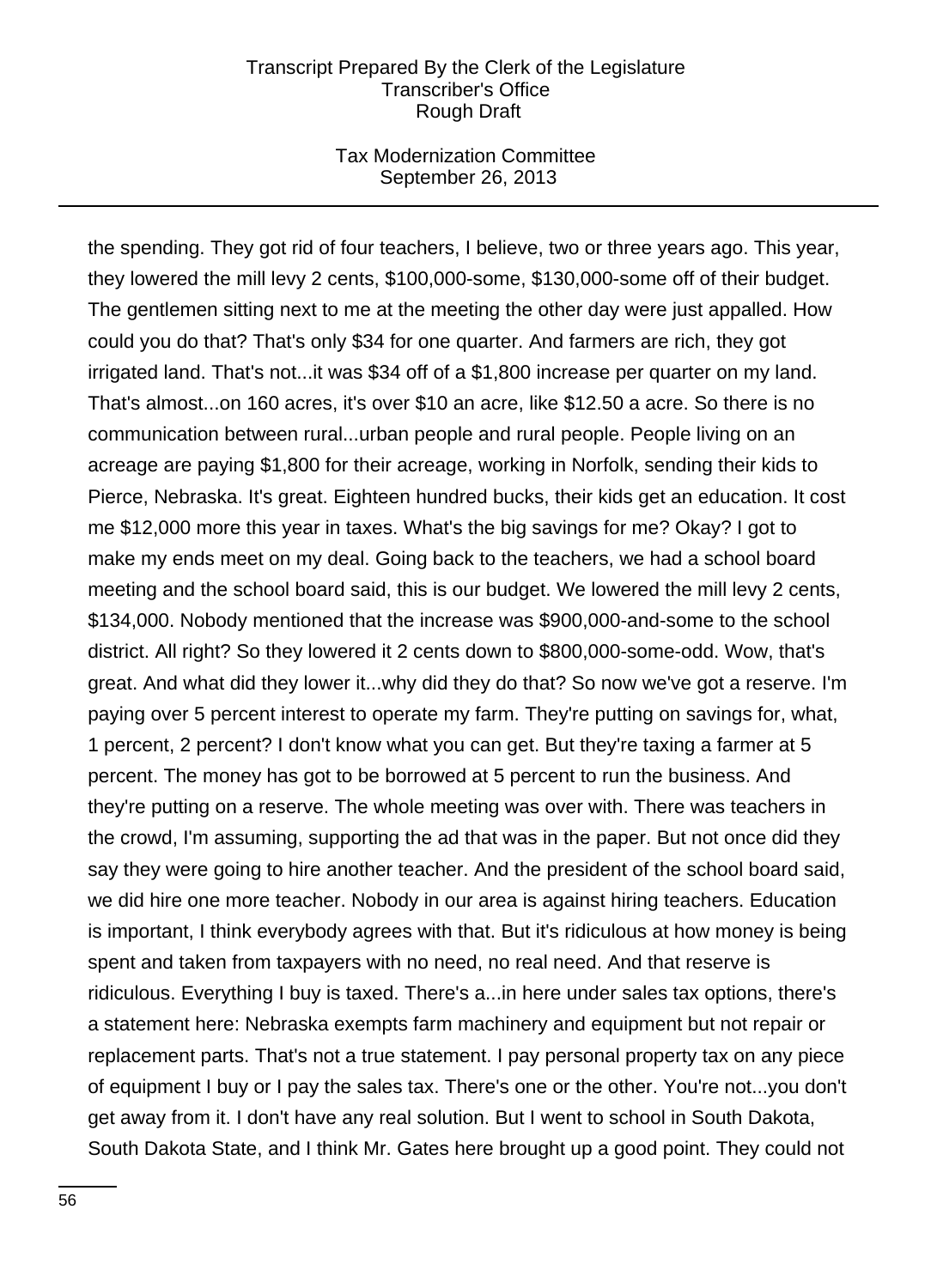the spending. They got rid of four teachers, I believe, two or three years ago. This year, they lowered the mill levy 2 cents, $100,000-some, $130,000-some off of their budget. The gentlemen sitting next to me at the meeting the other day were just appalled. How could you do that? That's only $34 for one quarter. And farmers are rich, they got irrigated land. That's not...it was $34 off of a $1,800 increase per quarter on my land. That's almost...on 160 acres, it's over $10 an acre, like $12.50 a acre. So there is no communication between rural...urban people and rural people. People living on an acreage are paying $1,800 for their acreage, working in Norfolk, sending their kids to Pierce, Nebraska. It's great. Eighteen hundred bucks, their kids get an education. It cost me $12,000 more this year in taxes. What's the big savings for me? Okay? I got to make my ends meet on my deal. Going back to the teachers, we had a school board meeting and the school board said, this is our budget. We lowered the mill levy 2 cents, $134,000. Nobody mentioned that the increase was $900,000-and-some to the school district. All right? So they lowered it 2 cents down to $800,000-some-odd. Wow, that's great. And what did they lower it...why did they do that? So now we've got a reserve. I'm paying over 5 percent interest to operate my farm. They're putting on savings for, what, 1 percent, 2 percent? I don't know what you can get. But they're taxing a farmer at 5 percent. The money has got to be borrowed at 5 percent to run the business. And they're putting on a reserve. The whole meeting was over with. There was teachers in the crowd, I'm assuming, supporting the ad that was in the paper. But not once did they say they were going to hire another teacher. And the president of the school board said, we did hire one more teacher. Nobody in our area is against hiring teachers. Education is important, I think everybody agrees with that. But it's ridiculous at how money is being spent and taken from taxpayers with no need, no real need. And that reserve is ridiculous. Everything I buy is taxed. There's a...in here under sales tax options, there's a statement here: Nebraska exempts farm machinery and equipment but not repair or replacement parts. That's not a true statement. I pay personal property tax on any piece of equipment I buy or I pay the sales tax. There's one or the other. You're not...you don't get away from it. I don't have any real solution. But I went to school in South Dakota, South Dakota State, and I think Mr. Gates here brought up a good point. They could not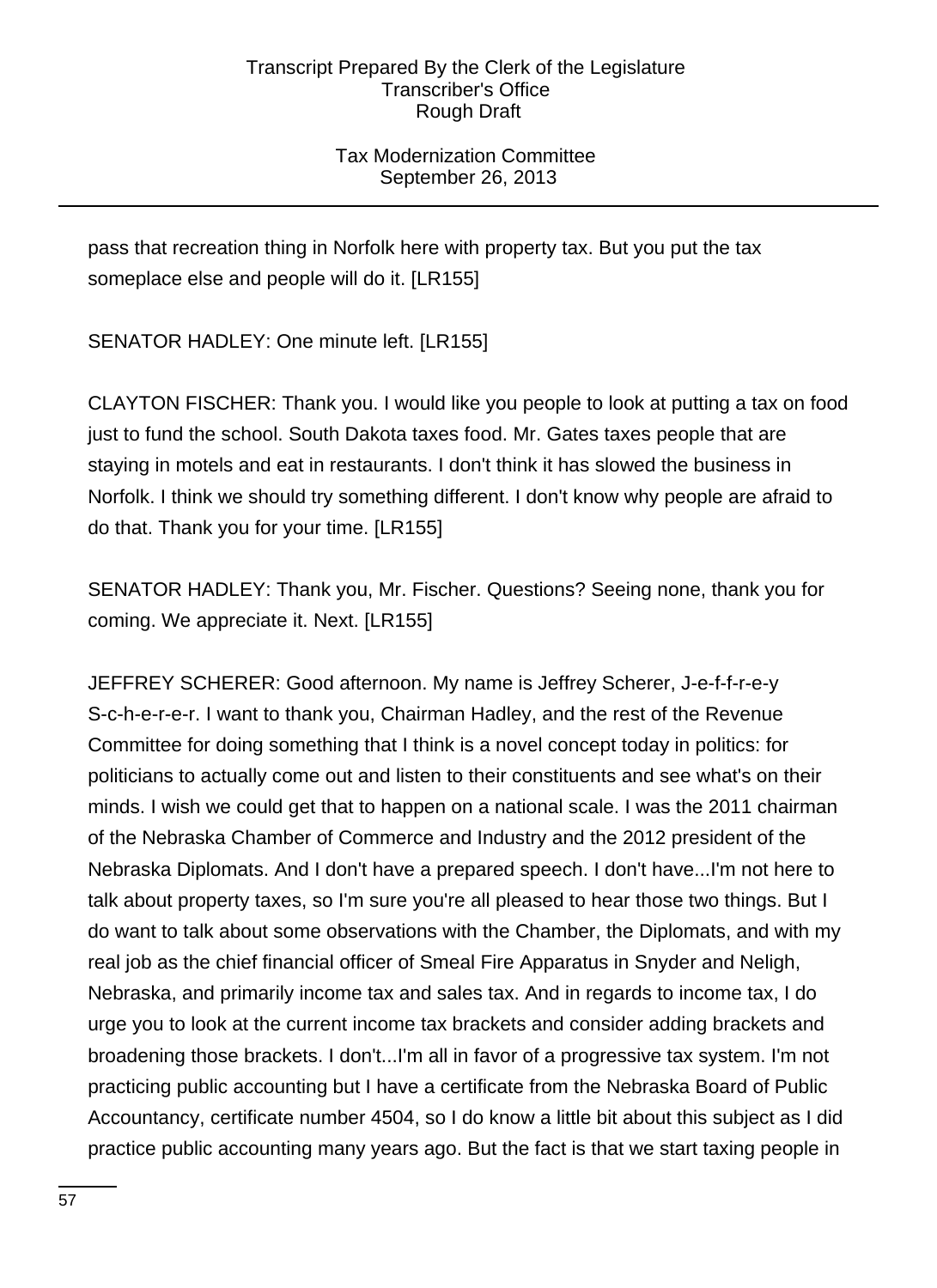pass that recreation thing in Norfolk here with property tax. But you put the tax someplace else and people will do it. [LR155]

SENATOR HADLEY: One minute left. [LR155]

CLAYTON FISCHER: Thank you. I would like you people to look at putting a tax on food just to fund the school. South Dakota taxes food. Mr. Gates taxes people that are staying in motels and eat in restaurants. I don't think it has slowed the business in Norfolk. I think we should try something different. I don't know why people are afraid to do that. Thank you for your time. [LR155]

SENATOR HADLEY: Thank you, Mr. Fischer. Questions? Seeing none, thank you for coming. We appreciate it. Next. [LR155]

JEFFREY SCHERER: Good afternoon. My name is Jeffrey Scherer, J-e-f-f-r-e-y S-c-h-e-r-e-r. I want to thank you, Chairman Hadley, and the rest of the Revenue Committee for doing something that I think is a novel concept today in politics: for politicians to actually come out and listen to their constituents and see what's on their minds. I wish we could get that to happen on a national scale. I was the 2011 chairman of the Nebraska Chamber of Commerce and Industry and the 2012 president of the Nebraska Diplomats. And I don't have a prepared speech. I don't have...I'm not here to talk about property taxes, so I'm sure you're all pleased to hear those two things. But I do want to talk about some observations with the Chamber, the Diplomats, and with my real job as the chief financial officer of Smeal Fire Apparatus in Snyder and Neligh, Nebraska, and primarily income tax and sales tax. And in regards to income tax, I do urge you to look at the current income tax brackets and consider adding brackets and broadening those brackets. I don't...I'm all in favor of a progressive tax system. I'm not practicing public accounting but I have a certificate from the Nebraska Board of Public Accountancy, certificate number 4504, so I do know a little bit about this subject as I did practice public accounting many years ago. But the fact is that we start taxing people in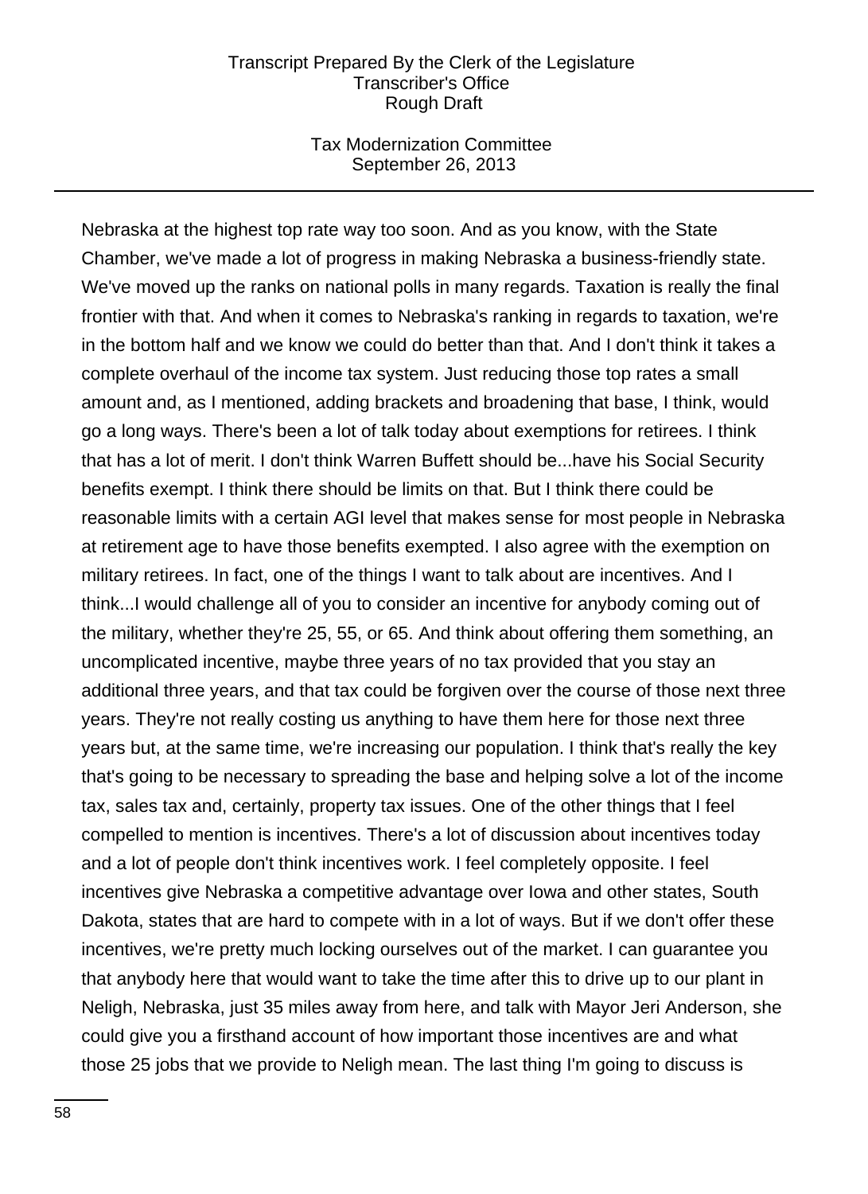Nebraska at the highest top rate way too soon. And as you know, with the State Chamber, we've made a lot of progress in making Nebraska a business-friendly state. We've moved up the ranks on national polls in many regards. Taxation is really the final frontier with that. And when it comes to Nebraska's ranking in regards to taxation, we're in the bottom half and we know we could do better than that. And I don't think it takes a complete overhaul of the income tax system. Just reducing those top rates a small amount and, as I mentioned, adding brackets and broadening that base, I think, would go a long ways. There's been a lot of talk today about exemptions for retirees. I think that has a lot of merit. I don't think Warren Buffett should be...have his Social Security benefits exempt. I think there should be limits on that. But I think there could be reasonable limits with a certain AGI level that makes sense for most people in Nebraska at retirement age to have those benefits exempted. I also agree with the exemption on military retirees. In fact, one of the things I want to talk about are incentives. And I think...I would challenge all of you to consider an incentive for anybody coming out of the military, whether they're 25, 55, or 65. And think about offering them something, an uncomplicated incentive, maybe three years of no tax provided that you stay an additional three years, and that tax could be forgiven over the course of those next three years. They're not really costing us anything to have them here for those next three years but, at the same time, we're increasing our population. I think that's really the key that's going to be necessary to spreading the base and helping solve a lot of the income tax, sales tax and, certainly, property tax issues. One of the other things that I feel compelled to mention is incentives. There's a lot of discussion about incentives today and a lot of people don't think incentives work. I feel completely opposite. I feel incentives give Nebraska a competitive advantage over Iowa and other states, South Dakota, states that are hard to compete with in a lot of ways. But if we don't offer these incentives, we're pretty much locking ourselves out of the market. I can guarantee you that anybody here that would want to take the time after this to drive up to our plant in Neligh, Nebraska, just 35 miles away from here, and talk with Mayor Jeri Anderson, she could give you a firsthand account of how important those incentives are and what those 25 jobs that we provide to Neligh mean. The last thing I'm going to discuss is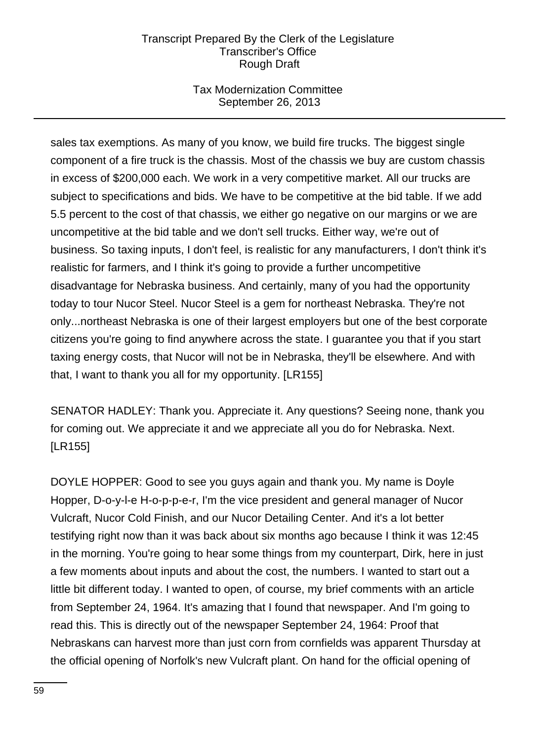sales tax exemptions. As many of you know, we build fire trucks. The biggest single component of a fire truck is the chassis. Most of the chassis we buy are custom chassis in excess of $200,000 each. We work in a very competitive market. All our trucks are subject to specifications and bids. We have to be competitive at the bid table. If we add 5.5 percent to the cost of that chassis, we either go negative on our margins or we are uncompetitive at the bid table and we don't sell trucks. Either way, we're out of business. So taxing inputs, I don't feel, is realistic for any manufacturers, I don't think it's realistic for farmers, and I think it's going to provide a further uncompetitive disadvantage for Nebraska business. And certainly, many of you had the opportunity today to tour Nucor Steel. Nucor Steel is a gem for northeast Nebraska. They're not only...northeast Nebraska is one of their largest employers but one of the best corporate citizens you're going to find anywhere across the state. I guarantee you that if you start taxing energy costs, that Nucor will not be in Nebraska, they'll be elsewhere. And with that, I want to thank you all for my opportunity. [LR155]

SENATOR HADLEY: Thank you. Appreciate it. Any questions? Seeing none, thank you for coming out. We appreciate it and we appreciate all you do for Nebraska. Next. [LR155]

DOYLE HOPPER: Good to see you guys again and thank you. My name is Doyle Hopper, D-o-y-l-e H-o-p-p-e-r, I'm the vice president and general manager of Nucor Vulcraft, Nucor Cold Finish, and our Nucor Detailing Center. And it's a lot better testifying right now than it was back about six months ago because I think it was 12:45 in the morning. You're going to hear some things from my counterpart, Dirk, here in just a few moments about inputs and about the cost, the numbers. I wanted to start out a little bit different today. I wanted to open, of course, my brief comments with an article from September 24, 1964. It's amazing that I found that newspaper. And I'm going to read this. This is directly out of the newspaper September 24, 1964: Proof that Nebraskans can harvest more than just corn from cornfields was apparent Thursday at the official opening of Norfolk's new Vulcraft plant. On hand for the official opening of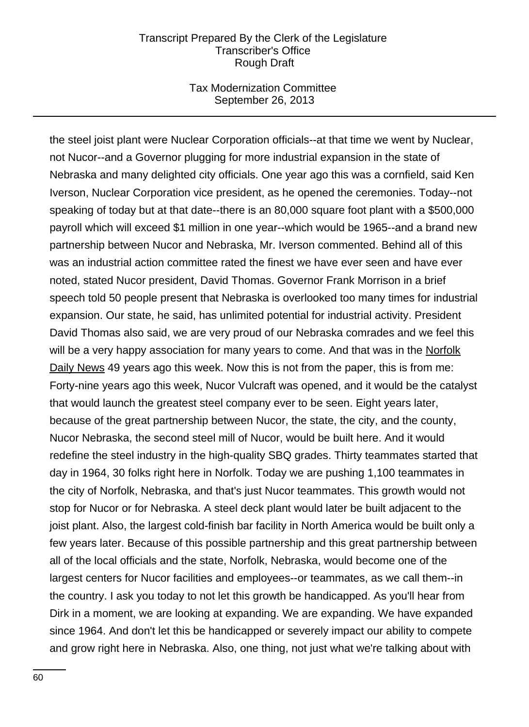the steel joist plant were Nuclear Corporation officials--at that time we went by Nuclear, not Nucor--and a Governor plugging for more industrial expansion in the state of Nebraska and many delighted city officials. One year ago this was a cornfield, said Ken Iverson, Nuclear Corporation vice president, as he opened the ceremonies. Today--not speaking of today but at that date--there is an 80,000 square foot plant with a $500,000 payroll which will exceed $1 million in one year--which would be 1965--and a brand new partnership between Nucor and Nebraska, Mr. Iverson commented. Behind all of this was an industrial action committee rated the finest we have ever seen and have ever noted, stated Nucor president, David Thomas. Governor Frank Morrison in a brief speech told 50 people present that Nebraska is overlooked too many times for industrial expansion. Our state, he said, has unlimited potential for industrial activity. President David Thomas also said, we are very proud of our Nebraska comrades and we feel this will be a very happy association for many years to come. And that was in the Norfolk Daily News 49 years ago this week. Now this is not from the paper, this is from me: Forty-nine years ago this week, Nucor Vulcraft was opened, and it would be the catalyst that would launch the greatest steel company ever to be seen. Eight years later, because of the great partnership between Nucor, the state, the city, and the county, Nucor Nebraska, the second steel mill of Nucor, would be built here. And it would redefine the steel industry in the high-quality SBQ grades. Thirty teammates started that day in 1964, 30 folks right here in Norfolk. Today we are pushing 1,100 teammates in the city of Norfolk, Nebraska, and that's just Nucor teammates. This growth would not stop for Nucor or for Nebraska. A steel deck plant would later be built adjacent to the joist plant. Also, the largest cold-finish bar facility in North America would be built only a few years later. Because of this possible partnership and this great partnership between all of the local officials and the state, Norfolk, Nebraska, would become one of the largest centers for Nucor facilities and employees--or teammates, as we call them--in the country. I ask you today to not let this growth be handicapped. As you'll hear from Dirk in a moment, we are looking at expanding. We are expanding. We have expanded since 1964. And don't let this be handicapped or severely impact our ability to compete and grow right here in Nebraska. Also, one thing, not just what we're talking about with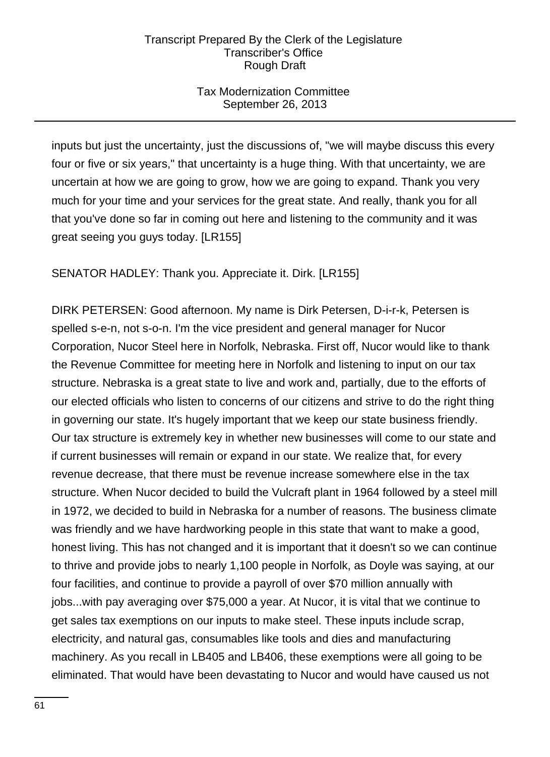inputs but just the uncertainty, just the discussions of, "we will maybe discuss this every four or five or six years," that uncertainty is a huge thing. With that uncertainty, we are uncertain at how we are going to grow, how we are going to expand. Thank you very much for your time and your services for the great state. And really, thank you for all that you've done so far in coming out here and listening to the community and it was great seeing you guys today. [LR155]

SENATOR HADLEY: Thank you. Appreciate it. Dirk. [LR155]

DIRK PETERSEN: Good afternoon. My name is Dirk Petersen, D-i-r-k, Petersen is spelled s-e-n, not s-o-n. I'm the vice president and general manager for Nucor Corporation, Nucor Steel here in Norfolk, Nebraska. First off, Nucor would like to thank the Revenue Committee for meeting here in Norfolk and listening to input on our tax structure. Nebraska is a great state to live and work and, partially, due to the efforts of our elected officials who listen to concerns of our citizens and strive to do the right thing in governing our state. It's hugely important that we keep our state business friendly. Our tax structure is extremely key in whether new businesses will come to our state and if current businesses will remain or expand in our state. We realize that, for every revenue decrease, that there must be revenue increase somewhere else in the tax structure. When Nucor decided to build the Vulcraft plant in 1964 followed by a steel mill in 1972, we decided to build in Nebraska for a number of reasons. The business climate was friendly and we have hardworking people in this state that want to make a good, honest living. This has not changed and it is important that it doesn't so we can continue to thrive and provide jobs to nearly 1,100 people in Norfolk, as Doyle was saying, at our four facilities, and continue to provide a payroll of over $70 million annually with jobs...with pay averaging over $75,000 a year. At Nucor, it is vital that we continue to get sales tax exemptions on our inputs to make steel. These inputs include scrap, electricity, and natural gas, consumables like tools and dies and manufacturing machinery. As you recall in LB405 and LB406, these exemptions were all going to be eliminated. That would have been devastating to Nucor and would have caused us not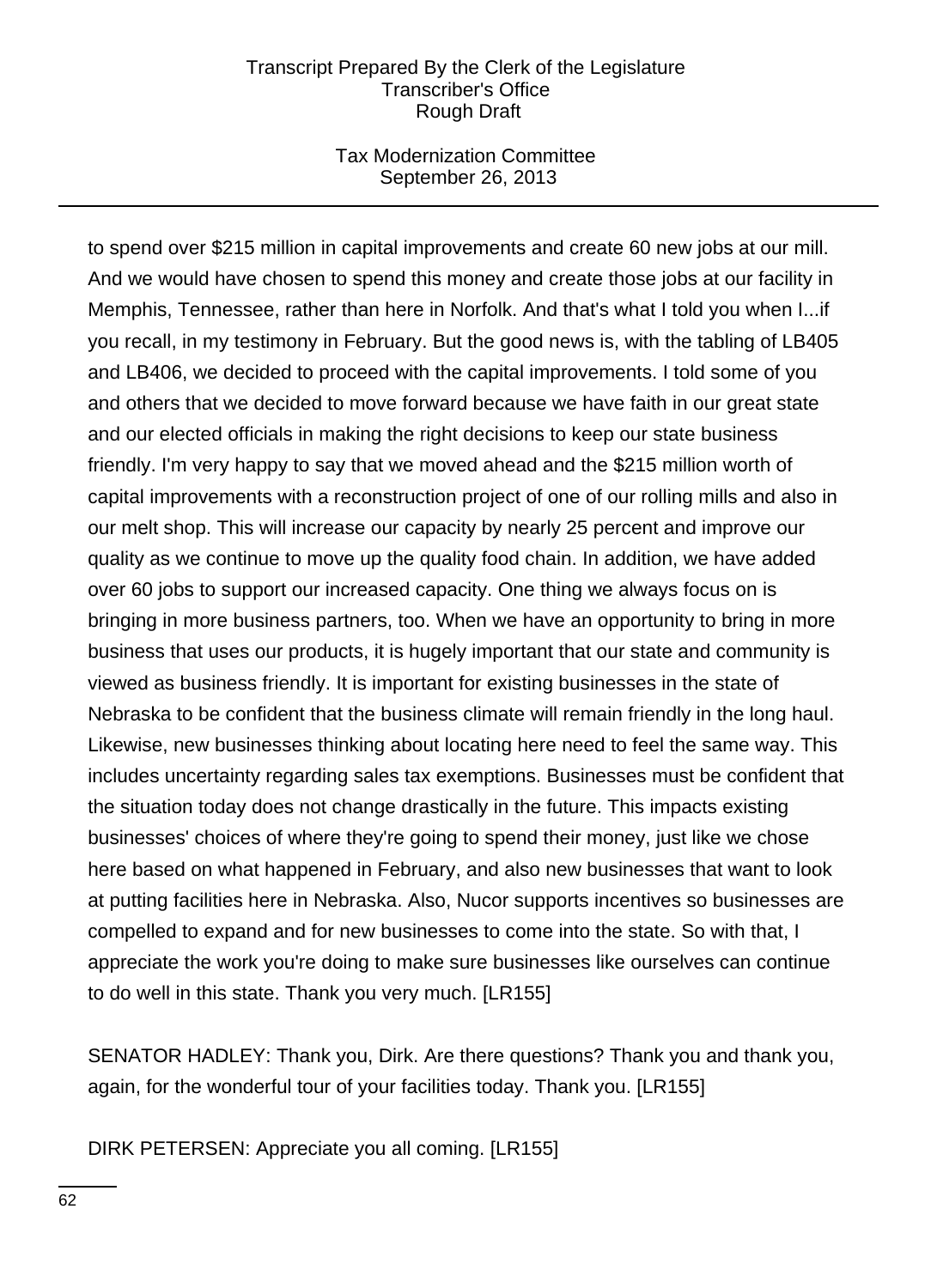to spend over $215 million in capital improvements and create 60 new jobs at our mill. And we would have chosen to spend this money and create those jobs at our facility in Memphis, Tennessee, rather than here in Norfolk. And that's what I told you when I...if you recall, in my testimony in February. But the good news is, with the tabling of LB405 and LB406, we decided to proceed with the capital improvements. I told some of you and others that we decided to move forward because we have faith in our great state and our elected officials in making the right decisions to keep our state business friendly. I'm very happy to say that we moved ahead and the $215 million worth of capital improvements with a reconstruction project of one of our rolling mills and also in our melt shop. This will increase our capacity by nearly 25 percent and improve our quality as we continue to move up the quality food chain. In addition, we have added over 60 jobs to support our increased capacity. One thing we always focus on is bringing in more business partners, too. When we have an opportunity to bring in more business that uses our products, it is hugely important that our state and community is viewed as business friendly. It is important for existing businesses in the state of Nebraska to be confident that the business climate will remain friendly in the long haul. Likewise, new businesses thinking about locating here need to feel the same way. This includes uncertainty regarding sales tax exemptions. Businesses must be confident that the situation today does not change drastically in the future. This impacts existing businesses' choices of where they're going to spend their money, just like we chose here based on what happened in February, and also new businesses that want to look at putting facilities here in Nebraska. Also, Nucor supports incentives so businesses are compelled to expand and for new businesses to come into the state. So with that, I appreciate the work you're doing to make sure businesses like ourselves can continue to do well in this state. Thank you very much. [LR155]

SENATOR HADLEY: Thank you, Dirk. Are there questions? Thank you and thank you, again, for the wonderful tour of your facilities today. Thank you. [LR155]

DIRK PETERSEN: Appreciate you all coming. [LR155]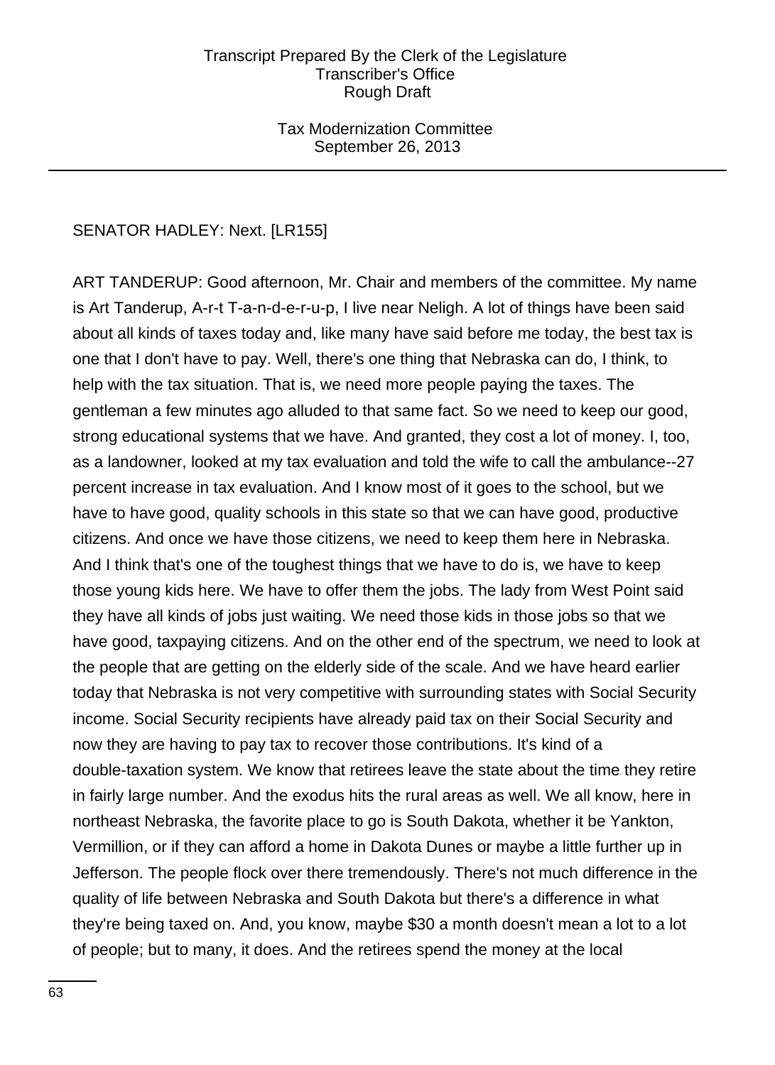SENATOR HADLEY: Next. [LR155]

ART TANDERUP: Good afternoon, Mr. Chair and members of the committee. My name is Art Tanderup, A-r-t T-a-n-d-e-r-u-p, I live near Neligh. A lot of things have been said about all kinds of taxes today and, like many have said before me today, the best tax is one that I don't have to pay. Well, there's one thing that Nebraska can do, I think, to help with the tax situation. That is, we need more people paying the taxes. The gentleman a few minutes ago alluded to that same fact. So we need to keep our good, strong educational systems that we have. And granted, they cost a lot of money. I, too, as a landowner, looked at my tax evaluation and told the wife to call the ambulance--27 percent increase in tax evaluation. And I know most of it goes to the school, but we have to have good, quality schools in this state so that we can have good, productive citizens. And once we have those citizens, we need to keep them here in Nebraska. And I think that's one of the toughest things that we have to do is, we have to keep those young kids here. We have to offer them the jobs. The lady from West Point said they have all kinds of jobs just waiting. We need those kids in those jobs so that we have good, taxpaying citizens. And on the other end of the spectrum, we need to look at the people that are getting on the elderly side of the scale. And we have heard earlier today that Nebraska is not very competitive with surrounding states with Social Security income. Social Security recipients have already paid tax on their Social Security and now they are having to pay tax to recover those contributions. It's kind of a double-taxation system. We know that retirees leave the state about the time they retire in fairly large number. And the exodus hits the rural areas as well. We all know, here in northeast Nebraska, the favorite place to go is South Dakota, whether it be Yankton, Vermillion, or if they can afford a home in Dakota Dunes or maybe a little further up in Jefferson. The people flock over there tremendously. There's not much difference in the quality of life between Nebraska and South Dakota but there's a difference in what they're being taxed on. And, you know, maybe $30 a month doesn't mean a lot to a lot of people; but to many, it does. And the retirees spend the money at the local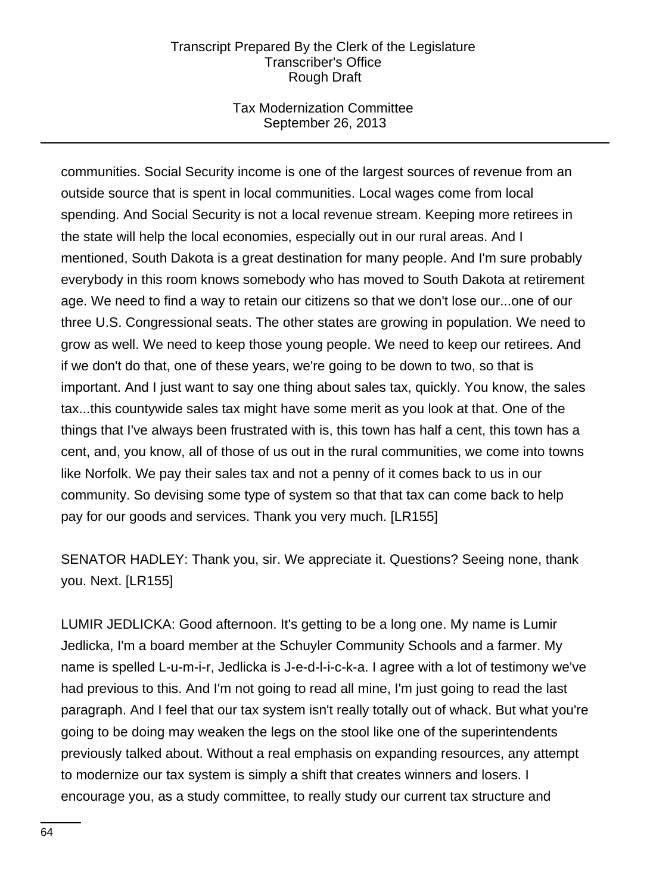communities. Social Security income is one of the largest sources of revenue from an outside source that is spent in local communities. Local wages come from local spending. And Social Security is not a local revenue stream. Keeping more retirees in the state will help the local economies, especially out in our rural areas. And I mentioned, South Dakota is a great destination for many people. And I'm sure probably everybody in this room knows somebody who has moved to South Dakota at retirement age. We need to find a way to retain our citizens so that we don't lose our...one of our three U.S. Congressional seats. The other states are growing in population. We need to grow as well. We need to keep those young people. We need to keep our retirees. And if we don't do that, one of these years, we're going to be down to two, so that is important. And I just want to say one thing about sales tax, quickly. You know, the sales tax...this countywide sales tax might have some merit as you look at that. One of the things that I've always been frustrated with is, this town has half a cent, this town has a cent, and, you know, all of those of us out in the rural communities, we come into towns like Norfolk. We pay their sales tax and not a penny of it comes back to us in our community. So devising some type of system so that that tax can come back to help pay for our goods and services. Thank you very much. [LR155]

SENATOR HADLEY: Thank you, sir. We appreciate it. Questions? Seeing none, thank you. Next. [LR155]

LUMIR JEDLICKA: Good afternoon. It's getting to be a long one. My name is Lumir Jedlicka, I'm a board member at the Schuyler Community Schools and a farmer. My name is spelled L-u-m-i-r, Jedlicka is J-e-d-l-i-c-k-a. I agree with a lot of testimony we've had previous to this. And I'm not going to read all mine, I'm just going to read the last paragraph. And I feel that our tax system isn't really totally out of whack. But what you're going to be doing may weaken the legs on the stool like one of the superintendents previously talked about. Without a real emphasis on expanding resources, any attempt to modernize our tax system is simply a shift that creates winners and losers. I encourage you, as a study committee, to really study our current tax structure and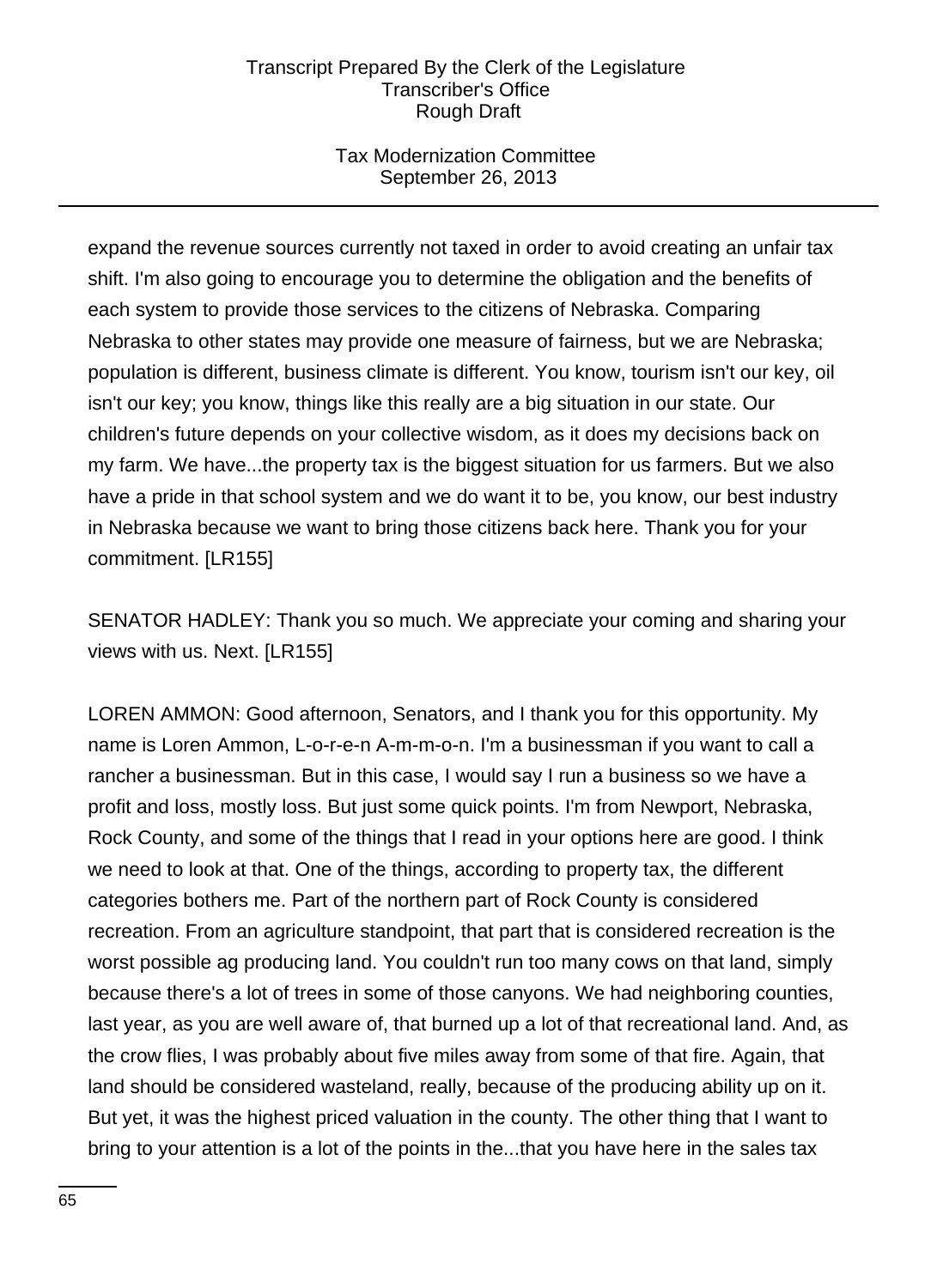expand the revenue sources currently not taxed in order to avoid creating an unfair tax shift. I'm also going to encourage you to determine the obligation and the benefits of each system to provide those services to the citizens of Nebraska. Comparing Nebraska to other states may provide one measure of fairness, but we are Nebraska; population is different, business climate is different. You know, tourism isn't our key, oil isn't our key; you know, things like this really are a big situation in our state. Our children's future depends on your collective wisdom, as it does my decisions back on my farm. We have...the property tax is the biggest situation for us farmers. But we also have a pride in that school system and we do want it to be, you know, our best industry in Nebraska because we want to bring those citizens back here. Thank you for your commitment. [LR155]

SENATOR HADLEY: Thank you so much. We appreciate your coming and sharing your views with us. Next. [LR155]

LOREN AMMON: Good afternoon, Senators, and I thank you for this opportunity. My name is Loren Ammon, L-o-r-e-n A-m-m-o-n. I'm a businessman if you want to call a rancher a businessman. But in this case, I would say I run a business so we have a profit and loss, mostly loss. But just some quick points. I'm from Newport, Nebraska, Rock County, and some of the things that I read in your options here are good. I think we need to look at that. One of the things, according to property tax, the different categories bothers me. Part of the northern part of Rock County is considered recreation. From an agriculture standpoint, that part that is considered recreation is the worst possible ag producing land. You couldn't run too many cows on that land, simply because there's a lot of trees in some of those canyons. We had neighboring counties, last year, as you are well aware of, that burned up a lot of that recreational land. And, as the crow flies, I was probably about five miles away from some of that fire. Again, that land should be considered wasteland, really, because of the producing ability up on it. But yet, it was the highest priced valuation in the county. The other thing that I want to bring to your attention is a lot of the points in the...that you have here in the sales tax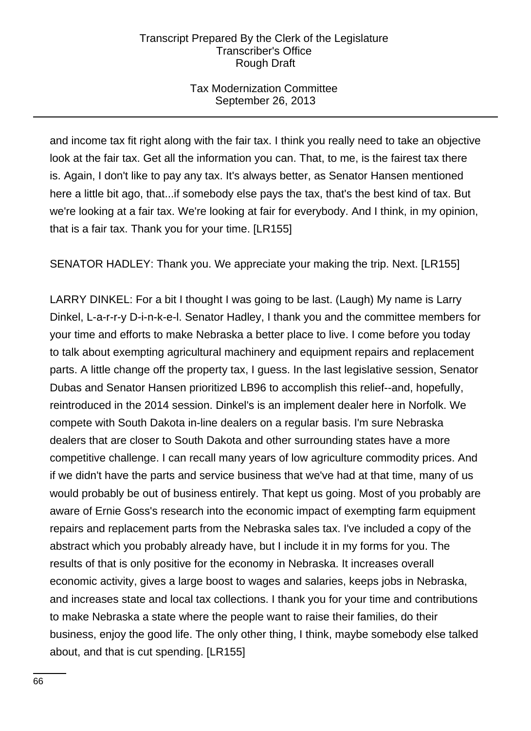and income tax fit right along with the fair tax. I think you really need to take an objective look at the fair tax. Get all the information you can. That, to me, is the fairest tax there is. Again, I don't like to pay any tax. It's always better, as Senator Hansen mentioned here a little bit ago, that...if somebody else pays the tax, that's the best kind of tax. But we're looking at a fair tax. We're looking at fair for everybody. And I think, in my opinion, that is a fair tax. Thank you for your time. [LR155]

SENATOR HADLEY: Thank you. We appreciate your making the trip. Next. [LR155]

LARRY DINKEL: For a bit I thought I was going to be last. (Laugh) My name is Larry Dinkel, L-a-r-r-y D-i-n-k-e-l. Senator Hadley, I thank you and the committee members for your time and efforts to make Nebraska a better place to live. I come before you today to talk about exempting agricultural machinery and equipment repairs and replacement parts. A little change off the property tax, I guess. In the last legislative session, Senator Dubas and Senator Hansen prioritized LB96 to accomplish this relief--and, hopefully, reintroduced in the 2014 session. Dinkel's is an implement dealer here in Norfolk. We compete with South Dakota in-line dealers on a regular basis. I'm sure Nebraska dealers that are closer to South Dakota and other surrounding states have a more competitive challenge. I can recall many years of low agriculture commodity prices. And if we didn't have the parts and service business that we've had at that time, many of us would probably be out of business entirely. That kept us going. Most of you probably are aware of Ernie Goss's research into the economic impact of exempting farm equipment repairs and replacement parts from the Nebraska sales tax. I've included a copy of the abstract which you probably already have, but I include it in my forms for you. The results of that is only positive for the economy in Nebraska. It increases overall economic activity, gives a large boost to wages and salaries, keeps jobs in Nebraska, and increases state and local tax collections. I thank you for your time and contributions to make Nebraska a state where the people want to raise their families, do their business, enjoy the good life. The only other thing, I think, maybe somebody else talked about, and that is cut spending. [LR155]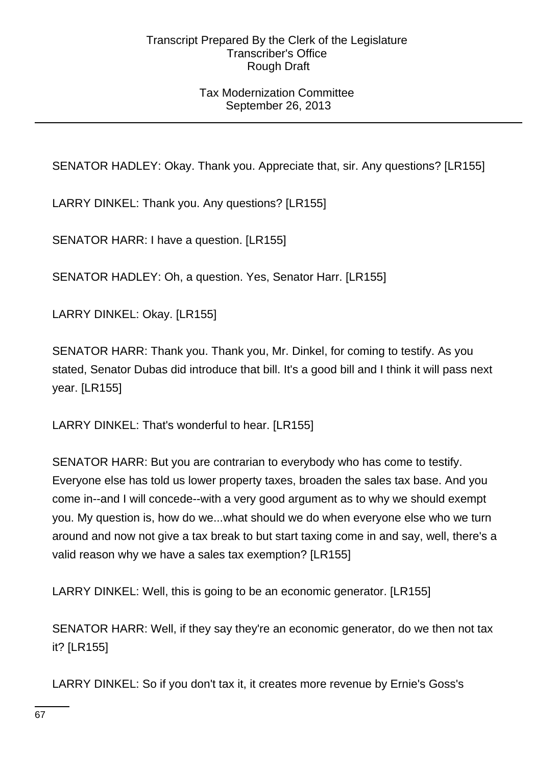SENATOR HADLEY: Okay. Thank you. Appreciate that, sir. Any questions? [LR155]

LARRY DINKEL: Thank you. Any questions? [LR155]

SENATOR HARR: I have a question. [LR155]

SENATOR HADLEY: Oh, a question. Yes, Senator Harr. [LR155]

LARRY DINKEL: Okay. [LR155]

SENATOR HARR: Thank you. Thank you, Mr. Dinkel, for coming to testify. As you stated, Senator Dubas did introduce that bill. It's a good bill and I think it will pass next year. [LR155]

LARRY DINKEL: That's wonderful to hear. [LR155]

SENATOR HARR: But you are contrarian to everybody who has come to testify. Everyone else has told us lower property taxes, broaden the sales tax base. And you come in--and I will concede--with a very good argument as to why we should exempt you. My question is, how do we...what should we do when everyone else who we turn around and now not give a tax break to but start taxing come in and say, well, there's a valid reason why we have a sales tax exemption? [LR155]

LARRY DINKEL: Well, this is going to be an economic generator. [LR155]

SENATOR HARR: Well, if they say they're an economic generator, do we then not tax it? [LR155]

LARRY DINKEL: So if you don't tax it, it creates more revenue by Ernie's Goss's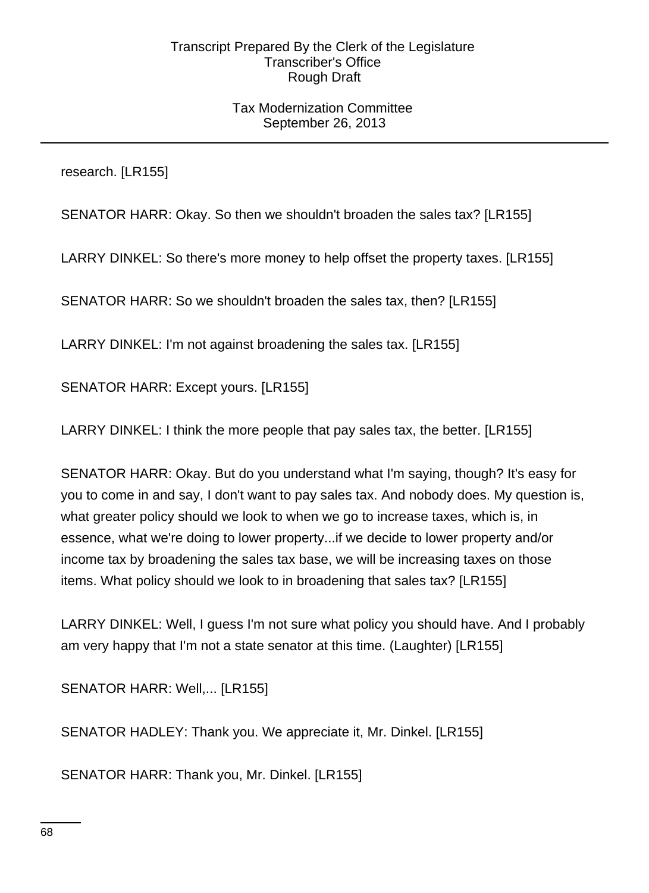research. [LR155]

SENATOR HARR: Okay. So then we shouldn't broaden the sales tax? [LR155]

LARRY DINKEL: So there's more money to help offset the property taxes. [LR155]

SENATOR HARR: So we shouldn't broaden the sales tax, then? [LR155]

LARRY DINKEL: I'm not against broadening the sales tax. [LR155]

SENATOR HARR: Except yours. [LR155]

LARRY DINKEL: I think the more people that pay sales tax, the better. [LR155]

SENATOR HARR: Okay. But do you understand what I'm saying, though? It's easy for you to come in and say, I don't want to pay sales tax. And nobody does. My question is, what greater policy should we look to when we go to increase taxes, which is, in essence, what we're doing to lower property...if we decide to lower property and/or income tax by broadening the sales tax base, we will be increasing taxes on those items. What policy should we look to in broadening that sales tax? [LR155]

LARRY DINKEL: Well, I guess I'm not sure what policy you should have. And I probably am very happy that I'm not a state senator at this time. (Laughter) [LR155]

SENATOR HARR: Well,... [LR155]

SENATOR HADLEY: Thank you. We appreciate it, Mr. Dinkel. [LR155]

SENATOR HARR: Thank you, Mr. Dinkel. [LR155]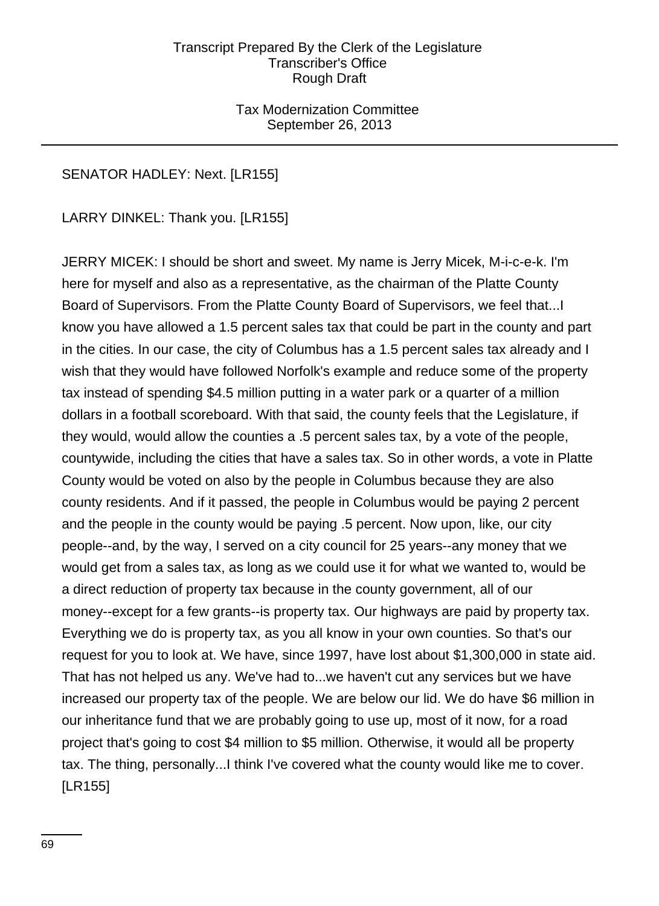SENATOR HADLEY: Next. [LR155]

LARRY DINKEL: Thank you. [LR155]

JERRY MICEK: I should be short and sweet. My name is Jerry Micek, M-i-c-e-k. I'm here for myself and also as a representative, as the chairman of the Platte County Board of Supervisors. From the Platte County Board of Supervisors, we feel that...I know you have allowed a 1.5 percent sales tax that could be part in the county and part in the cities. In our case, the city of Columbus has a 1.5 percent sales tax already and I wish that they would have followed Norfolk's example and reduce some of the property tax instead of spending $4.5 million putting in a water park or a quarter of a million dollars in a football scoreboard. With that said, the county feels that the Legislature, if they would, would allow the counties a .5 percent sales tax, by a vote of the people, countywide, including the cities that have a sales tax. So in other words, a vote in Platte County would be voted on also by the people in Columbus because they are also county residents. And if it passed, the people in Columbus would be paying 2 percent and the people in the county would be paying .5 percent. Now upon, like, our city people--and, by the way, I served on a city council for 25 years--any money that we would get from a sales tax, as long as we could use it for what we wanted to, would be a direct reduction of property tax because in the county government, all of our money--except for a few grants--is property tax. Our highways are paid by property tax. Everything we do is property tax, as you all know in your own counties. So that's our request for you to look at. We have, since 1997, have lost about $1,300,000 in state aid. That has not helped us any. We've had to...we haven't cut any services but we have increased our property tax of the people. We are below our lid. We do have $6 million in our inheritance fund that we are probably going to use up, most of it now, for a road project that's going to cost $4 million to $5 million. Otherwise, it would all be property tax. The thing, personally...I think I've covered what the county would like me to cover. [LR155]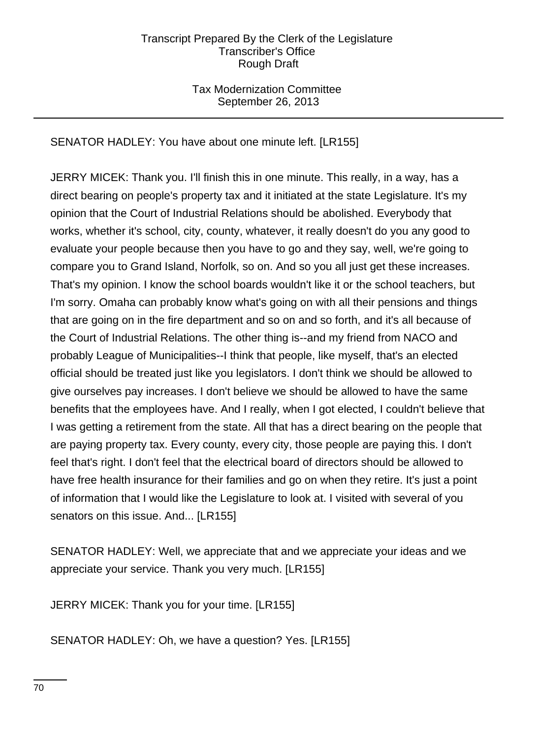SENATOR HADLEY: You have about one minute left. [LR155]

JERRY MICEK: Thank you. I'll finish this in one minute. This really, in a way, has a direct bearing on people's property tax and it initiated at the state Legislature. It's my opinion that the Court of Industrial Relations should be abolished. Everybody that works, whether it's school, city, county, whatever, it really doesn't do you any good to evaluate your people because then you have to go and they say, well, we're going to compare you to Grand Island, Norfolk, so on. And so you all just get these increases. That's my opinion. I know the school boards wouldn't like it or the school teachers, but I'm sorry. Omaha can probably know what's going on with all their pensions and things that are going on in the fire department and so on and so forth, and it's all because of the Court of Industrial Relations. The other thing is--and my friend from NACO and probably League of Municipalities--I think that people, like myself, that's an elected official should be treated just like you legislators. I don't think we should be allowed to give ourselves pay increases. I don't believe we should be allowed to have the same benefits that the employees have. And I really, when I got elected, I couldn't believe that I was getting a retirement from the state. All that has a direct bearing on the people that are paying property tax. Every county, every city, those people are paying this. I don't feel that's right. I don't feel that the electrical board of directors should be allowed to have free health insurance for their families and go on when they retire. It's just a point of information that I would like the Legislature to look at. I visited with several of you senators on this issue. And... [LR155]

SENATOR HADLEY: Well, we appreciate that and we appreciate your ideas and we appreciate your service. Thank you very much. [LR155]

JERRY MICEK: Thank you for your time. [LR155]

SENATOR HADLEY: Oh, we have a question? Yes. [LR155]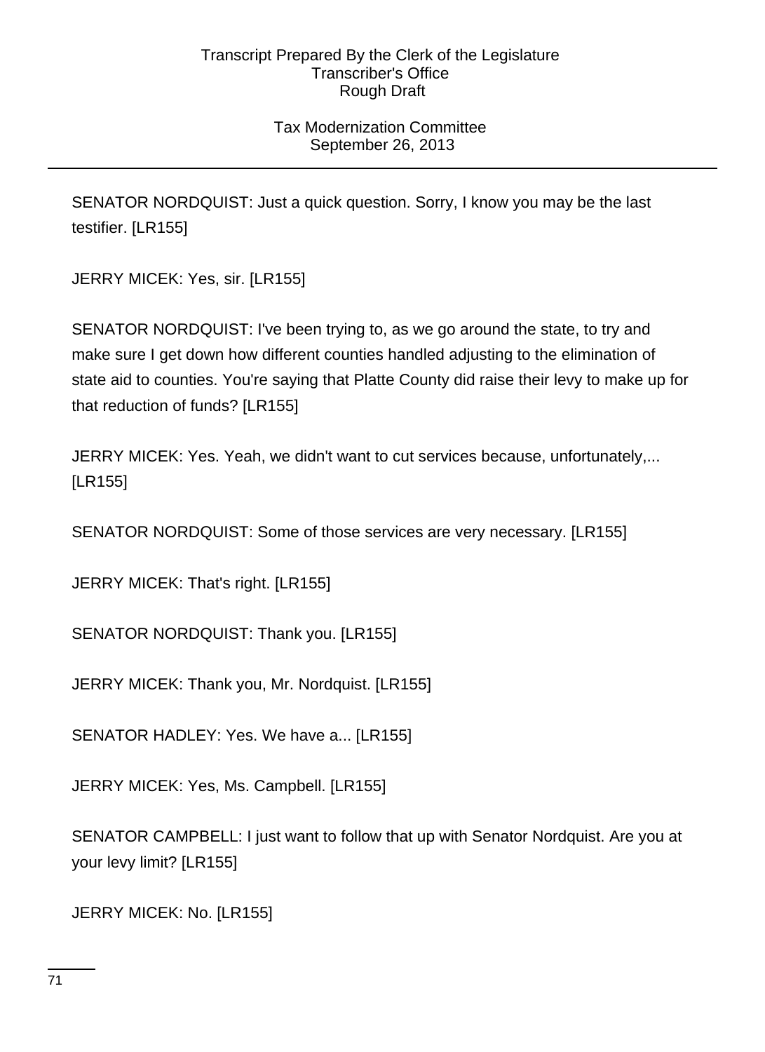SENATOR NORDQUIST: Just a quick question. Sorry, I know you may be the last testifier. [LR155]

JERRY MICEK: Yes, sir. [LR155]

SENATOR NORDQUIST: I've been trying to, as we go around the state, to try and make sure I get down how different counties handled adjusting to the elimination of state aid to counties. You're saying that Platte County did raise their levy to make up for that reduction of funds? [LR155]

JERRY MICEK: Yes. Yeah, we didn't want to cut services because, unfortunately,... [LR155]

SENATOR NORDQUIST: Some of those services are very necessary. [LR155]

JERRY MICEK: That's right. [LR155]

SENATOR NORDQUIST: Thank you. [LR155]

JERRY MICEK: Thank you, Mr. Nordquist. [LR155]

SENATOR HADLEY: Yes. We have a... [LR155]

JERRY MICEK: Yes, Ms. Campbell. [LR155]

SENATOR CAMPBELL: I just want to follow that up with Senator Nordquist. Are you at your levy limit? [LR155]

JERRY MICEK: No. [LR155]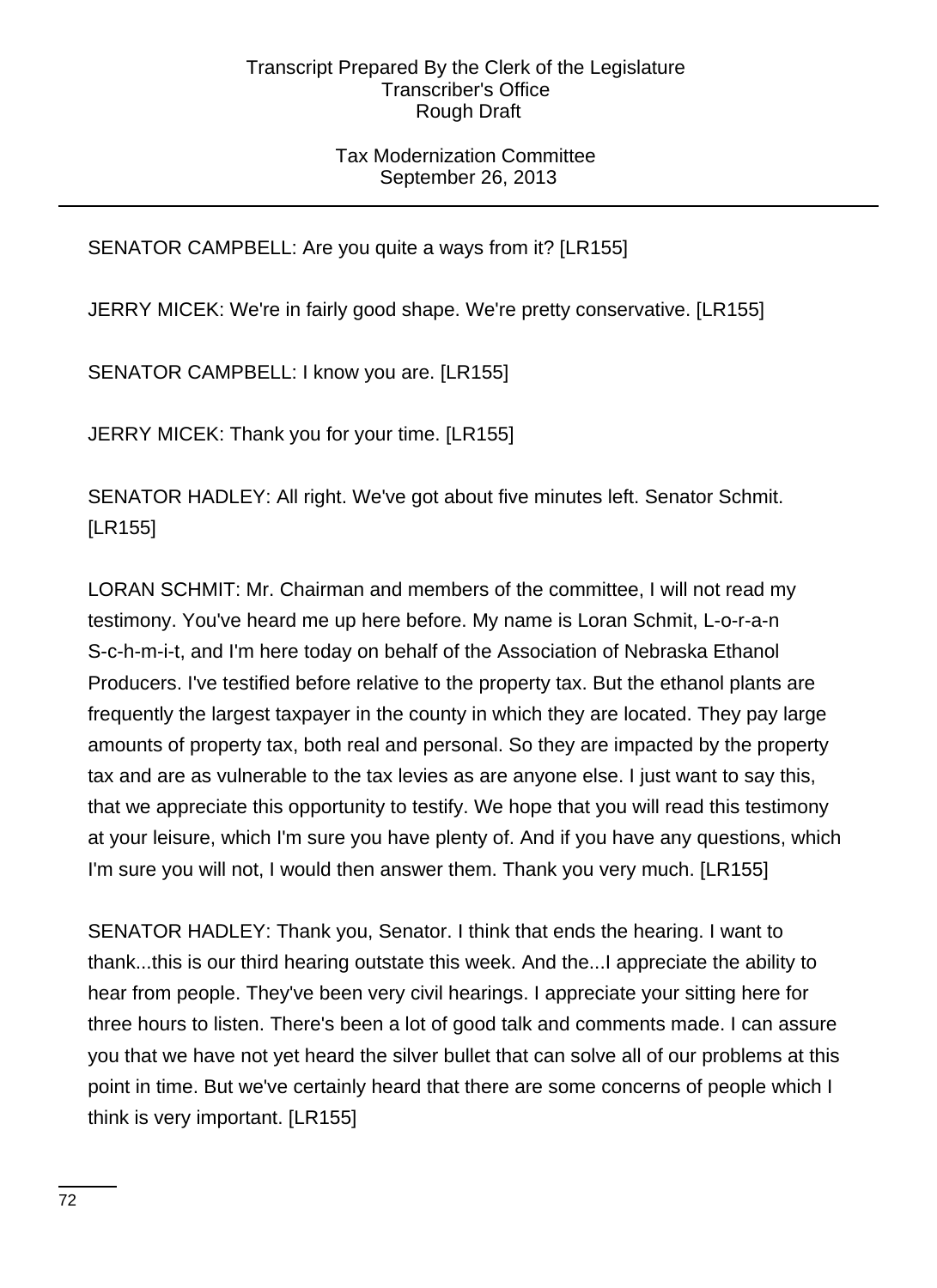SENATOR CAMPBELL: Are you quite a ways from it? [LR155]

JERRY MICEK: We're in fairly good shape. We're pretty conservative. [LR155]

SENATOR CAMPBELL: I know you are. [LR155]

JERRY MICEK: Thank you for your time. [LR155]

SENATOR HADLEY: All right. We've got about five minutes left. Senator Schmit. [LR155]

LORAN SCHMIT: Mr. Chairman and members of the committee, I will not read my testimony. You've heard me up here before. My name is Loran Schmit, L-o-r-a-n S-c-h-m-i-t, and I'm here today on behalf of the Association of Nebraska Ethanol Producers. I've testified before relative to the property tax. But the ethanol plants are frequently the largest taxpayer in the county in which they are located. They pay large amounts of property tax, both real and personal. So they are impacted by the property tax and are as vulnerable to the tax levies as are anyone else. I just want to say this, that we appreciate this opportunity to testify. We hope that you will read this testimony at your leisure, which I'm sure you have plenty of. And if you have any questions, which I'm sure you will not, I would then answer them. Thank you very much. [LR155]

SENATOR HADLEY: Thank you, Senator. I think that ends the hearing. I want to thank...this is our third hearing outstate this week. And the...I appreciate the ability to hear from people. They've been very civil hearings. I appreciate your sitting here for three hours to listen. There's been a lot of good talk and comments made. I can assure you that we have not yet heard the silver bullet that can solve all of our problems at this point in time. But we've certainly heard that there are some concerns of people which I think is very important. [LR155]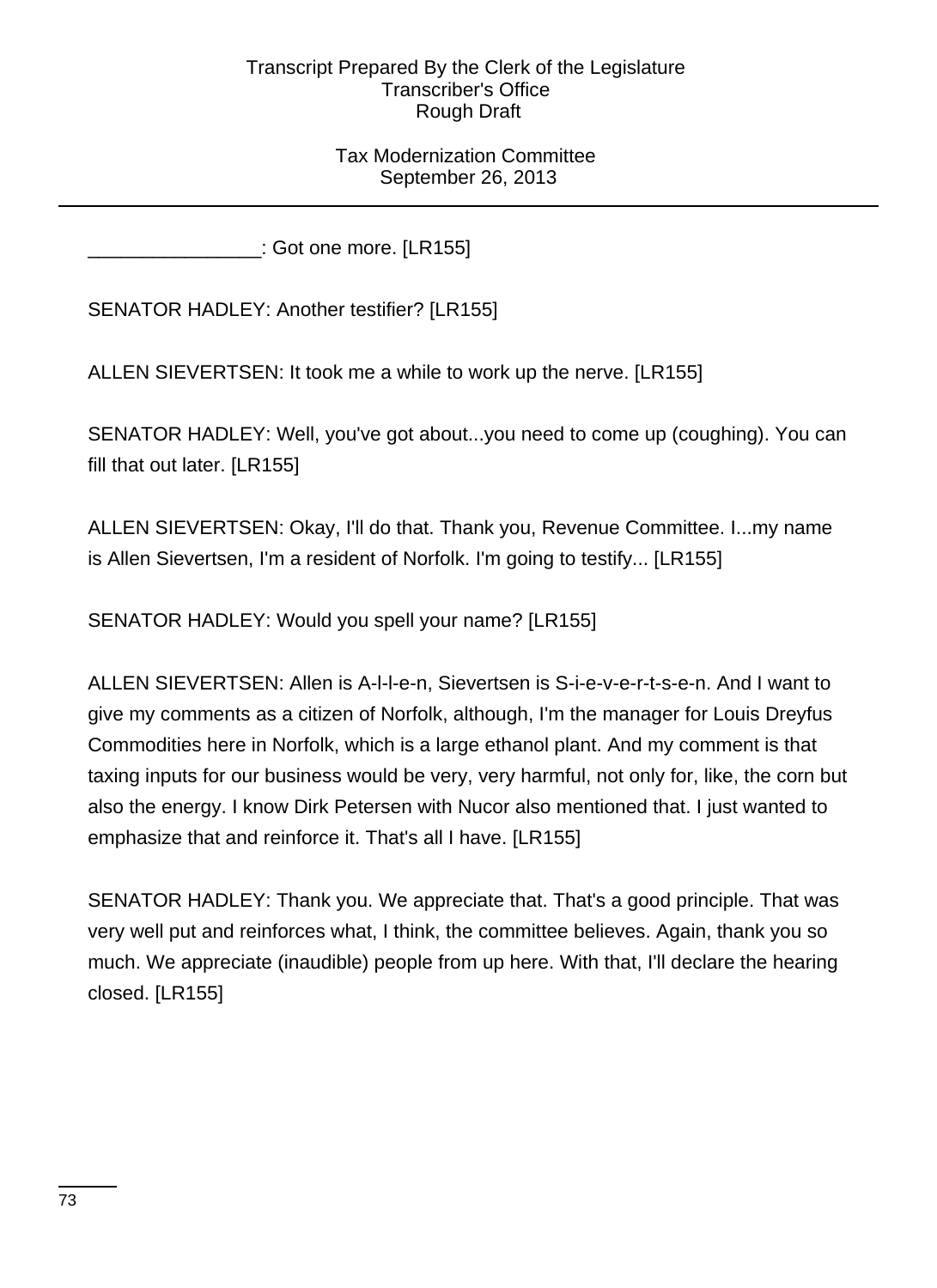________________: Got one more. [LR155]

SENATOR HADLEY: Another testifier? [LR155]

ALLEN SIEVERTSEN: It took me a while to work up the nerve. [LR155]

SENATOR HADLEY: Well, you've got about...you need to come up (coughing). You can fill that out later. [LR155]

ALLEN SIEVERTSEN: Okay, I'll do that. Thank you, Revenue Committee. I...my name is Allen Sievertsen, I'm a resident of Norfolk. I'm going to testify... [LR155]

SENATOR HADLEY: Would you spell your name? [LR155]

ALLEN SIEVERTSEN: Allen is A-l-l-e-n, Sievertsen is S-i-e-v-e-r-t-s-e-n. And I want to give my comments as a citizen of Norfolk, although, I'm the manager for Louis Dreyfus Commodities here in Norfolk, which is a large ethanol plant. And my comment is that taxing inputs for our business would be very, very harmful, not only for, like, the corn but also the energy. I know Dirk Petersen with Nucor also mentioned that. I just wanted to emphasize that and reinforce it. That's all I have. [LR155]

SENATOR HADLEY: Thank you. We appreciate that. That's a good principle. That was very well put and reinforces what, I think, the committee believes. Again, thank you so much. We appreciate (inaudible) people from up here. With that, I'll declare the hearing closed. [LR155]